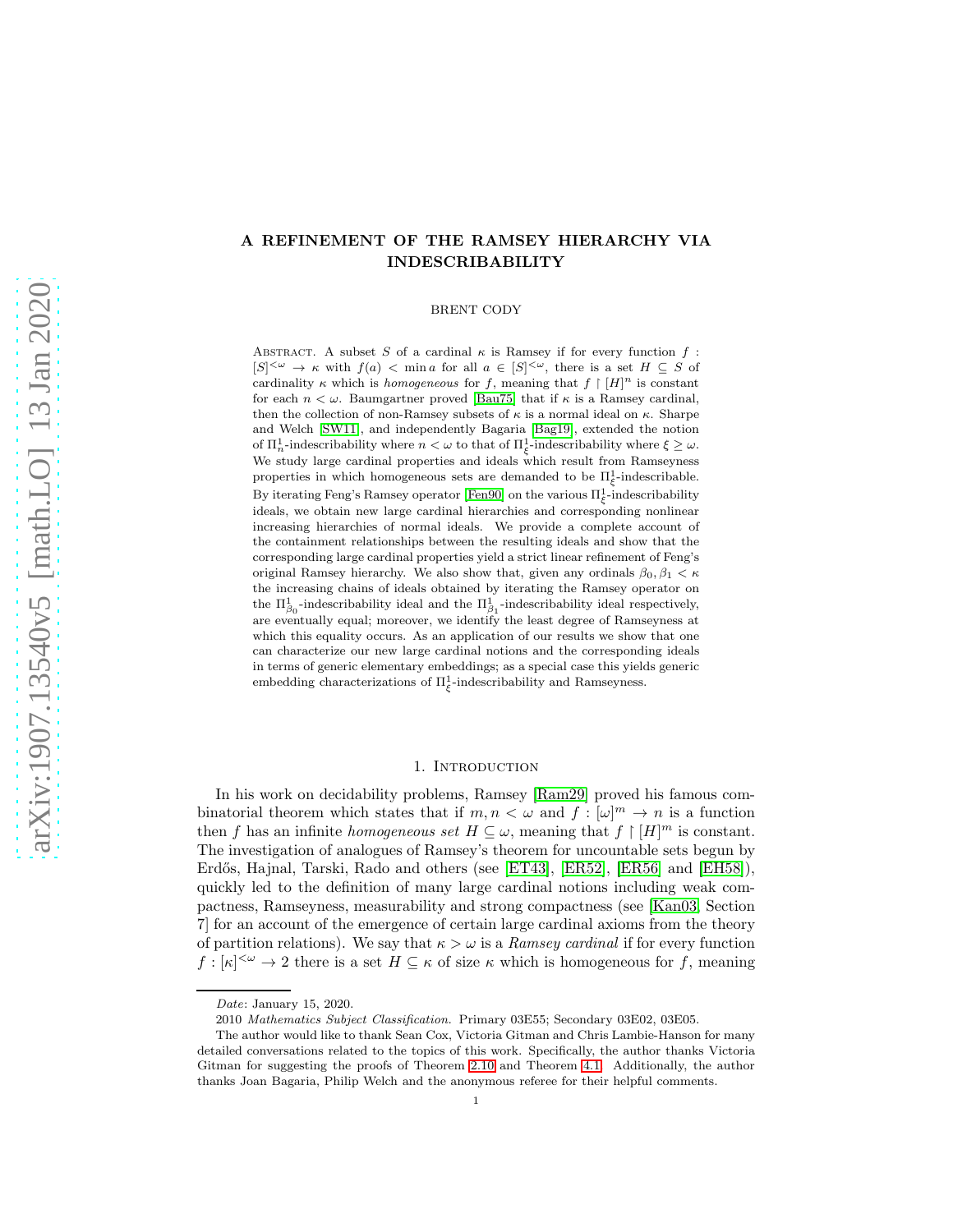# A REFINEMENT OF THE RAMSEY HIERARCHY VIA INDESCRIBABILITY

BRENT CODY

Abstract. A subset $S$ of a cardinal $\kappa$ is Ramsey if for every function $f : [S]^{<\omega} \to \kappa$ with $f(a) < \min a$ for all $a \in [S]^{<\omega}$, there is a set $H \subseteq S$ of cardinality $\kappa$ which is *homogeneous* for $f$, meaning that $f \upharpoonright [H]^n$ is constant for each $n < \omega$. Baumgartner proved [Bau75] that if $\kappa$ is a Ramsey cardinal, then the collection of non-Ramsey subsets of $\kappa$ is a normal ideal on $\kappa$. Sharpe and Welch [SW11], and independently Bagaria [Bag19], extended the notion of $\Pi^1_n$-indescribability where $n < \omega$ to that of $\Pi^1_\xi$-indescribability where $\xi \geq \omega$. We study large cardinal properties and ideals which result from Ramseyness properties in which homogeneous sets are demanded to be $\Pi^1_\xi$-indescribable. By iterating Feng's Ramsey operator [Fen90] on the various $\Pi^1_\xi$-indescribability ideals, we obtain new large cardinal hierarchies and corresponding nonlinear increasing hierarchies of normal ideals. We provide a complete account of the containment relationships between the resulting ideals and show that the corresponding large cardinal properties yield a strict linear refinement of Feng's original Ramsey hierarchy. We also show that, given any ordinals $\beta_0, \beta_1 < \kappa$ the increasing chains of ideals obtained by iterating the Ramsey operator on the $\Pi^1_{\beta_0}$-indescribability ideal and the $\Pi^1_{\beta_1}$-indescribability ideal respectively, are eventually equal; moreover, we identify the least degree of Ramseyness at which this equality occurs. As an application of our results we show that one can characterize our new large cardinal notions and the corresponding ideals in terms of generic elementary embeddings; as a special case this yields generic embedding characterizations of $\Pi^1_\xi$-indescribability and Ramseyness.

## 1. Introduction

In his work on decidability problems, Ramsey [Ram29] proved his famous combinatorial theorem which states that if $m, n < \omega$ and $f : [\omega]^m \to n$ is a function then $f$ has an infinite *homogeneous set* $H \subseteq \omega$, meaning that $f \upharpoonright [H]^m$ is constant. The investigation of analogues of Ramsey's theorem for uncountable sets begun by Erdős, Hajnal, Tarski, Rado and others (see [ET43], [ER52], [ER56] and [EH58]), quickly led to the definition of many large cardinal notions including weak compactness, Ramseyness, measurability and strong compactness (see [Kan03, Section 7] for an account of the emergence of certain large cardinal axioms from the theory of partition relations). We say that $\kappa > \omega$ is a *Ramsey cardinal* if for every function $f : [\kappa]^{<\omega} \to 2$ there is a set $H \subseteq \kappa$ of size $\kappa$ which is homogeneous for $f$, meaning

---

*Date*: January 15, 2020.

2010 *Mathematics Subject Classification.* Primary 03E55; Secondary 03E02, 03E05.

The author would like to thank Sean Cox, Victoria Gitman and Chris Lambie-Hanson for many detailed conversations related to the topics of this work. Specifically, the author thanks Victoria Gitman for suggesting the proofs of Theorem 2.10 and Theorem 4.1. Additionally, the author thanks Joan Bagaria, Philip Welch and the anonymous referee for their helpful comments.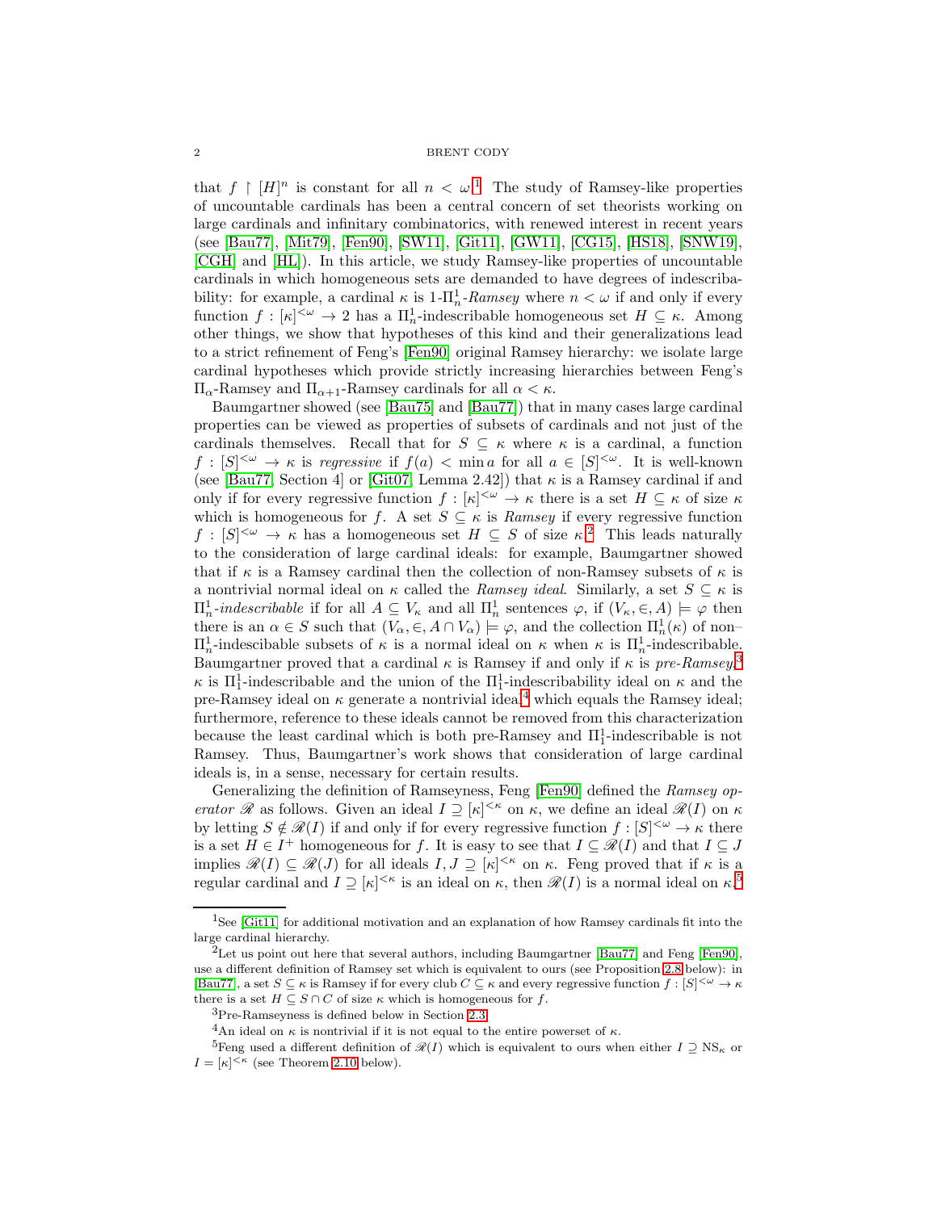that $f \upharpoonright [H]^n$ is constant for all $n < \omega$.[1] The study of Ramsey-like properties of uncountable cardinals has been a central concern of set theorists working on large cardinals and infinitary combinatorics, with renewed interest in recent years (see [Bau77], [Mit79], [Fen90], [SW11], [Git11], [GW11], [CG15], [HS18], [SNW19], [CGH] and [HL]). In this article, we study Ramsey-like properties of uncountable cardinals in which homogeneous sets are demanded to have degrees of indescribability: for example, a cardinal $\kappa$ is *1-$\Pi^1_n$-Ramsey* where $n < \omega$ if and only if every function $f : [\kappa]^{<\omega} \to 2$ has a $\Pi^1_n$-indescribable homogeneous set $H \subseteq \kappa$. Among other things, we show that hypotheses of this kind and their generalizations lead to a strict refinement of Feng's [Fen90] original Ramsey hierarchy: we isolate large cardinal hypotheses which provide strictly increasing hierarchies between Feng's $\Pi_\alpha$-Ramsey and $\Pi_{\alpha+1}$-Ramsey cardinals for all $\alpha < \kappa$.

Baumgartner showed (see [Bau75] and [Bau77]) that in many cases large cardinal properties can be viewed as properties of subsets of cardinals and not just of the cardinals themselves. Recall that for $S \subseteq \kappa$ where $\kappa$ is a cardinal, a function $f : [S]^{<\omega} \to \kappa$ is *regressive* if $f(a) < \min a$ for all $a \in [S]^{<\omega}$. It is well-known (see [Bau77, Section 4] or [Git07, Lemma 2.42]) that $\kappa$ is a Ramsey cardinal if and only if for every regressive function $f : [\kappa]^{<\omega} \to \kappa$ there is a set $H \subseteq \kappa$ of size $\kappa$ which is homogeneous for $f$. A set $S \subseteq \kappa$ is *Ramsey* if every regressive function $f : [S]^{<\omega} \to \kappa$ has a homogeneous set $H \subseteq S$ of size $\kappa$.[2] This leads naturally to the consideration of large cardinal ideals: for example, Baumgartner showed that if $\kappa$ is a Ramsey cardinal then the collection of non-Ramsey subsets of $\kappa$ is a nontrivial normal ideal on $\kappa$ called the *Ramsey ideal*. Similarly, a set $S \subseteq \kappa$ is *$\Pi^1_n$-indescribable* if for all $A \subseteq V_\kappa$ and all $\Pi^1_n$ sentences $\varphi$, if $(V_\kappa, \in, A) \models \varphi$ then there is an $\alpha \in S$ such that $(V_\alpha, \in, A \cap V_\alpha) \models \varphi$, and the collection $\Pi^1_n(\kappa)$ of non–$\Pi^1_n$-indescibable subsets of $\kappa$ is a normal ideal on $\kappa$ when $\kappa$ is $\Pi^1_n$-indescribable. Baumgartner proved that a cardinal $\kappa$ is Ramsey if and only if $\kappa$ is *pre-Ramsey*,[3] $\kappa$ is $\Pi^1_1$-indescribable and the union of the $\Pi^1_1$-indescribability ideal on $\kappa$ and the pre-Ramsey ideal on $\kappa$ generate a nontrivial ideal[4] which equals the Ramsey ideal; furthermore, reference to these ideals cannot be removed from this characterization because the least cardinal which is both pre-Ramsey and $\Pi^1_1$-indescribable is not Ramsey. Thus, Baumgartner's work shows that consideration of large cardinal ideals is, in a sense, necessary for certain results.

Generalizing the definition of Ramseyness, Feng [Fen90] defined the *Ramsey operator* $\mathscr{R}$ as follows. Given an ideal $I \supseteq [\kappa]^{<\kappa}$ on $\kappa$, we define an ideal $\mathscr{R}(I)$ on $\kappa$ by letting $S \notin \mathscr{R}(I)$ if and only if for every regressive function $f : [S]^{<\omega} \to \kappa$ there is a set $H \in I^+$ homogeneous for $f$. It is easy to see that $I \subseteq \mathscr{R}(I)$ and that $I \subseteq J$ implies $\mathscr{R}(I) \subseteq \mathscr{R}(J)$ for all ideals $I, J \supseteq [\kappa]^{<\kappa}$ on $\kappa$. Feng proved that if $\kappa$ is a regular cardinal and $I \supseteq [\kappa]^{<\kappa}$ is an ideal on $\kappa$, then $\mathscr{R}(I)$ is a normal ideal on $\kappa$.[5]

---

[1] See [Git11] for additional motivation and an explanation of how Ramsey cardinals fit into the large cardinal hierarchy.

[2] Let us point out here that several authors, including Baumgartner [Bau77] and Feng [Fen90], use a different definition of Ramsey set which is equivalent to ours (see Proposition 2.8 below): in [Bau77], a set $S \subseteq \kappa$ is Ramsey if for every club $C \subseteq \kappa$ and every regressive function $f : [S]^{<\omega} \to \kappa$ there is a set $H \subseteq S \cap C$ of size $\kappa$ which is homogeneous for $f$.

[3] Pre-Ramseyness is defined below in Section 2.3.

[4] An ideal on $\kappa$ is nontrivial if it is not equal to the entire powerset of $\kappa$.

[5] Feng used a different definition of $\mathscr{R}(I)$ which is equivalent to ours when either $I \supseteq \mathrm{NS}_\kappa$ or $I = [\kappa]^{<\kappa}$ (see Theorem 2.10 below).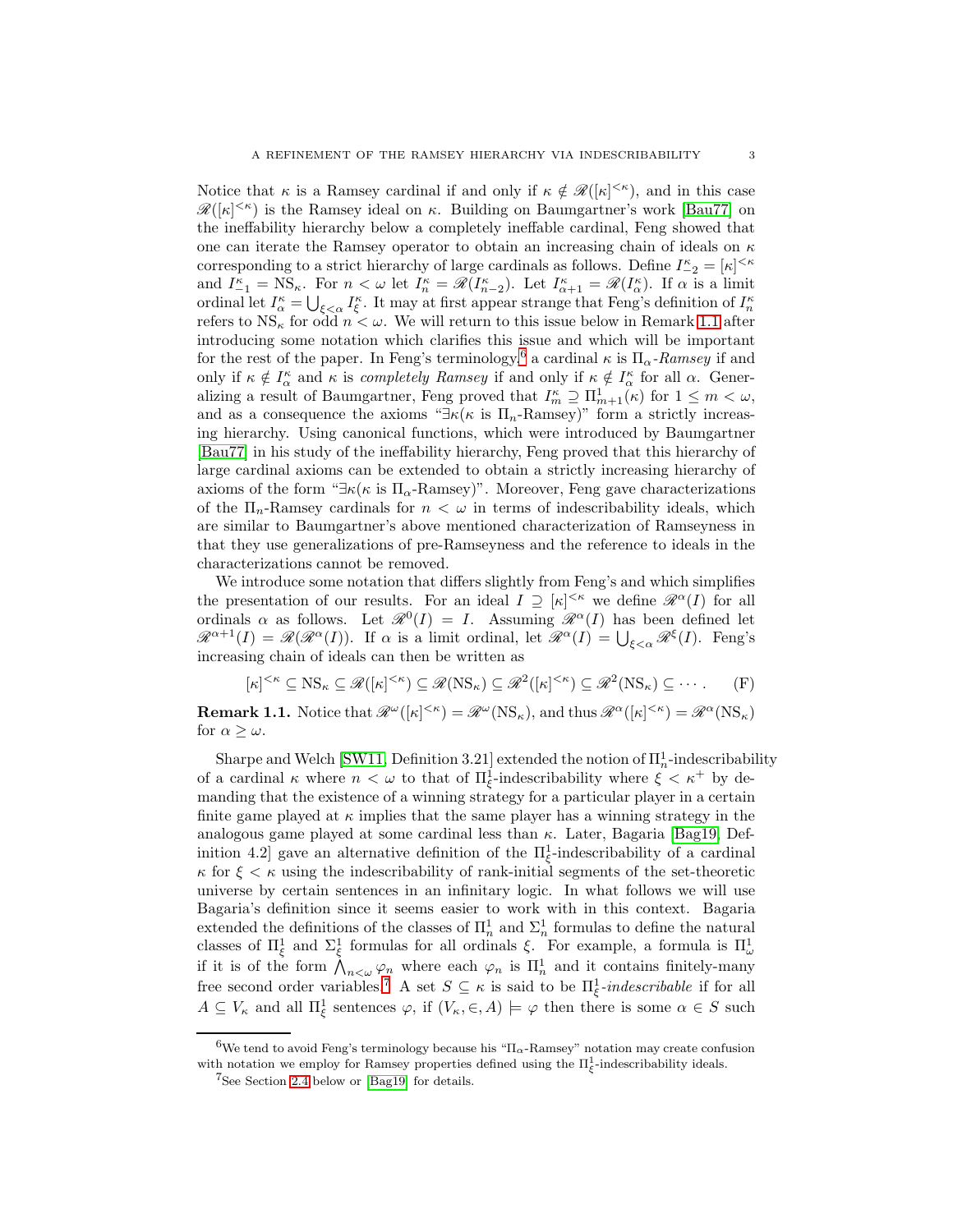Notice that $\kappa$ is a Ramsey cardinal if and only if $\kappa \notin \mathscr{R}([\kappa]^{<\kappa})$, and in this case $\mathscr{R}([\kappa]^{<\kappa})$ is the Ramsey ideal on $\kappa$. Building on Baumgartner's work [Bau77] on the ineffability hierarchy below a completely ineffable cardinal, Feng showed that one can iterate the Ramsey operator to obtain an increasing chain of ideals on $\kappa$ corresponding to a strict hierarchy of large cardinals as follows. Define $I^\kappa_{-2} = [\kappa]^{<\kappa}$ and $I^\kappa_{-1} = \mathrm{NS}_\kappa$. For $n < \omega$ let $I^\kappa_n = \mathscr{R}(I^\kappa_{n-2})$. Let $I^\kappa_{\alpha+1} = \mathscr{R}(I^\kappa_\alpha)$. If $\alpha$ is a limit ordinal let $I^\kappa_\alpha = \bigcup_{\xi<\alpha} I^\kappa_\xi$. It may at first appear strange that Feng's definition of $I^\kappa_n$ refers to $\mathrm{NS}_\kappa$ for odd $n < \omega$. We will return to this issue below in Remark 1.1 after introducing some notation which clarifies this issue and which will be important for the rest of the paper. In Feng's terminology,[6] a cardinal $\kappa$ is $\Pi_\alpha$-*Ramsey* if and only if $\kappa \notin I^\kappa_\alpha$ and $\kappa$ is *completely Ramsey* if and only if $\kappa \notin I^\kappa_\alpha$ for all $\alpha$. Generalizing a result of Baumgartner, Feng proved that $I^\kappa_m \supseteq \Pi^1_{m+1}(\kappa)$ for $1 \leq m < \omega$, and as a consequence the axioms "$\exists\kappa(\kappa$ is $\Pi_n$-Ramsey)" form a strictly increasing hierarchy. Using canonical functions, which were introduced by Baumgartner [Bau77] in his study of the ineffability hierarchy, Feng proved that this hierarchy of large cardinal axioms can be extended to obtain a strictly increasing hierarchy of axioms of the form "$\exists\kappa(\kappa$ is $\Pi_\alpha$-Ramsey)". Moreover, Feng gave characterizations of the $\Pi_n$-Ramsey cardinals for $n < \omega$ in terms of indescribability ideals, which are similar to Baumgartner's above mentioned characterization of Ramseyness in that they use generalizations of pre-Ramseyness and the reference to ideals in the characterizations cannot be removed.

We introduce some notation that differs slightly from Feng's and which simplifies the presentation of our results. For an ideal $I \supseteq [\kappa]^{<\kappa}$ we define $\mathscr{R}^\alpha(I)$ for all ordinals $\alpha$ as follows. Let $\mathscr{R}^0(I) = I$. Assuming $\mathscr{R}^\alpha(I)$ has been defined let $\mathscr{R}^{\alpha+1}(I) = \mathscr{R}(\mathscr{R}^\alpha(I))$. If $\alpha$ is a limit ordinal, let $\mathscr{R}^\alpha(I) = \bigcup_{\xi<\alpha} \mathscr{R}^\xi(I)$. Feng's increasing chain of ideals can then be written as

$$[\kappa]^{<\kappa} \subseteq \mathrm{NS}_\kappa \subseteq \mathscr{R}([\kappa]^{<\kappa}) \subseteq \mathscr{R}(\mathrm{NS}_\kappa) \subseteq \mathscr{R}^2([\kappa]^{<\kappa}) \subseteq \mathscr{R}^2(\mathrm{NS}_\kappa) \subseteq \cdots. \tag{F}$$

**Remark 1.1.** Notice that $\mathscr{R}^\omega([\kappa]^{<\kappa}) = \mathscr{R}^\omega(\mathrm{NS}_\kappa)$, and thus $\mathscr{R}^\alpha([\kappa]^{<\kappa}) = \mathscr{R}^\alpha(\mathrm{NS}_\kappa)$ for $\alpha \geq \omega$.

Sharpe and Welch [SW11, Definition 3.21] extended the notion of $\Pi^1_n$-indescribability of a cardinal $\kappa$ where $n < \omega$ to that of $\Pi^1_\xi$-indescribability where $\xi < \kappa^+$ by demanding that the existence of a winning strategy for a particular player in a certain finite game played at $\kappa$ implies that the same player has a winning strategy in the analogous game played at some cardinal less than $\kappa$. Later, Bagaria [Bag19, Definition 4.2] gave an alternative definition of the $\Pi^1_\xi$-indescribability of a cardinal $\kappa$ for $\xi < \kappa$ using the indescribability of rank-initial segments of the set-theoretic universe by certain sentences in an infinitary logic. In what follows we will use Bagaria's definition since it seems easier to work with in this context. Bagaria extended the definitions of the classes of $\Pi^1_n$ and $\Sigma^1_n$ formulas to define the natural classes of $\Pi^1_\xi$ and $\Sigma^1_\xi$ formulas for all ordinals $\xi$. For example, a formula is $\Pi^1_\omega$ if it is of the form $\bigwedge_{n<\omega} \varphi_n$ where each $\varphi_n$ is $\Pi^1_n$ and it contains finitely-many free second order variables.[7] A set $S \subseteq \kappa$ is said to be $\Pi^1_\xi$-*indescribable* if for all $A \subseteq V_\kappa$ and all $\Pi^1_\xi$ sentences $\varphi$, if $(V_\kappa, \in, A) \models \varphi$ then there is some $\alpha \in S$ such

[6] We tend to avoid Feng's terminology because his "$\Pi_\alpha$-Ramsey" notation may create confusion with notation we employ for Ramsey properties defined using the $\Pi^1_\xi$-indescribability ideals.

[7] See Section 2.4 below or [Bag19] for details.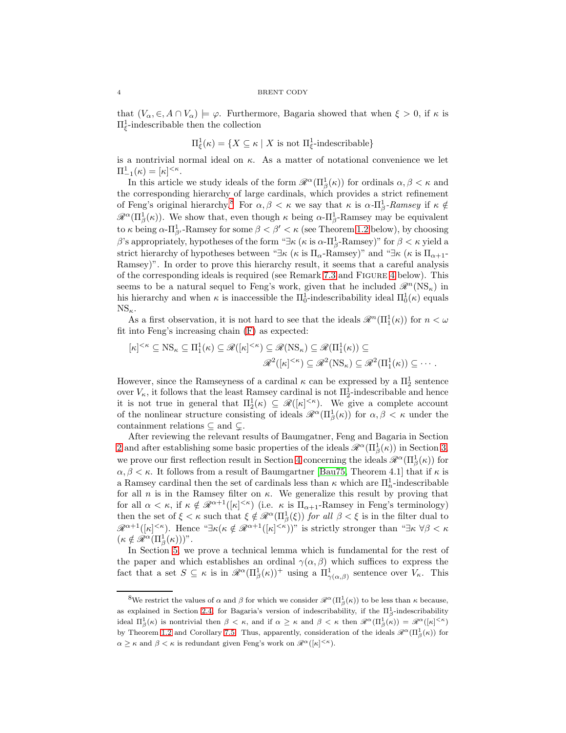that $(V_\alpha, \in, A \cap V_\alpha) \models \varphi$. Furthermore, Bagaria showed that when $\xi > 0$, if $\kappa$ is $\Pi^1_\xi$-indescribable then the collection

$$\Pi^1_\xi(\kappa) = \{X \subseteq \kappa \mid X \text{ is not } \Pi^1_\xi\text{-indescribable}\}$$

is a nontrivial normal ideal on $\kappa$. As a matter of notational convenience we let $\Pi^1_{-1}(\kappa) = [\kappa]^{<\kappa}$.

In this article we study ideals of the form $\mathscr{R}^\alpha(\Pi^1_\beta(\kappa))$ for ordinals $\alpha, \beta < \kappa$ and the corresponding hierarchy of large cardinals, which provides a strict refinement of Feng's original hierarchy.[8] For $\alpha, \beta < \kappa$ we say that $\kappa$ is *$\alpha$-$\Pi^1_\beta$-Ramsey* if $\kappa \notin \mathscr{R}^\alpha(\Pi^1_\beta(\kappa))$. We show that, even though $\kappa$ being $\alpha$-$\Pi^1_\beta$-Ramsey may be equivalent to $\kappa$ being $\alpha$-$\Pi^1_{\beta'}$-Ramsey for some $\beta < \beta' < \kappa$ (see Theorem 1.2 below), by choosing $\beta$'s appropriately, hypotheses of the form "$\exists\kappa$ ($\kappa$ is $\alpha$-$\Pi^1_\beta$-Ramsey)" for $\beta < \kappa$ yield a strict hierarchy of hypotheses between "$\exists\kappa$ ($\kappa$ is $\Pi_\alpha$-Ramsey)" and "$\exists\kappa$ ($\kappa$ is $\Pi_{\alpha+1}$-Ramsey)". In order to prove this hierarchy result, it seems that a careful analysis of the corresponding ideals is required (see Remark 7.3 and Figure 4 below). This seems to be a natural sequel to Feng's work, given that he included $\mathscr{R}^n(\mathrm{NS}_\kappa)$ in his hierarchy and when $\kappa$ is inaccessible the $\Pi^1_0$-indescribability ideal $\Pi^1_0(\kappa)$ equals $\mathrm{NS}_\kappa$.

As a first observation, it is not hard to see that the ideals $\mathscr{R}^n(\Pi^1_1(\kappa))$ for $n < \omega$ fit into Feng's increasing chain (F) as expected:

$$[\kappa]^{<\kappa} \subseteq \mathrm{NS}_\kappa \subseteq \Pi^1_1(\kappa) \subseteq \mathscr{R}([\kappa]^{<\kappa}) \subseteq \mathscr{R}(\mathrm{NS}_\kappa) \subseteq \mathscr{R}(\Pi^1_1(\kappa)) \subseteq \mathscr{R}^2([\kappa]^{<\kappa}) \subseteq \mathscr{R}^2(\mathrm{NS}_\kappa) \subseteq \mathscr{R}^2(\Pi^1_1(\kappa)) \subseteq \cdots.$$

However, since the Ramseyness of a cardinal $\kappa$ can be expressed by a $\Pi^1_2$ sentence over $V_\kappa$, it follows that the least Ramsey cardinal is not $\Pi^1_2$-indescribable and hence it is not true in general that $\Pi^1_2(\kappa) \subseteq \mathscr{R}([\kappa]^{<\kappa})$. We give a complete account of the nonlinear structure consisting of ideals $\mathscr{R}^\alpha(\Pi^1_\beta(\kappa))$ for $\alpha, \beta < \kappa$ under the containment relations $\subseteq$ and $\subsetneq$.

After reviewing the relevant results of Baumgatner, Feng and Bagaria in Section 2 and after establishing some basic properties of the ideals $\mathscr{R}^\alpha(\Pi^1_\beta(\kappa))$ in Section 3, we prove our first reflection result in Section 4 concerning the ideals $\mathscr{R}^\alpha(\Pi^1_\beta(\kappa))$ for $\alpha, \beta < \kappa$. It follows from a result of Baumgartner [Bau75, Theorem 4.1] that if $\kappa$ is a Ramsey cardinal then the set of cardinals less than $\kappa$ which are $\Pi^1_n$-indescribable for all $n$ is in the Ramsey filter on $\kappa$. We generalize this result by proving that for all $\alpha < \kappa$, if $\kappa \notin \mathscr{R}^{\alpha+1}([\kappa]^{<\kappa})$ (i.e. $\kappa$ is $\Pi_{\alpha+1}$-Ramsey in Feng's terminology) then the set of $\xi < \kappa$ such that $\xi \notin \mathscr{R}^\alpha(\Pi^1_\beta(\xi))$ *for all* $\beta < \xi$ is in the filter dual to $\mathscr{R}^{\alpha+1}([\kappa]^{<\kappa})$. Hence "$\exists\kappa(\kappa \notin \mathscr{R}^{\alpha+1}([\kappa]^{<\kappa}))$" is strictly stronger than "$\exists\kappa\ \forall\beta < \kappa\ (\kappa \notin \mathscr{R}^\alpha(\Pi^1_\beta(\kappa)))$".

In Section 5, we prove a technical lemma which is fundamental for the rest of the paper and which establishes an ordinal $\gamma(\alpha, \beta)$ which suffices to express the fact that a set $S \subseteq \kappa$ is in $\mathscr{R}^\alpha(\Pi^1_\beta(\kappa))^+$ using a $\Pi^1_{\gamma(\alpha,\beta)}$ sentence over $V_\kappa$. This

[8] We restrict the values of $\alpha$ and $\beta$ for which we consider $\mathscr{R}^\alpha(\Pi^1_\beta(\kappa))$ to be less than $\kappa$ because, as explained in Section 2.4, for Bagaria's version of indescribability, if the $\Pi^1_\beta$-indescribability ideal $\Pi^1_\beta(\kappa)$ is nontrivial then $\beta < \kappa$, and if $\alpha \geq \kappa$ and $\beta < \kappa$ then $\mathscr{R}^\alpha(\Pi^1_\beta(\kappa)) = \mathscr{R}^\alpha([\kappa]^{<\kappa})$ by Theorem 1.2 and Corollary 7.5. Thus, apparently, consideration of the ideals $\mathscr{R}^\alpha(\Pi^1_\beta(\kappa))$ for $\alpha \geq \kappa$ and $\beta < \kappa$ is redundant given Feng's work on $\mathscr{R}^\alpha([\kappa]^{<\kappa})$.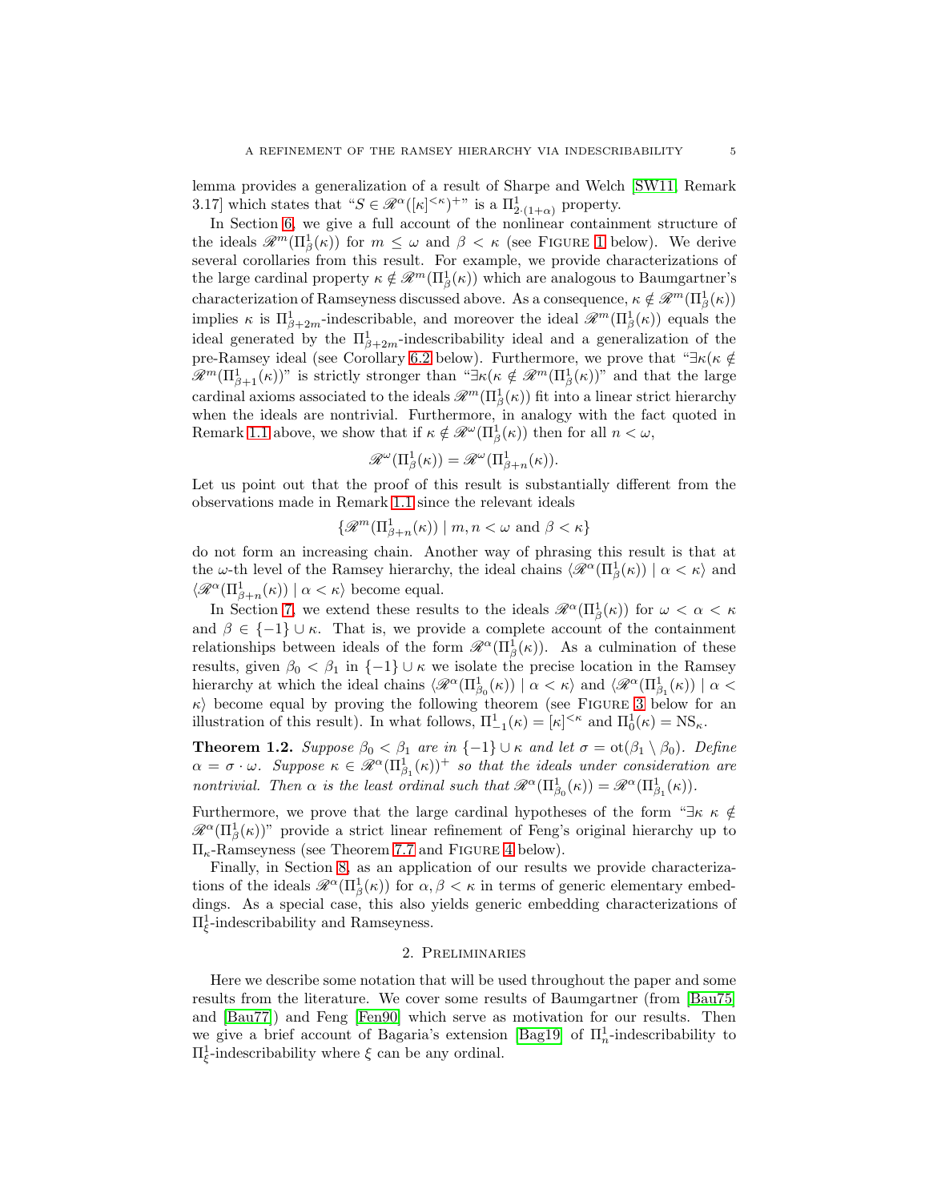lemma provides a generalization of a result of Sharpe and Welch [SW11, Remark 3.17] which states that "$S \in \mathscr{R}^\alpha([\kappa]^{<\kappa})^+$" is a $\Pi^1_{2\cdot(1+\alpha)}$ property.

In Section 6, we give a full account of the nonlinear containment structure of the ideals $\mathscr{R}^m(\Pi^1_\beta(\kappa))$ for $m \leq \omega$ and $\beta < \kappa$ (see Figure 1 below). We derive several corollaries from this result. For example, we provide characterizations of the large cardinal property $\kappa \notin \mathscr{R}^m(\Pi^1_\beta(\kappa))$ which are analogous to Baumgartner's characterization of Ramseyness discussed above. As a consequence, $\kappa \notin \mathscr{R}^m(\Pi^1_\beta(\kappa))$ implies $\kappa$ is $\Pi^1_{\beta+2m}$-indescribable, and moreover the ideal $\mathscr{R}^m(\Pi^1_\beta(\kappa))$ equals the ideal generated by the $\Pi^1_{\beta+2m}$-indescribability ideal and a generalization of the pre-Ramsey ideal (see Corollary 6.2 below). Furthermore, we prove that "$\exists\kappa(\kappa \notin \mathscr{R}^m(\Pi^1_{\beta+1}(\kappa))$" is strictly stronger than "$\exists\kappa(\kappa \notin \mathscr{R}^m(\Pi^1_\beta(\kappa))$" and that the large cardinal axioms associated to the ideals $\mathscr{R}^m(\Pi^1_\beta(\kappa))$ fit into a linear strict hierarchy when the ideals are nontrivial. Furthermore, in analogy with the fact quoted in Remark 1.1 above, we show that if $\kappa \notin \mathscr{R}^\omega(\Pi^1_\beta(\kappa))$ then for all $n < \omega$,

$$\mathscr{R}^\omega(\Pi^1_\beta(\kappa)) = \mathscr{R}^\omega(\Pi^1_{\beta+n}(\kappa)).$$

Let us point out that the proof of this result is substantially different from the observations made in Remark 1.1 since the relevant ideals

$$\{\mathscr{R}^m(\Pi^1_{\beta+n}(\kappa)) \mid m, n < \omega \text{ and } \beta < \kappa\}$$

do not form an increasing chain. Another way of phrasing this result is that at the $\omega$-th level of the Ramsey hierarchy, the ideal chains $\langle \mathscr{R}^\alpha(\Pi^1_\beta(\kappa)) \mid \alpha < \kappa\rangle$ and $\langle \mathscr{R}^\alpha(\Pi^1_{\beta+n}(\kappa)) \mid \alpha < \kappa\rangle$ become equal.

In Section 7, we extend these results to the ideals $\mathscr{R}^\alpha(\Pi^1_\beta(\kappa))$ for $\omega < \alpha < \kappa$ and $\beta \in \{-1\} \cup \kappa$. That is, we provide a complete account of the containment relationships between ideals of the form $\mathscr{R}^\alpha(\Pi^1_\beta(\kappa))$. As a culmination of these results, given $\beta_0 < \beta_1$ in $\{-1\} \cup \kappa$ we isolate the precise location in the Ramsey hierarchy at which the ideal chains $\langle \mathscr{R}^\alpha(\Pi^1_{\beta_0}(\kappa)) \mid \alpha < \kappa\rangle$ and $\langle \mathscr{R}^\alpha(\Pi^1_{\beta_1}(\kappa)) \mid \alpha < \kappa\rangle$ become equal by proving the following theorem (see Figure 3 below for an illustration of this result). In what follows, $\Pi^1_{-1}(\kappa) = [\kappa]^{<\kappa}$ and $\Pi^1_0(\kappa) = \mathrm{NS}_\kappa$.

**Theorem 1.2.** *Suppose $\beta_0 < \beta_1$ are in $\{-1\} \cup \kappa$ and let $\sigma = \mathrm{ot}(\beta_1 \setminus \beta_0)$. Define $\alpha = \sigma \cdot \omega$. Suppose $\kappa \in \mathscr{R}^\alpha(\Pi^1_{\beta_1}(\kappa))^+$ so that the ideals under consideration are nontrivial. Then $\alpha$ is the least ordinal such that $\mathscr{R}^\alpha(\Pi^1_{\beta_0}(\kappa)) = \mathscr{R}^\alpha(\Pi^1_{\beta_1}(\kappa))$.*

Furthermore, we prove that the large cardinal hypotheses of the form "$\exists\kappa\ \kappa \notin \mathscr{R}^\alpha(\Pi^1_\beta(\kappa))$" provide a strict linear refinement of Feng's original hierarchy up to $\Pi_\kappa$-Ramseyness (see Theorem 7.7 and Figure 4 below).

Finally, in Section 8, as an application of our results we provide characterizations of the ideals $\mathscr{R}^\alpha(\Pi^1_\beta(\kappa))$ for $\alpha, \beta < \kappa$ in terms of generic elementary embeddings. As a special case, this also yields generic embedding characterizations of $\Pi^1_\xi$-indescribability and Ramseyness.

## 2. Preliminaries

Here we describe some notation that will be used throughout the paper and some results from the literature. We cover some results of Baumgartner (from [Bau75] and [Bau77]) and Feng [Fen90] which serve as motivation for our results. Then we give a brief account of Bagaria's extension [Bag19] of $\Pi^1_n$-indescribability to $\Pi^1_\xi$-indescribability where $\xi$ can be any ordinal.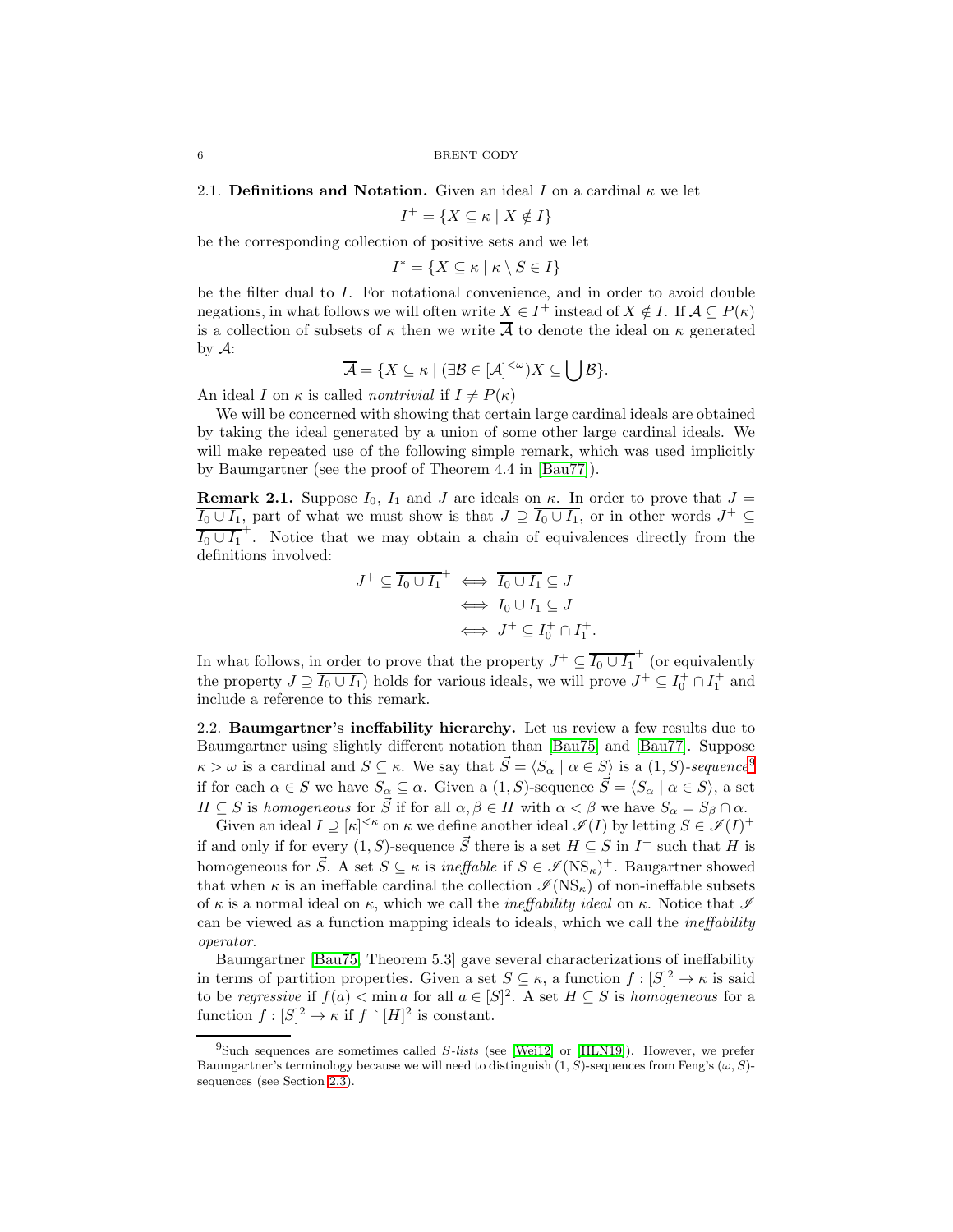### 2.1. Definitions and Notation.

Given an ideal $I$ on a cardinal $\kappa$ we let

$$I^+ = \{X \subseteq \kappa \mid X \notin I\}$$

be the corresponding collection of positive sets and we let

$$I^* = \{X \subseteq \kappa \mid \kappa \setminus S \in I\}$$

be the filter dual to $I$. For notational convenience, and in order to avoid double negations, in what follows we will often write $X \in I^+$ instead of $X \notin I$. If $\mathcal{A} \subseteq P(\kappa)$ is a collection of subsets of $\kappa$ then we write $\overline{\mathcal{A}}$ to denote the ideal on $\kappa$ generated by $\mathcal{A}$:

$$\overline{\mathcal{A}} = \{X \subseteq \kappa \mid (\exists \mathcal{B} \in [\mathcal{A}]^{<\omega}) X \subseteq \bigcup \mathcal{B}\}.$$

An ideal $I$ on $\kappa$ is called *nontrivial* if $I \neq P(\kappa)$

We will be concerned with showing that certain large cardinal ideals are obtained by taking the ideal generated by a union of some other large cardinal ideals. We will make repeated use of the following simple remark, which was used implicitly by Baumgartner (see the proof of Theorem 4.4 in [Bau77]).

**Remark 2.1.** Suppose $I_0$, $I_1$ and $J$ are ideals on $\kappa$. In order to prove that $J = \overline{I_0 \cup I_1}$, part of what we must show is that $J \supseteq \overline{I_0 \cup I_1}$, or in other words $J^+ \subseteq \overline{I_0 \cup I_1}^+$. Notice that we may obtain a chain of equivalences directly from the definitions involved:

$$\begin{aligned} J^+ \subseteq \overline{I_0 \cup I_1}^+ &\iff \overline{I_0 \cup I_1} \subseteq J \\ &\iff I_0 \cup I_1 \subseteq J \\ &\iff J^+ \subseteq I_0^+ \cap I_1^+. \end{aligned}$$

In what follows, in order to prove that the property $J^+ \subseteq \overline{I_0 \cup I_1}^+$ (or equivalently the property $J \supseteq \overline{I_0 \cup I_1}$) holds for various ideals, we will prove $J^+ \subseteq I_0^+ \cap I_1^+$ and include a reference to this remark.

### 2.2. Baumgartner's ineffability hierarchy.

Let us review a few results due to Baumgartner using slightly different notation than [Bau75] and [Bau77]. Suppose $\kappa > \omega$ is a cardinal and $S \subseteq \kappa$. We say that $\vec{S} = \langle S_\alpha \mid \alpha \in S\rangle$ is a $(1, S)$-*sequence*[9] if for each $\alpha \in S$ we have $S_\alpha \subseteq \alpha$. Given a $(1, S)$-sequence $\vec{S} = \langle S_\alpha \mid \alpha \in S\rangle$, a set $H \subseteq S$ is *homogeneous* for $\vec{S}$ if for all $\alpha, \beta \in H$ with $\alpha < \beta$ we have $S_\alpha = S_\beta \cap \alpha$.

Given an ideal $I \supseteq [\kappa]^{<\kappa}$ on $\kappa$ we define another ideal $\mathscr{I}(I)$ by letting $S \in \mathscr{I}(I)^+$ if and only if for every $(1, S)$-sequence $\vec{S}$ there is a set $H \subseteq S$ in $I^+$ such that $H$ is homogeneous for $\vec{S}$. A set $S \subseteq \kappa$ is *ineffable* if $S \in \mathscr{I}(\mathrm{NS}_\kappa)^+$. Baugartner showed that when $\kappa$ is an ineffable cardinal the collection $\mathscr{I}(\mathrm{NS}_\kappa)$ of non-ineffable subsets of $\kappa$ is a normal ideal on $\kappa$, which we call the *ineffability ideal* on $\kappa$. Notice that $\mathscr{I}$ can be viewed as a function mapping ideals to ideals, which we call the *ineffability operator*.

Baumgartner [Bau75, Theorem 5.3] gave several characterizations of ineffability in terms of partition properties. Given a set $S \subseteq \kappa$, a function $f : [S]^2 \to \kappa$ is said to be *regressive* if $f(a) < \min a$ for all $a \in [S]^2$. A set $H \subseteq S$ is *homogeneous* for a function $f : [S]^2 \to \kappa$ if $f \upharpoonright [H]^2$ is constant.

---

[9] Such sequences are sometimes called *S-lists* (see [Wei12] or [HLN19]). However, we prefer Baumgartner's terminology because we will need to distinguish $(1, S)$-sequences from Feng's $(\omega, S)$-sequences (see Section 2.3).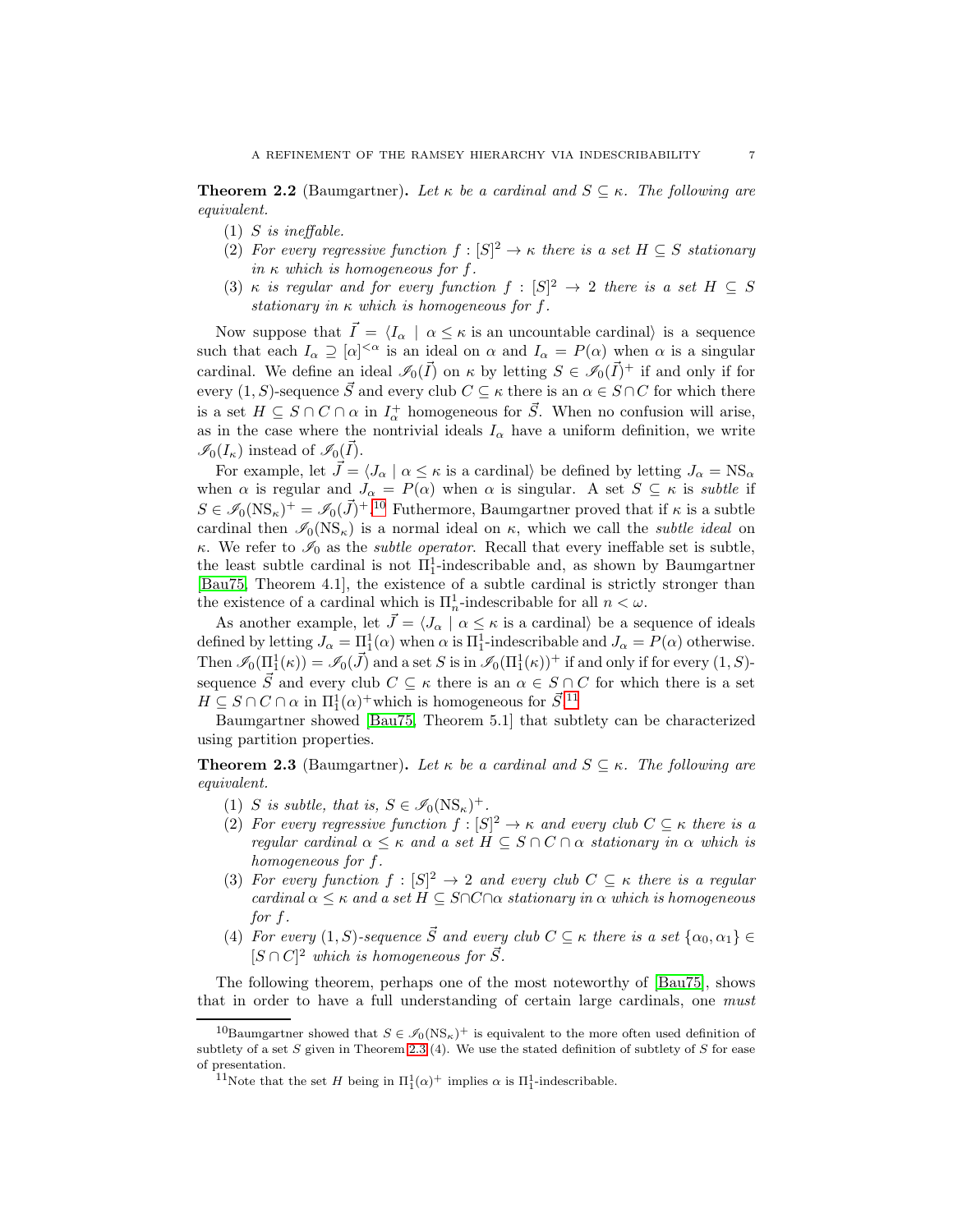**Theorem 2.2** (Baumgartner)**.** *Let $\kappa$ be a cardinal and $S \subseteq \kappa$. The following are equivalent.*

1. *$S$ is ineffable.*
2. *For every regressive function $f : [S]^2 \to \kappa$ there is a set $H \subseteq S$ stationary in $\kappa$ which is homogeneous for $f$.*
3. *$\kappa$ is regular and for every function $f : [S]^2 \to 2$ there is a set $H \subseteq S$ stationary in $\kappa$ which is homogeneous for $f$.*

Now suppose that $\vec{I} = \langle I_\alpha \mid \alpha \leq \kappa$ is an uncountable cardinal$\rangle$ is a sequence such that each $I_\alpha \supseteq [\alpha]^{<\alpha}$ is an ideal on $\alpha$ and $I_\alpha = P(\alpha)$ when $\alpha$ is a singular cardinal. We define an ideal $\mathscr{I}_0(\vec{I})$ on $\kappa$ by letting $S \in \mathscr{I}_0(\vec{I})^+$ if and only if for every $(1, S)$-sequence $\vec{S}$ and every club $C \subseteq \kappa$ there is an $\alpha \in S \cap C$ for which there is a set $H \subseteq S \cap C \cap \alpha$ in $I_\alpha^+$ homogeneous for $\vec{S}$. When no confusion will arise, as in the case where the nontrivial ideals $I_\alpha$ have a uniform definition, we write $\mathscr{I}_0(I_\kappa)$ instead of $\mathscr{I}_0(\vec{I})$.

For example, let $\vec{J} = \langle J_\alpha \mid \alpha \leq \kappa$ is a cardinal$\rangle$ be defined by letting $J_\alpha = \mathrm{NS}_\alpha$ when $\alpha$ is regular and $J_\alpha = P(\alpha)$ when $\alpha$ is singular. A set $S \subseteq \kappa$ is *subtle* if $S \in \mathscr{I}_0(\mathrm{NS}_\kappa)^+ = \mathscr{I}_0(\vec{J})^+$.[10] Futhermore, Baumgartner proved that if $\kappa$ is a subtle cardinal then $\mathscr{I}_0(\mathrm{NS}_\kappa)$ is a normal ideal on $\kappa$, which we call the *subtle ideal* on $\kappa$. We refer to $\mathscr{I}_0$ as the *subtle operator*. Recall that every ineffable set is subtle, the least subtle cardinal is not $\Pi^1_1$-indescribable and, as shown by Baumgartner [Bau75, Theorem 4.1], the existence of a subtle cardinal is strictly stronger than the existence of a cardinal which is $\Pi^1_n$-indescribable for all $n < \omega$.

As another example, let $\vec{J} = \langle J_\alpha \mid \alpha \leq \kappa$ is a cardinal$\rangle$ be a sequence of ideals defined by letting $J_\alpha = \Pi^1_1(\alpha)$ when $\alpha$ is $\Pi^1_1$-indescribable and $J_\alpha = P(\alpha)$ otherwise. Then $\mathscr{I}_0(\Pi^1_1(\kappa)) = \mathscr{I}_0(\vec{J})$ and a set $S$ is in $\mathscr{I}_0(\Pi^1_1(\kappa))^+$ if and only if for every $(1, S)$-sequence $\vec{S}$ and every club $C \subseteq \kappa$ there is an $\alpha \in S \cap C$ for which there is a set $H \subseteq S \cap C \cap \alpha$ in $\Pi^1_1(\alpha)^+$which is homogeneous for $\vec{S}$.[11]

Baumgartner showed [Bau75, Theorem 5.1] that subtlety can be characterized using partition properties.

**Theorem 2.3** (Baumgartner)**.** *Let $\kappa$ be a cardinal and $S \subseteq \kappa$. The following are equivalent.*

1. *$S$ is subtle, that is, $S \in \mathscr{I}_0(\mathrm{NS}_\kappa)^+$.*
2. *For every regressive function $f : [S]^2 \to \kappa$ and every club $C \subseteq \kappa$ there is a regular cardinal $\alpha \leq \kappa$ and a set $H \subseteq S \cap C \cap \alpha$ stationary in $\alpha$ which is homogeneous for $f$.*
3. *For every function $f : [S]^2 \to 2$ and every club $C \subseteq \kappa$ there is a regular cardinal $\alpha \leq \kappa$ and a set $H \subseteq S \cap C \cap \alpha$ stationary in $\alpha$ which is homogeneous for $f$.*
4. *For every $(1, S)$-sequence $\vec{S}$ and every club $C \subseteq \kappa$ there is a set $\{\alpha_0, \alpha_1\} \in [S \cap C]^2$ which is homogeneous for $\vec{S}$.*

The following theorem, perhaps one of the most noteworthy of [Bau75], shows that in order to have a full understanding of certain large cardinals, one *must*

---

[10] Baumgartner showed that $S \in \mathscr{I}_0(\mathrm{NS}_\kappa)^+$ is equivalent to the more often used definition of subtlety of a set $S$ given in Theorem 2.3 (4). We use the stated definition of subtlety of $S$ for ease of presentation.

[11] Note that the set $H$ being in $\Pi^1_1(\alpha)^+$ implies $\alpha$ is $\Pi^1_1$-indescribable.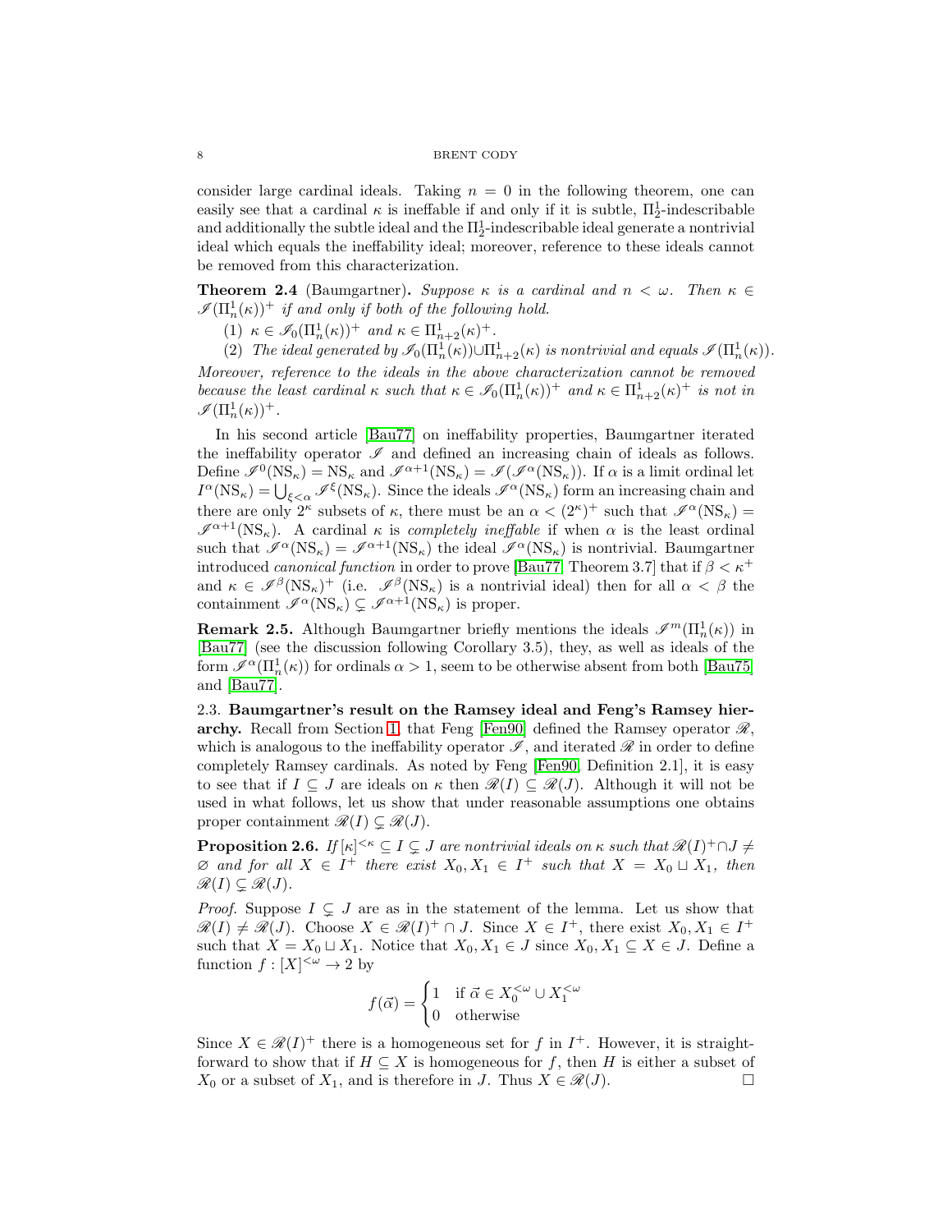consider large cardinal ideals. Taking $n = 0$ in the following theorem, one can easily see that a cardinal $\kappa$ is ineffable if and only if it is subtle, $\Pi^1_2$-indescribable and additionally the subtle ideal and the $\Pi^1_2$-indescribable ideal generate a nontrivial ideal which equals the ineffability ideal; moreover, reference to these ideals cannot be removed from this characterization.

**Theorem 2.4** (Baumgartner)**.** *Suppose $\kappa$ is a cardinal and $n < \omega$. Then $\kappa \in \mathscr{I}(\Pi^1_n(\kappa))^+$ if and only if both of the following hold.*

1. *$\kappa \in \mathscr{I}_0(\Pi^1_n(\kappa))^+$ and $\kappa \in \Pi^1_{n+2}(\kappa)^+$.*
2. *The ideal generated by $\mathscr{I}_0(\Pi^1_n(\kappa)) \cup \Pi^1_{n+2}(\kappa)$ is nontrivial and equals $\mathscr{I}(\Pi^1_n(\kappa))$.*

*Moreover, reference to the ideals in the above characterization cannot be removed because the least cardinal $\kappa$ such that $\kappa \in \mathscr{I}_0(\Pi^1_n(\kappa))^+$ and $\kappa \in \Pi^1_{n+2}(\kappa)^+$ is not in $\mathscr{I}(\Pi^1_n(\kappa))^+$.*

In his second article [Bau77] on ineffability properties, Baumgartner iterated the ineffability operator $\mathscr{I}$ and defined an increasing chain of ideals as follows. Define $\mathscr{I}^0(\mathrm{NS}_\kappa) = \mathrm{NS}_\kappa$ and $\mathscr{I}^{\alpha+1}(\mathrm{NS}_\kappa) = \mathscr{I}(\mathscr{I}^\alpha(\mathrm{NS}_\kappa))$. If $\alpha$ is a limit ordinal let $I^\alpha(\mathrm{NS}_\kappa) = \bigcup_{\xi<\alpha} \mathscr{I}^\xi(\mathrm{NS}_\kappa)$. Since the ideals $\mathscr{I}^\alpha(\mathrm{NS}_\kappa)$ form an increasing chain and there are only $2^\kappa$ subsets of $\kappa$, there must be an $\alpha < (2^\kappa)^+$ such that $\mathscr{I}^\alpha(\mathrm{NS}_\kappa) = \mathscr{I}^{\alpha+1}(\mathrm{NS}_\kappa)$. A cardinal $\kappa$ is *completely ineffable* if when $\alpha$ is the least ordinal such that $\mathscr{I}^\alpha(\mathrm{NS}_\kappa) = \mathscr{I}^{\alpha+1}(\mathrm{NS}_\kappa)$ the ideal $\mathscr{I}^\alpha(\mathrm{NS}_\kappa)$ is nontrivial. Baumgartner introduced *canonical function* in order to prove [Bau77, Theorem 3.7] that if $\beta < \kappa^+$ and $\kappa \in \mathscr{I}^\beta(\mathrm{NS}_\kappa)^+$ (i.e. $\mathscr{I}^\beta(\mathrm{NS}_\kappa)$ is a nontrivial ideal) then for all $\alpha < \beta$ the containment $\mathscr{I}^\alpha(\mathrm{NS}_\kappa) \subsetneq \mathscr{I}^{\alpha+1}(\mathrm{NS}_\kappa)$ is proper.

**Remark 2.5.** Although Baumgartner briefly mentions the ideals $\mathscr{I}^m(\Pi^1_n(\kappa))$ in [Bau77] (see the discussion following Corollary 3.5), they, as well as ideals of the form $\mathscr{I}^\alpha(\Pi^1_n(\kappa))$ for ordinals $\alpha > 1$, seem to be otherwise absent from both [Bau75] and [Bau77].

2.3. **Baumgartner's result on the Ramsey ideal and Feng's Ramsey hierarchy.** Recall from Section 1 that Feng [Fen90] defined the Ramsey operator $\mathscr{R}$, which is analogous to the ineffability operator $\mathscr{I}$, and iterated $\mathscr{R}$ in order to define completely Ramsey cardinals. As noted by Feng [Fen90, Definition 2.1], it is easy to see that if $I \subseteq J$ are ideals on $\kappa$ then $\mathscr{R}(I) \subseteq \mathscr{R}(J)$. Although it will not be used in what follows, let us show that under reasonable assumptions one obtains proper containment $\mathscr{R}(I) \subsetneq \mathscr{R}(J)$.

**Proposition 2.6.** *If $[\kappa]^{<\kappa} \subseteq I \subsetneq J$ are nontrivial ideals on $\kappa$ such that $\mathscr{R}(I)^+ \cap J \neq \varnothing$ and for all $X \in I^+$ there exist $X_0, X_1 \in I^+$ such that $X = X_0 \sqcup X_1$, then $\mathscr{R}(I) \subsetneq \mathscr{R}(J)$.*

*Proof.* Suppose $I \subsetneq J$ are as in the statement of the lemma. Let us show that $\mathscr{R}(I) \neq \mathscr{R}(J)$. Choose $X \in \mathscr{R}(I)^+ \cap J$. Since $X \in I^+$, there exist $X_0, X_1 \in I^+$ such that $X = X_0 \sqcup X_1$. Notice that $X_0, X_1 \in J$ since $X_0, X_1 \subseteq X \in J$. Define a function $f : [X]^{<\omega} \to 2$ by

$$f(\vec{\alpha}) = \begin{cases} 1 & \text{if } \vec{\alpha} \in X_0^{<\omega} \cup X_1^{<\omega} \\ 0 & \text{otherwise} \end{cases}$$

Since $X \in \mathscr{R}(I)^+$ there is a homogeneous set for $f$ in $I^+$. However, it is straightforward to show that if $H \subseteq X$ is homogeneous for $f$, then $H$ is either a subset of $X_0$ or a subset of $X_1$, and is therefore in $J$. Thus $X \in \mathscr{R}(J)$. $\square$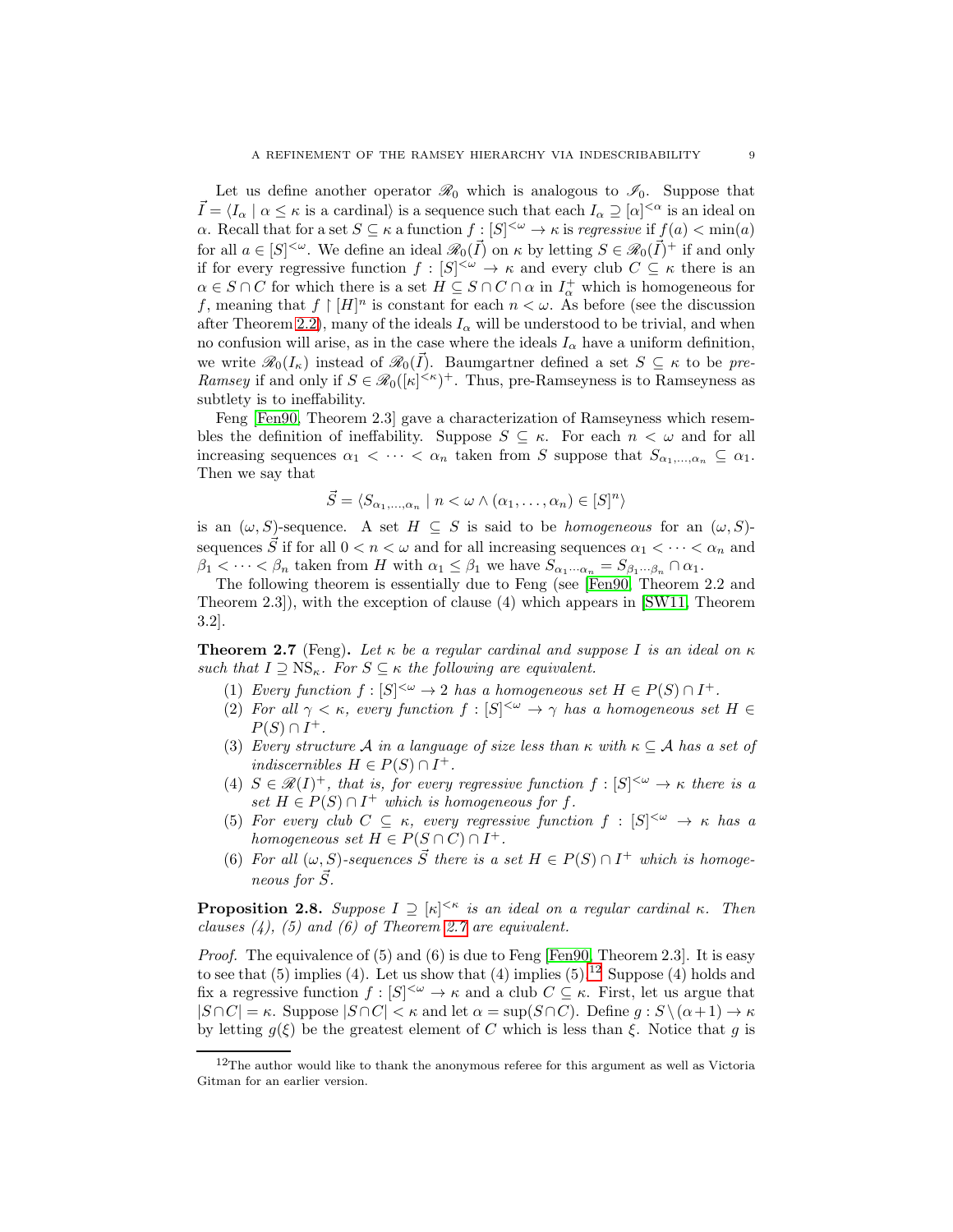Let us define another operator $\mathscr{R}_0$ which is analogous to $\mathscr{I}_0$. Suppose that $\vec{I} = \langle I_\alpha \mid \alpha \leq \kappa \text{ is a cardinal}\rangle$ is a sequence such that each $I_\alpha \supseteq [\alpha]^{<\alpha}$ is an ideal on $\alpha$. Recall that for a set $S \subseteq \kappa$ a function $f : [S]^{<\omega} \to \kappa$ is *regressive* if $f(a) < \min(a)$ for all $a \in [S]^{<\omega}$. We define an ideal $\mathscr{R}_0(\vec{I})$ on $\kappa$ by letting $S \in \mathscr{R}_0(\vec{I})^+$ if and only if for every regressive function $f : [S]^{<\omega} \to \kappa$ and every club $C \subseteq \kappa$ there is an $\alpha \in S \cap C$ for which there is a set $H \subseteq S \cap C \cap \alpha$ in $I_\alpha^+$ which is homogeneous for $f$, meaning that $f \upharpoonright [H]^n$ is constant for each $n < \omega$. As before (see the discussion after Theorem 2.2), many of the ideals $I_\alpha$ will be understood to be trivial, and when no confusion will arise, as in the case where the ideals $I_\alpha$ have a uniform definition, we write $\mathscr{R}_0(I_\kappa)$ instead of $\mathscr{R}_0(\vec{I})$. Baumgartner defined a set $S \subseteq \kappa$ to be *pre-Ramsey* if and only if $S \in \mathscr{R}_0([\kappa]^{<\kappa})^+$. Thus, pre-Ramseyness is to Ramseyness as subtlety is to ineffability.

Feng [Fen90, Theorem 2.3] gave a characterization of Ramseyness which resembles the definition of ineffability. Suppose $S \subseteq \kappa$. For each $n < \omega$ and for all increasing sequences $\alpha_1 < \cdots < \alpha_n$ taken from $S$ suppose that $S_{\alpha_1,\ldots,\alpha_n} \subseteq \alpha_1$. Then we say that

$$\vec{S} = \langle S_{\alpha_1,\ldots,\alpha_n} \mid n < \omega \wedge (\alpha_1,\ldots,\alpha_n) \in [S]^n\rangle$$

is an $(\omega, S)$-sequence. A set $H \subseteq S$ is said to be *homogeneous* for an $(\omega, S)$-sequences $\vec{S}$ if for all $0 < n < \omega$ and for all increasing sequences $\alpha_1 < \cdots < \alpha_n$ and $\beta_1 < \cdots < \beta_n$ taken from $H$ with $\alpha_1 \leq \beta_1$ we have $S_{\alpha_1\cdots\alpha_n} = S_{\beta_1\cdots\beta_n} \cap \alpha_1$.

The following theorem is essentially due to Feng (see [Fen90, Theorem 2.2 and Theorem 2.3]), with the exception of clause (4) which appears in [SW11, Theorem 3.2].

**Theorem 2.7** (Feng)**.** *Let $\kappa$ be a regular cardinal and suppose $I$ is an ideal on $\kappa$ such that $I \supseteq \mathrm{NS}_\kappa$. For $S \subseteq \kappa$ the following are equivalent.*

1. *Every function $f : [S]^{<\omega} \to 2$ has a homogeneous set $H \in P(S) \cap I^+$.*
2. *For all $\gamma < \kappa$, every function $f : [S]^{<\omega} \to \gamma$ has a homogeneous set $H \in P(S) \cap I^+$.*
3. *Every structure $\mathcal{A}$ in a language of size less than $\kappa$ with $\kappa \subseteq \mathcal{A}$ has a set of indiscernibles $H \in P(S) \cap I^+$.*
4. *$S \in \mathscr{R}(I)^+$, that is, for every regressive function $f : [S]^{<\omega} \to \kappa$ there is a set $H \in P(S) \cap I^+$ which is homogeneous for $f$.*
5. *For every club $C \subseteq \kappa$, every regressive function $f : [S]^{<\omega} \to \kappa$ has a homogeneous set $H \in P(S \cap C) \cap I^+$.*
6. *For all $(\omega, S)$-sequences $\vec{S}$ there is a set $H \in P(S) \cap I^+$ which is homogeneous for $\vec{S}$.*

**Proposition 2.8.** *Suppose $I \supseteq [\kappa]^{<\kappa}$ is an ideal on a regular cardinal $\kappa$. Then clauses (4), (5) and (6) of Theorem 2.7 are equivalent.*

*Proof.* The equivalence of (5) and (6) is due to Feng [Fen90, Theorem 2.3]. It is easy to see that (5) implies (4). Let us show that (4) implies (5).[12] Suppose (4) holds and fix a regressive function $f : [S]^{<\omega} \to \kappa$ and a club $C \subseteq \kappa$. First, let us argue that $|S \cap C| = \kappa$. Suppose $|S \cap C| < \kappa$ and let $\alpha = \sup(S \cap C)$. Define $g : S \setminus (\alpha+1) \to \kappa$ by letting $g(\xi)$ be the greatest element of $C$ which is less than $\xi$. Notice that $g$ is

[12] The author would like to thank the anonymous referee for this argument as well as Victoria Gitman for an earlier version.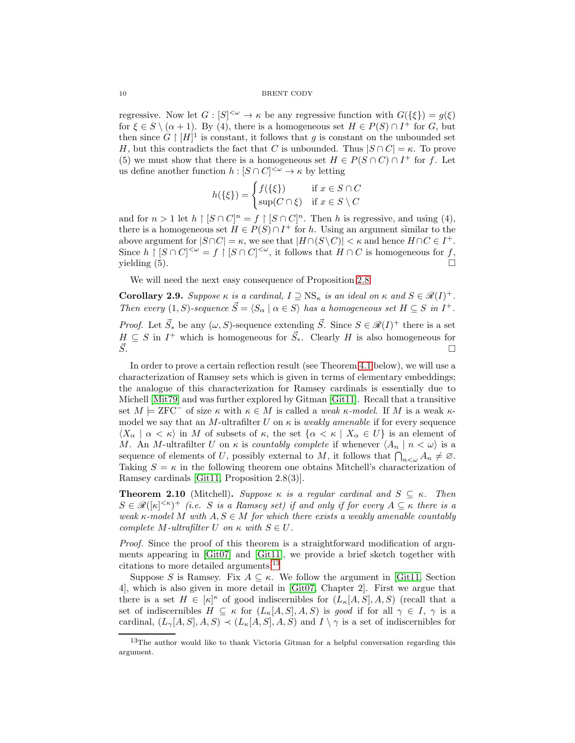regressive. Now let $G : [S]^{<\omega} \to \kappa$ be any regressive function with $G(\{\xi\}) = g(\xi)$ for $\xi \in S \setminus (\alpha + 1)$. By (4), there is a homogeneous set $H \in P(S) \cap I^+$ for $G$, but then since $G \upharpoonright [H]^1$ is constant, it follows that $g$ is constant on the unbounded set $H$, but this contradicts the fact that $C$ is unbounded. Thus $|S \cap C| = \kappa$. To prove (5) we must show that there is a homogeneous set $H \in P(S \cap C) \cap I^+$ for $f$. Let us define another function $h : [S \cap C]^{<\omega} \to \kappa$ by letting

$$h(\{\xi\}) = \begin{cases} f(\{\xi\}) & \text{if } x \in S \cap C \\ \sup(C \cap \xi) & \text{if } x \in S \setminus C \end{cases}$$

and for $n > 1$ let $h \upharpoonright [S \cap C]^n = f \upharpoonright [S \cap C]^n$. Then $h$ is regressive, and using (4), there is a homogeneous set $H \in P(S) \cap I^+$ for $h$. Using an argument similar to the above argument for $|S \cap C| = \kappa$, we see that $|H \cap (S \setminus C)| < \kappa$ and hence $H \cap C \in I^+$. Since $h \upharpoonright [S \cap C]^{<\omega} = f \upharpoonright [S \cap C]^{<\omega}$, it follows that $H \cap C$ is homogeneous for $f$, yielding (5). □

We will need the next easy consequence of Proposition 2.8.

**Corollary 2.9.** *Suppose $\kappa$ is a cardinal, $I \supseteq \mathrm{NS}_\kappa$ is an ideal on $\kappa$ and $S \in \mathscr{R}(I)^+$. Then every $(1, S)$-sequence $\vec{S} = \langle S_\alpha \mid \alpha \in S \rangle$ has a homogeneous set $H \subseteq S$ in $I^+$.*

*Proof.* Let $\vec{S}_*$ be any $(\omega, S)$-sequence extending $\vec{S}$. Since $S \in \mathscr{R}(I)^+$ there is a set $H \subseteq S$ in $I^+$ which is homogeneous for $\vec{S}_*$. Clearly $H$ is also homogeneous for $\vec{S}$. □

In order to prove a certain reflection result (see Theorem 4.1 below), we will use a characterization of Ramsey sets which is given in terms of elementary embeddings; the analogue of this characterization for Ramsey cardinals is essentially due to Michell [Mit79] and was further explored by Gitman [Git11]. Recall that a transitive set $M \models \mathrm{ZFC}^-$ of size $\kappa$ with $\kappa \in M$ is called a *weak $\kappa$-model*. If $M$ is a weak $\kappa$-model we say that an $M$-ultrafilter $U$ on $\kappa$ is *weakly amenable* if for every sequence $\langle X_\alpha \mid \alpha < \kappa \rangle$ in $M$ of subsets of $\kappa$, the set $\{\alpha < \kappa \mid X_\alpha \in U\}$ is an element of $M$. An $M$-ultrafilter $U$ on $\kappa$ is *countably complete* if whenever $\langle A_n \mid n < \omega \rangle$ is a sequence of elements of $U$, possibly external to $M$, it follows that $\bigcap_{n<\omega} A_n \neq \varnothing$. Taking $S = \kappa$ in the following theorem one obtains Mitchell's characterization of Ramsey cardinals [Git11, Proposition 2.8(3)].

**Theorem 2.10** (Mitchell)**.** *Suppose $\kappa$ is a regular cardinal and $S \subseteq \kappa$. Then $S \in \mathscr{R}([\kappa]^{<\kappa})^+$ (i.e. $S$ is a Ramsey set) if and only if for every $A \subseteq \kappa$ there is a weak $\kappa$-model $M$ with $A, S \in M$ for which there exists a weakly amenable countably complete $M$-ultrafilter $U$ on $\kappa$ with $S \in U$.*

*Proof.* Since the proof of this theorem is a straightforward modification of arguments appearing in [Git07] and [Git11], we provide a brief sketch together with citations to more detailed arguments.[13]

Suppose $S$ is Ramsey. Fix $A \subseteq \kappa$. We follow the argument in [Git11, Section 4], which is also given in more detail in [Git07, Chapter 2]. First we argue that there is a set $H \in [\kappa]^\kappa$ of good indiscernibles for $(L_\kappa[A, S], A, S)$ (recall that a set of indiscernibles $H \subseteq \kappa$ for $(L_\kappa[A, S], A, S)$ is *good* if for all $\gamma \in I$, $\gamma$ is a cardinal, $(L_\gamma[A, S], A, S) \prec (L_\kappa[A, S], A, S)$ and $I \setminus \gamma$ is a set of indiscernibles for

[13] The author would like to thank Victoria Gitman for a helpful conversation regarding this argument.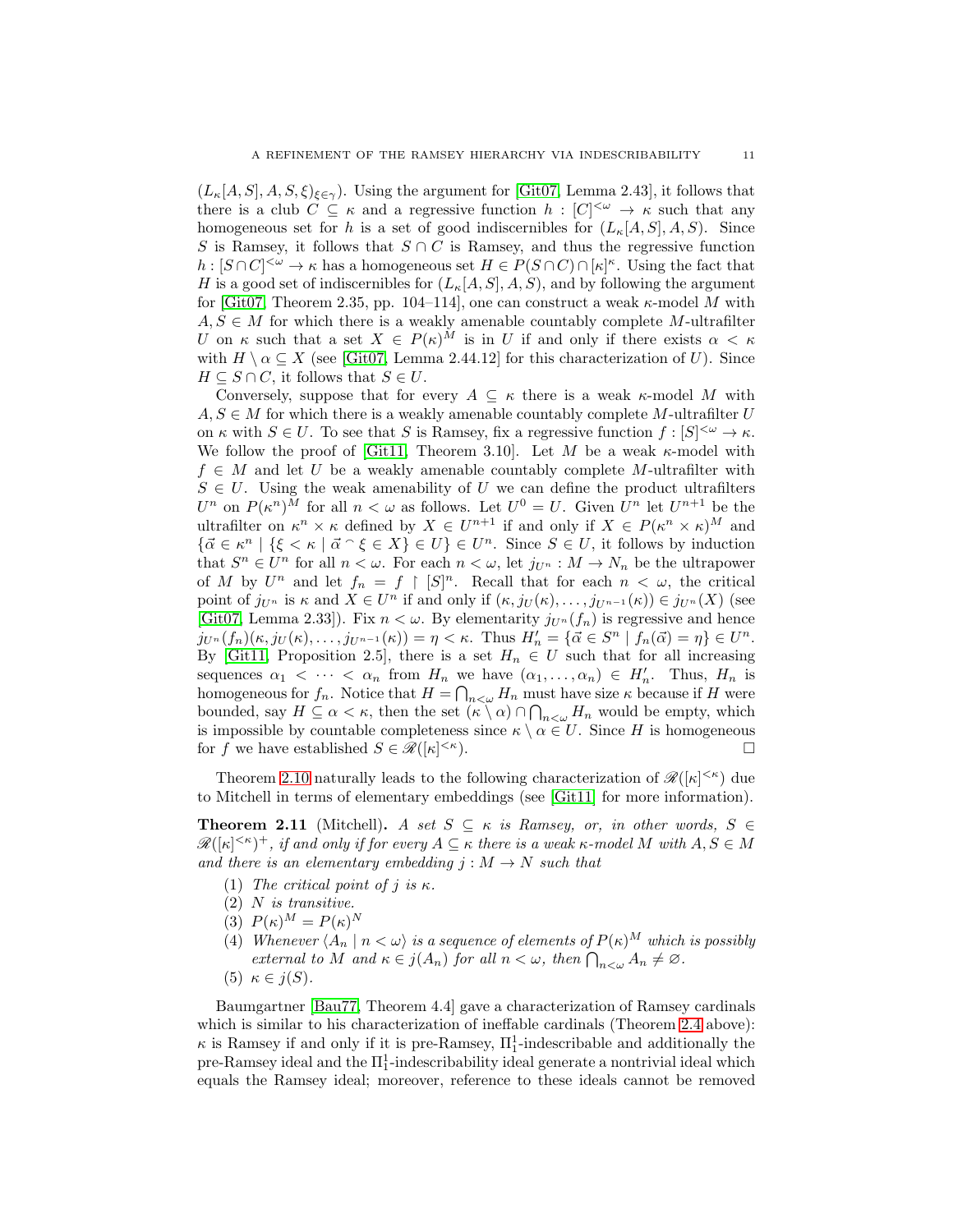$(L_\kappa[A,S],A,S,\xi)_{\xi\in\gamma})$. Using the argument for [Git07, Lemma 2.43], it follows that there is a club $C\subseteq\kappa$ and a regressive function $h:[C]^{<\omega}\to\kappa$ such that any homogeneous set for $h$ is a set of good indiscernibles for $(L_\kappa[A,S],A,S)$. Since $S$ is Ramsey, it follows that $S\cap C$ is Ramsey, and thus the regressive function $h:[S\cap C]^{<\omega}\to\kappa$ has a homogeneous set $H\in P(S\cap C)\cap[\kappa]^\kappa$. Using the fact that $H$ is a good set of indiscernibles for $(L_\kappa[A,S],A,S)$, and by following the argument for [Git07, Theorem 2.35, pp. 104–114], one can construct a weak $\kappa$-model $M$ with $A,S\in M$ for which there is a weakly amenable countably complete $M$-ultrafilter $U$ on $\kappa$ such that a set $X\in P(\kappa)^M$ is in $U$ if and only if there exists $\alpha<\kappa$ with $H\setminus\alpha\subseteq X$ (see [Git07, Lemma 2.44.12] for this characterization of $U$). Since $H\subseteq S\cap C$, it follows that $S\in U$.

Conversely, suppose that for every $A\subseteq\kappa$ there is a weak $\kappa$-model $M$ with $A,S\in M$ for which there is a weakly amenable countably complete $M$-ultrafilter $U$ on $\kappa$ with $S\in U$. To see that $S$ is Ramsey, fix a regressive function $f:[S]^{<\omega}\to\kappa$. We follow the proof of [Git11, Theorem 3.10]. Let $M$ be a weak $\kappa$-model with $f\in M$ and let $U$ be a weakly amenable countably complete $M$-ultrafilter with $S\in U$. Using the weak amenability of $U$ we can define the product ultrafilters $U^n$ on $P(\kappa^n)^M$ for all $n<\omega$ as follows. Let $U^0=U$. Given $U^n$ let $U^{n+1}$ be the ultrafilter on $\kappa^n\times\kappa$ defined by $X\in U^{n+1}$ if and only if $X\in P(\kappa^n\times\kappa)^M$ and $\{\vec\alpha\in\kappa^n\mid\{\xi<\kappa\mid\vec\alpha^\frown\xi\in X\}\in U\}\in U^n$. Since $S\in U$, it follows by induction that $S^n\in U^n$ for all $n<\omega$. For each $n<\omega$, let $j_{U^n}:M\to N_n$ be the ultrapower of $M$ by $U^n$ and let $f_n=f\restriction[S]^n$. Recall that for each $n<\omega$, the critical point of $j_{U^n}$ is $\kappa$ and $X\in U^n$ if and only if $(\kappa,j_U(\kappa),\ldots,j_{U^{n-1}}(\kappa))\in j_{U^n}(X)$ (see [Git07, Lemma 2.33]). Fix $n<\omega$. By elementarity $j_{U^n}(f_n)$ is regressive and hence $j_{U^n}(f_n)(\kappa,j_U(\kappa),\ldots,j_{U^{n-1}}(\kappa))=\eta<\kappa$. Thus $H_n'=\{\vec\alpha\in S^n\mid f_n(\vec\alpha)=\eta\}\in U^n$. By [Git11, Proposition 2.5], there is a set $H_n\in U$ such that for all increasing sequences $\alpha_1<\cdots<\alpha_n$ from $H_n$ we have $(\alpha_1,\ldots,\alpha_n)\in H_n'$. Thus, $H_n$ is homogeneous for $f_n$. Notice that $H=\bigcap_{n<\omega}H_n$ must have size $\kappa$ because if $H$ were bounded, say $H\subseteq\alpha<\kappa$, then the set $(\kappa\setminus\alpha)\cap\bigcap_{n<\omega}H_n$ would be empty, which is impossible by countable completeness since $\kappa\setminus\alpha\in U$. Since $H$ is homogeneous for $f$ we have established $S\in\mathscr{R}([\kappa]^{<\kappa})$. □

Theorem 2.10 naturally leads to the following characterization of $\mathscr{R}([\kappa]^{<\kappa})$ due to Mitchell in terms of elementary embeddings (see [Git11] for more information).

**Theorem 2.11** (Mitchell). *A set $S\subseteq\kappa$ is Ramsey, or, in other words, $S\in\mathscr{R}([\kappa]^{<\kappa})^+$, if and only if for every $A\subseteq\kappa$ there is a weak $\kappa$-model $M$ with $A,S\in M$ and there is an elementary embedding $j:M\to N$ such that*

1. *The critical point of $j$ is $\kappa$.*
2. *$N$ is transitive.*
3. *$P(\kappa)^M=P(\kappa)^N$*
4. *Whenever $\langle A_n\mid n<\omega\rangle$ is a sequence of elements of $P(\kappa)^M$ which is possibly external to $M$ and $\kappa\in j(A_n)$ for all $n<\omega$, then $\bigcap_{n<\omega}A_n\neq\varnothing$.*
5. *$\kappa\in j(S)$.*

Baumgartner [Bau77, Theorem 4.4] gave a characterization of Ramsey cardinals which is similar to his characterization of ineffable cardinals (Theorem 2.4 above): $\kappa$ is Ramsey if and only if it is pre-Ramsey, $\Pi^1_1$-indescribable and additionally the pre-Ramsey ideal and the $\Pi^1_1$-indescribability ideal generate a nontrivial ideal which equals the Ramsey ideal; moreover, reference to these ideals cannot be removed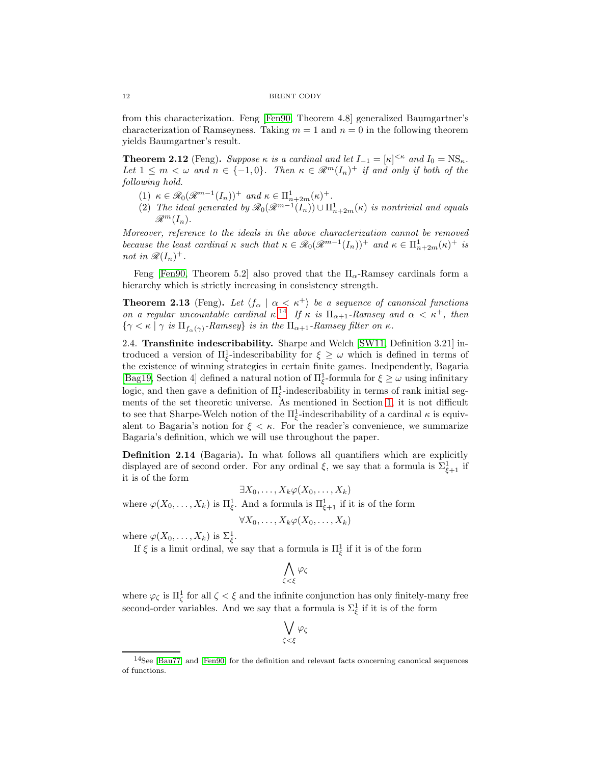from this characterization. Feng [Fen90, Theorem 4.8] generalized Baumgartner's characterization of Ramseyness. Taking $m = 1$ and $n = 0$ in the following theorem yields Baumgartner's result.

**Theorem 2.12** (Feng)**.** *Suppose $\kappa$ is a cardinal and let $I_{-1} = [\kappa]^{<\kappa}$ and $I_0 = \mathrm{NS}_\kappa$. Let $1 \leq m < \omega$ and $n \in \{-1, 0\}$. Then $\kappa \in \mathscr{R}^m(I_n)^+$ if and only if both of the following hold.*

1. *$\kappa \in \mathscr{R}_0(\mathscr{R}^{m-1}(I_n))^+$ and $\kappa \in \Pi^1_{n+2m}(\kappa)^+$.*
2. *The ideal generated by $\mathscr{R}_0(\mathscr{R}^{m-1}(I_n)) \cup \Pi^1_{n+2m}(\kappa)$ is nontrivial and equals $\mathscr{R}^m(I_n)$.*

*Moreover, reference to the ideals in the above characterization cannot be removed because the least cardinal $\kappa$ such that $\kappa \in \mathscr{R}_0(\mathscr{R}^{m-1}(I_n))^+$ and $\kappa \in \Pi^1_{n+2m}(\kappa)^+$ is not in $\mathscr{R}(I_n)^+$.*

Feng [Fen90, Theorem 5.2] also proved that the $\Pi_\alpha$-Ramsey cardinals form a hierarchy which is strictly increasing in consistency strength.

**Theorem 2.13** (Feng)**.** *Let $\langle f_\alpha \mid \alpha < \kappa^+\rangle$ be a sequence of canonical functions on a regular uncountable cardinal $\kappa$.[14] If $\kappa$ is $\Pi_{\alpha+1}$-Ramsey and $\alpha < \kappa^+$, then $\{\gamma < \kappa \mid \gamma \text{ is } \Pi_{f_\alpha(\gamma)}\text{-Ramsey}\}$ is in the $\Pi_{\alpha+1}$-Ramsey filter on $\kappa$.*

2.4. **Transfinite indescribability.** Sharpe and Welch [SW11, Definition 3.21] introduced a version of $\Pi^1_\xi$-indescribability for $\xi \geq \omega$ which is defined in terms of the existence of winning strategies in certain finite games. Inedpendently, Bagaria [Bag19, Section 4] defined a natural notion of $\Pi^1_\xi$-formula for $\xi \geq \omega$ using infinitary logic, and then gave a definition of $\Pi^1_\xi$-indescribability in terms of rank initial segments of the set theoretic universe. As mentioned in Section 1, it is not difficult to see that Sharpe-Welch notion of the $\Pi^1_\xi$-indescribability of a cardinal $\kappa$ is equivalent to Bagaria's notion for $\xi < \kappa$. For the reader's convenience, we summarize Bagaria's definition, which we will use throughout the paper.

**Definition 2.14** (Bagaria)**.** In what follows all quantifiers which are explicitly displayed are of second order. For any ordinal $\xi$, we say that a formula is $\Sigma^1_{\xi+1}$ if it is of the form

$$\exists X_0, \ldots, X_k \varphi(X_0, \ldots, X_k)$$

where $\varphi(X_0, \ldots, X_k)$ is $\Pi^1_\xi$. And a formula is $\Pi^1_{\xi+1}$ if it is of the form

$$\forall X_0, \ldots, X_k \varphi(X_0, \ldots, X_k)$$

where $\varphi(X_0, \ldots, X_k)$ is $\Sigma^1_\xi$.

If $\xi$ is a limit ordinal, we say that a formula is $\Pi^1_\xi$ if it is of the form

$$\bigwedge_{\zeta<\xi} \varphi_\zeta$$

where $\varphi_\zeta$ is $\Pi^1_\zeta$ for all $\zeta < \xi$ and the infinite conjunction has only finitely-many free second-order variables. And we say that a formula is $\Sigma^1_\xi$ if it is of the form

$$\bigvee_{\zeta<\xi} \varphi_\zeta$$

[14] See [Bau77] and [Fen90] for the definition and relevant facts concerning canonical sequences of functions.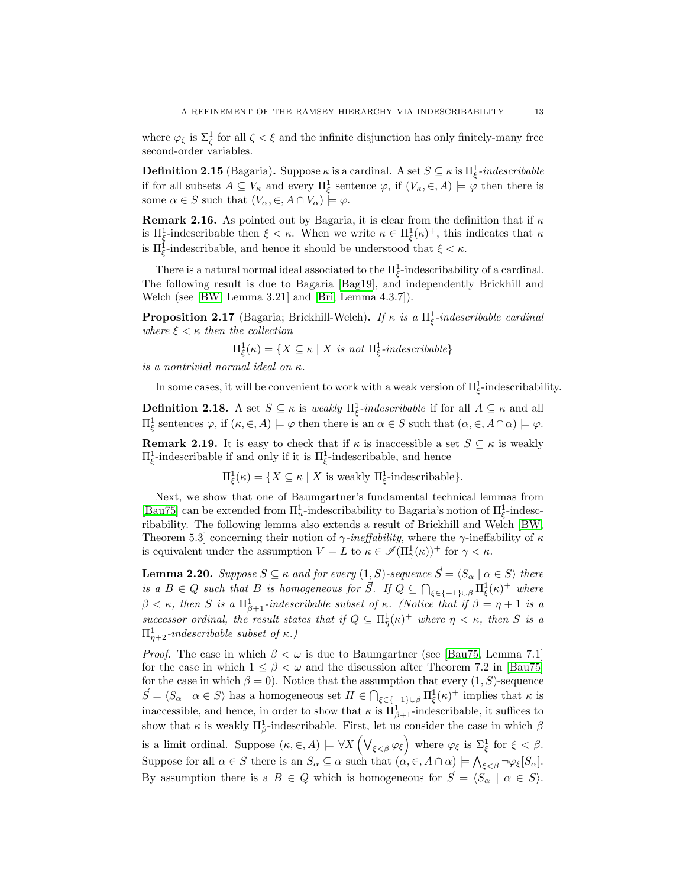where $\varphi_\zeta$ is $\Sigma^1_\zeta$ for all $\zeta < \xi$ and the infinite disjunction has only finitely-many free second-order variables.

**Definition 2.15** (Bagaria)**.** Suppose $\kappa$ is a cardinal. A set $S \subseteq \kappa$ is $\Pi^1_\xi$*-indescribable* if for all subsets $A \subseteq V_\kappa$ and every $\Pi^1_\xi$ sentence $\varphi$, if $(V_\kappa, \in, A) \models \varphi$ then there is some $\alpha \in S$ such that $(V_\alpha, \in, A \cap V_\alpha) \models \varphi$.

**Remark 2.16.** As pointed out by Bagaria, it is clear from the definition that if $\kappa$ is $\Pi^1_\xi$-indescribable then $\xi < \kappa$. When we write $\kappa \in \Pi^1_\xi(\kappa)^+$, this indicates that $\kappa$ is $\Pi^1_\xi$-indescribable, and hence it should be understood that $\xi < \kappa$.

There is a natural normal ideal associated to the $\Pi^1_\xi$-indescribability of a cardinal. The following result is due to Bagaria [Bag19], and independently Brickhill and Welch (see [BW, Lemma 3.21] and [Bri, Lemma 4.3.7]).

**Proposition 2.17** (Bagaria; Brickhill-Welch)**.** *If $\kappa$ is a $\Pi^1_\xi$-indescribable cardinal where $\xi < \kappa$ then the collection*

$$\Pi^1_\xi(\kappa) = \{X \subseteq \kappa \mid X \text{ is not } \Pi^1_\xi\text{-indescribable}\}$$

*is a nontrivial normal ideal on $\kappa$.*

In some cases, it will be convenient to work with a weak version of $\Pi^1_\xi$-indescribability.

**Definition 2.18.** A set $S \subseteq \kappa$ is *weakly* $\Pi^1_\xi$*-indescribable* if for all $A \subseteq \kappa$ and all $\Pi^1_\xi$ sentences $\varphi$, if $(\kappa, \in, A) \models \varphi$ then there is an $\alpha \in S$ such that $(\alpha, \in, A \cap \alpha) \models \varphi$.

**Remark 2.19.** It is easy to check that if $\kappa$ is inaccessible a set $S \subseteq \kappa$ is weakly $\Pi^1_\xi$-indescribable if and only if it is $\Pi^1_\xi$-indescribable, and hence

$$\Pi^1_\xi(\kappa) = \{X \subseteq \kappa \mid X \text{ is weakly } \Pi^1_\xi\text{-indescribable}\}.$$

Next, we show that one of Baumgartner's fundamental technical lemmas from [Bau75] can be extended from $\Pi^1_n$-indescribability to Bagaria's notion of $\Pi^1_\xi$-indescribability. The following lemma also extends a result of Brickhill and Welch [BW, Theorem 5.3] concerning their notion of $\gamma$*-ineffability*, where the $\gamma$-ineffability of $\kappa$ is equivalent under the assumption $V = L$ to $\kappa \in \mathscr{I}(\Pi^1_\gamma(\kappa))^+$ for $\gamma < \kappa$.

**Lemma 2.20.** *Suppose $S \subseteq \kappa$ and for every $(1, S)$-sequence $\vec{S} = \langle S_\alpha \mid \alpha \in S\rangle$ there is a $B \in Q$ such that $B$ is homogeneous for $\vec{S}$. If $Q \subseteq \bigcap_{\xi \in \{-1\} \cup \beta} \Pi^1_\xi(\kappa)^+$ where $\beta < \kappa$, then $S$ is a $\Pi^1_{\beta+1}$-indescribable subset of $\kappa$. (Notice that if $\beta = \eta + 1$ is a successor ordinal, the result states that if $Q \subseteq \Pi^1_\eta(\kappa)^+$ where $\eta < \kappa$, then $S$ is a $\Pi^1_{\eta+2}$-indescribable subset of $\kappa$.)*

*Proof.* The case in which $\beta < \omega$ is due to Baumgartner (see [Bau75, Lemma 7.1] for the case in which $1 \leq \beta < \omega$ and the discussion after Theorem 7.2 in [Bau75] for the case in which $\beta = 0$). Notice that the assumption that every $(1, S)$-sequence $\vec{S} = \langle S_\alpha \mid \alpha \in S\rangle$ has a homogeneous set $H \in \bigcap_{\xi \in \{-1\} \cup \beta} \Pi^1_\xi(\kappa)^+$ implies that $\kappa$ is inaccessible, and hence, in order to show that $\kappa$ is $\Pi^1_{\beta+1}$-indescribable, it suffices to show that $\kappa$ is weakly $\Pi^1_\beta$-indescribable. First, let us consider the case in which $\beta$ is a limit ordinal. Suppose $(\kappa, \in, A) \models \forall X \left(\bigvee_{\xi < \beta} \varphi_\xi\right)$ where $\varphi_\xi$ is $\Sigma^1_\xi$ for $\xi < \beta$. Suppose for all $\alpha \in S$ there is an $S_\alpha \subseteq \alpha$ such that $(\alpha, \in, A \cap \alpha) \models \bigwedge_{\xi < \beta} \neg\varphi_\xi[S_\alpha]$. By assumption there is a $B \in Q$ which is homogeneous for $\vec{S} = \langle S_\alpha \mid \alpha \in S\rangle$.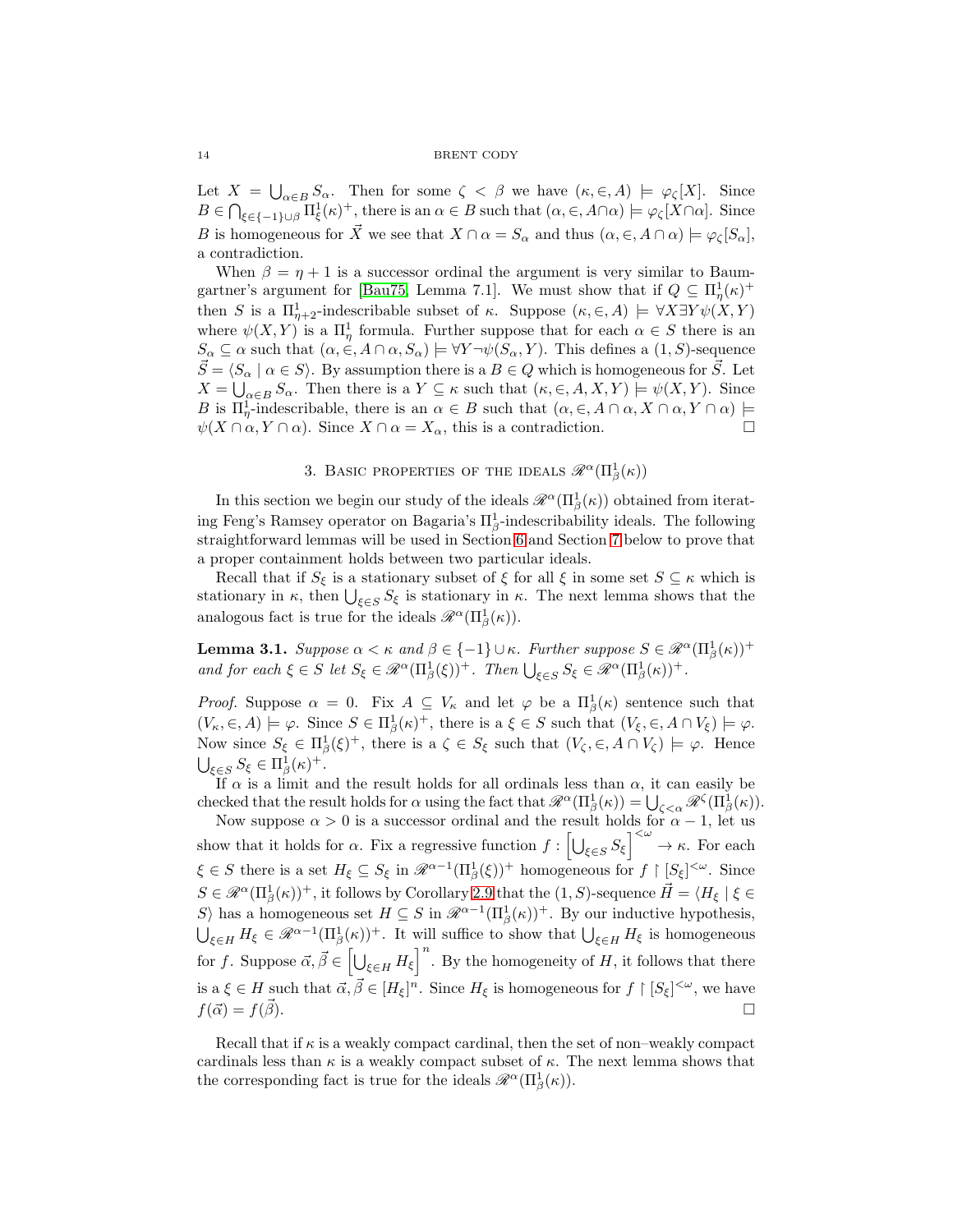Let $X = \bigcup_{\alpha \in B} S_\alpha$. Then for some $\zeta < \beta$ we have $(\kappa, \in, A) \models \varphi_\zeta[X]$. Since $B \in \bigcap_{\xi \in \{-1\} \cup \beta} \Pi^1_\xi(\kappa)^+$, there is an $\alpha \in B$ such that $(\alpha, \in, A \cap \alpha) \models \varphi_\zeta[X \cap \alpha]$. Since $B$ is homogeneous for $\vec{X}$ we see that $X \cap \alpha = S_\alpha$ and thus $(\alpha, \in, A \cap \alpha) \models \varphi_\zeta[S_\alpha]$, a contradiction.

When $\beta = \eta + 1$ is a successor ordinal the argument is very similar to Baumgartner's argument for [Bau75, Lemma 7.1]. We must show that if $Q \subseteq \Pi^1_\eta(\kappa)^+$ then $S$ is a $\Pi^1_{\eta+2}$-indescribable subset of $\kappa$. Suppose $(\kappa, \in, A) \models \forall X \exists Y \psi(X, Y)$ where $\psi(X, Y)$ is a $\Pi^1_\eta$ formula. Further suppose that for each $\alpha \in S$ there is an $S_\alpha \subseteq \alpha$ such that $(\alpha, \in, A \cap \alpha, S_\alpha) \models \forall Y \neg \psi(S_\alpha, Y)$. This defines a $(1, S)$-sequence $\vec{S} = \langle S_\alpha \mid \alpha \in S \rangle$. By assumption there is a $B \in Q$ which is homogeneous for $\vec{S}$. Let $X = \bigcup_{\alpha \in B} S_\alpha$. Then there is a $Y \subseteq \kappa$ such that $(\kappa, \in, A, X, Y) \models \psi(X, Y)$. Since $B$ is $\Pi^1_\eta$-indescribable, there is an $\alpha \in B$ such that $(\alpha, \in, A \cap \alpha, X \cap \alpha, Y \cap \alpha) \models \psi(X \cap \alpha, Y \cap \alpha)$. Since $X \cap \alpha = X_\alpha$, this is a contradiction. □

## 3. Basic properties of the ideals $\mathscr{R}^\alpha(\Pi^1_\beta(\kappa))$

In this section we begin our study of the ideals $\mathscr{R}^\alpha(\Pi^1_\beta(\kappa))$ obtained from iterating Feng's Ramsey operator on Bagaria's $\Pi^1_\beta$-indescribability ideals. The following straightforward lemmas will be used in Section 6 and Section 7 below to prove that a proper containment holds between two particular ideals.

Recall that if $S_\xi$ is a stationary subset of $\xi$ for all $\xi$ in some set $S \subseteq \kappa$ which is stationary in $\kappa$, then $\bigcup_{\xi \in S} S_\xi$ is stationary in $\kappa$. The next lemma shows that the analogous fact is true for the ideals $\mathscr{R}^\alpha(\Pi^1_\beta(\kappa))$.

**Lemma 3.1.** *Suppose $\alpha < \kappa$ and $\beta \in \{-1\} \cup \kappa$. Further suppose $S \in \mathscr{R}^\alpha(\Pi^1_\beta(\kappa))^+$ and for each $\xi \in S$ let $S_\xi \in \mathscr{R}^\alpha(\Pi^1_\beta(\xi))^+$. Then $\bigcup_{\xi \in S} S_\xi \in \mathscr{R}^\alpha(\Pi^1_\beta(\kappa))^+$.*

*Proof.* Suppose $\alpha = 0$. Fix $A \subseteq V_\kappa$ and let $\varphi$ be a $\Pi^1_\beta(\kappa)$ sentence such that $(V_\kappa, \in, A) \models \varphi$. Since $S \in \Pi^1_\beta(\kappa)^+$, there is a $\xi \in S$ such that $(V_\xi, \in, A \cap V_\xi) \models \varphi$. Now since $S_\xi \in \Pi^1_\beta(\xi)^+$, there is a $\zeta \in S_\xi$ such that $(V_\zeta, \in, A \cap V_\zeta) \models \varphi$. Hence $\bigcup_{\xi \in S} S_\xi \in \Pi^1_\beta(\kappa)^+$.

If $\alpha$ is a limit and the result holds for all ordinals less than $\alpha$, it can easily be checked that the result holds for $\alpha$ using the fact that $\mathscr{R}^\alpha(\Pi^1_\beta(\kappa)) = \bigcup_{\zeta < \alpha} \mathscr{R}^\zeta(\Pi^1_\beta(\kappa))$.

Now suppose $\alpha > 0$ is a successor ordinal and the result holds for $\alpha - 1$, let us show that it holds for $\alpha$. Fix a regressive function $f : \left[\bigcup_{\xi \in S} S_\xi\right]^{<\omega} \to \kappa$. For each $\xi \in S$ there is a set $H_\xi \subseteq S_\xi$ in $\mathscr{R}^{\alpha-1}(\Pi^1_\beta(\xi))^+$ homogeneous for $f \restriction [S_\xi]^{<\omega}$. Since $S \in \mathscr{R}^\alpha(\Pi^1_\beta(\kappa))^+$, it follows by Corollary 2.9 that the $(1, S)$-sequence $\vec{H} = \langle H_\xi \mid \xi \in S \rangle$ has a homogeneous set $H \subseteq S$ in $\mathscr{R}^{\alpha-1}(\Pi^1_\beta(\kappa))^+$. By our inductive hypothesis, $\bigcup_{\xi \in H} H_\xi \in \mathscr{R}^{\alpha-1}(\Pi^1_\beta(\kappa))^+$. It will suffice to show that $\bigcup_{\xi \in H} H_\xi$ is homogeneous for $f$. Suppose $\vec{\alpha}, \vec{\beta} \in \left[\bigcup_{\xi \in H} H_\xi\right]^n$. By the homogeneity of $H$, it follows that there is a $\xi \in H$ such that $\vec{\alpha}, \vec{\beta} \in [H_\xi]^n$. Since $H_\xi$ is homogeneous for $f \restriction [S_\xi]^{<\omega}$, we have $f(\vec{\alpha}) = f(\vec{\beta})$. □

Recall that if $\kappa$ is a weakly compact cardinal, then the set of non–weakly compact cardinals less than $\kappa$ is a weakly compact subset of $\kappa$. The next lemma shows that the corresponding fact is true for the ideals $\mathscr{R}^\alpha(\Pi^1_\beta(\kappa))$.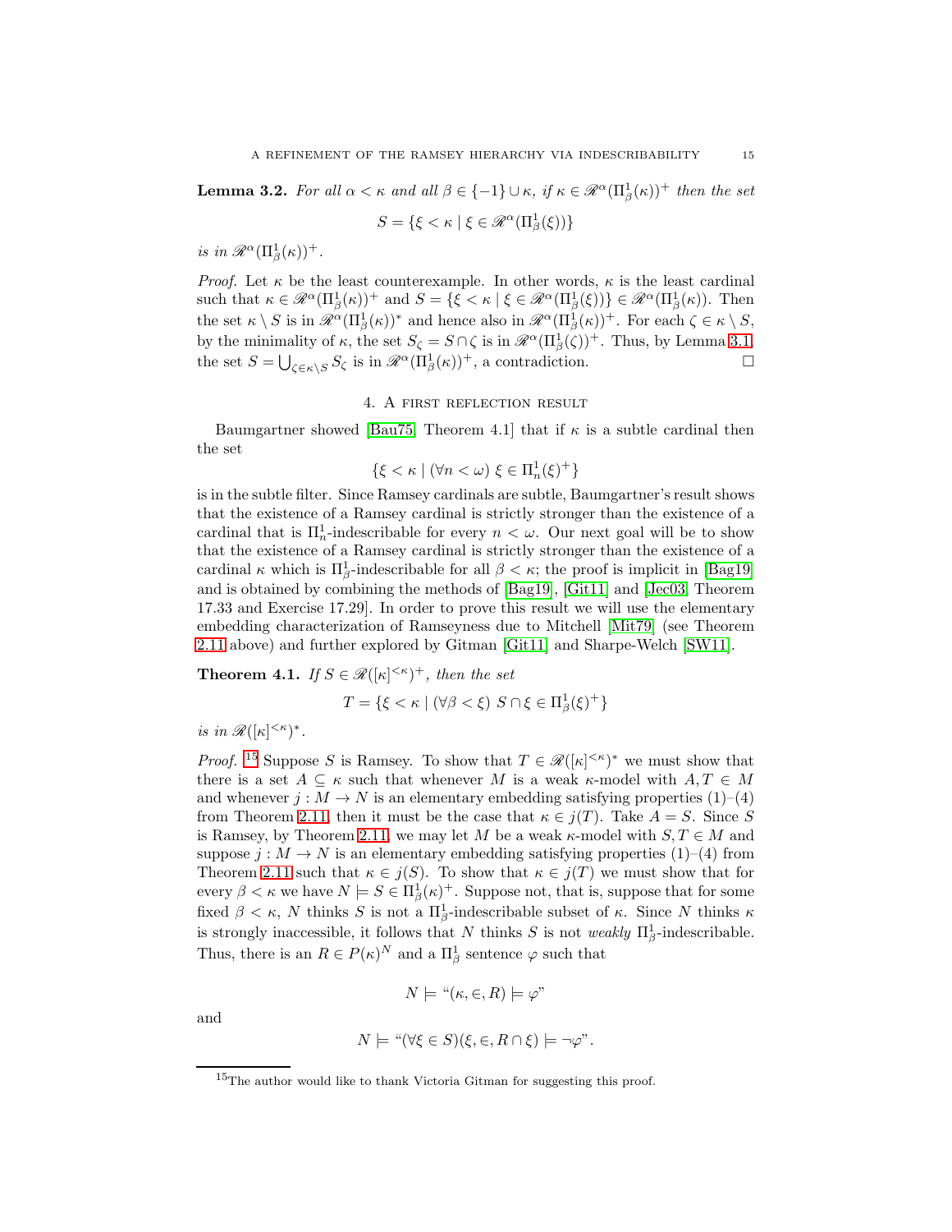**Lemma 3.2.** *For all $\alpha < \kappa$ and all $\beta \in \{-1\} \cup \kappa$, if $\kappa \in \mathscr{R}^\alpha(\Pi^1_\beta(\kappa))^+$ then the set*

$$S = \{\xi < \kappa \mid \xi \in \mathscr{R}^\alpha(\Pi^1_\beta(\xi))\}$$

*is in $\mathscr{R}^\alpha(\Pi^1_\beta(\kappa))^+$.*

*Proof.* Let $\kappa$ be the least counterexample. In other words, $\kappa$ is the least cardinal such that $\kappa \in \mathscr{R}^\alpha(\Pi^1_\beta(\kappa))^+$ and $S = \{\xi < \kappa \mid \xi \in \mathscr{R}^\alpha(\Pi^1_\beta(\xi))\} \in \mathscr{R}^\alpha(\Pi^1_\beta(\kappa))$. Then the set $\kappa \setminus S$ is in $\mathscr{R}^\alpha(\Pi^1_\beta(\kappa))^*$ and hence also in $\mathscr{R}^\alpha(\Pi^1_\beta(\kappa))^+$. For each $\zeta \in \kappa \setminus S$, by the minimality of $\kappa$, the set $S_\zeta = S \cap \zeta$ is in $\mathscr{R}^\alpha(\Pi^1_\beta(\zeta))^+$. Thus, by Lemma 3.1, the set $S = \bigcup_{\zeta \in \kappa \setminus S} S_\zeta$ is in $\mathscr{R}^\alpha(\Pi^1_\beta(\kappa))^+$, a contradiction. □

## 4. A first reflection result

Baumgartner showed [Bau75, Theorem 4.1] that if $\kappa$ is a subtle cardinal then the set

$$\{\xi < \kappa \mid (\forall n < \omega)\ \xi \in \Pi^1_n(\xi)^+\}$$

is in the subtle filter. Since Ramsey cardinals are subtle, Baumgartner's result shows that the existence of a Ramsey cardinal is strictly stronger than the existence of a cardinal that is $\Pi^1_n$-indescribable for every $n < \omega$. Our next goal will be to show that the existence of a Ramsey cardinal is strictly stronger than the existence of a cardinal $\kappa$ which is $\Pi^1_\beta$-indescribable for all $\beta < \kappa$; the proof is implicit in [Bag19] and is obtained by combining the methods of [Bag19], [Git11] and [Jec03, Theorem 17.33 and Exercise 17.29]. In order to prove this result we will use the elementary embedding characterization of Ramseyness due to Mitchell [Mit79] (see Theorem 2.11 above) and further explored by Gitman [Git11] and Sharpe-Welch [SW11].

**Theorem 4.1.** *If $S \in \mathscr{R}([\kappa]^{<\kappa})^+$, then the set*

$$T = \{\xi < \kappa \mid (\forall \beta < \xi)\ S \cap \xi \in \Pi^1_\beta(\xi)^+\}$$

*is in $\mathscr{R}([\kappa]^{<\kappa})^*$.*

*Proof.* [15] Suppose $S$ is Ramsey. To show that $T \in \mathscr{R}([\kappa]^{<\kappa})^*$ we must show that there is a set $A \subseteq \kappa$ such that whenever $M$ is a weak $\kappa$-model with $A, T \in M$ and whenever $j : M \to N$ is an elementary embedding satisfying properties (1)–(4) from Theorem 2.11, then it must be the case that $\kappa \in j(T)$. Take $A = S$. Since $S$ is Ramsey, by Theorem 2.11, we may let $M$ be a weak $\kappa$-model with $S, T \in M$ and suppose $j : M \to N$ is an elementary embedding satisfying properties (1)–(4) from Theorem 2.11 such that $\kappa \in j(S)$. To show that $\kappa \in j(T)$ we must show that for every $\beta < \kappa$ we have $N \models S \in \Pi^1_\beta(\kappa)^+$. Suppose not, that is, suppose that for some fixed $\beta < \kappa$, $N$ thinks $S$ is not a $\Pi^1_\beta$-indescribable subset of $\kappa$. Since $N$ thinks $\kappa$ is strongly inaccessible, it follows that $N$ thinks $S$ is not *weakly* $\Pi^1_\beta$-indescribable. Thus, there is an $R \in P(\kappa)^N$ and a $\Pi^1_\beta$ sentence $\varphi$ such that

$$N \models \text{“}(\kappa, \in, R) \models \varphi\text{”}$$

and

$$N \models \text{“}(\forall \xi \in S)(\xi, \in, R \cap \xi) \models \neg\varphi\text{”}.$$

[15] The author would like to thank Victoria Gitman for suggesting this proof.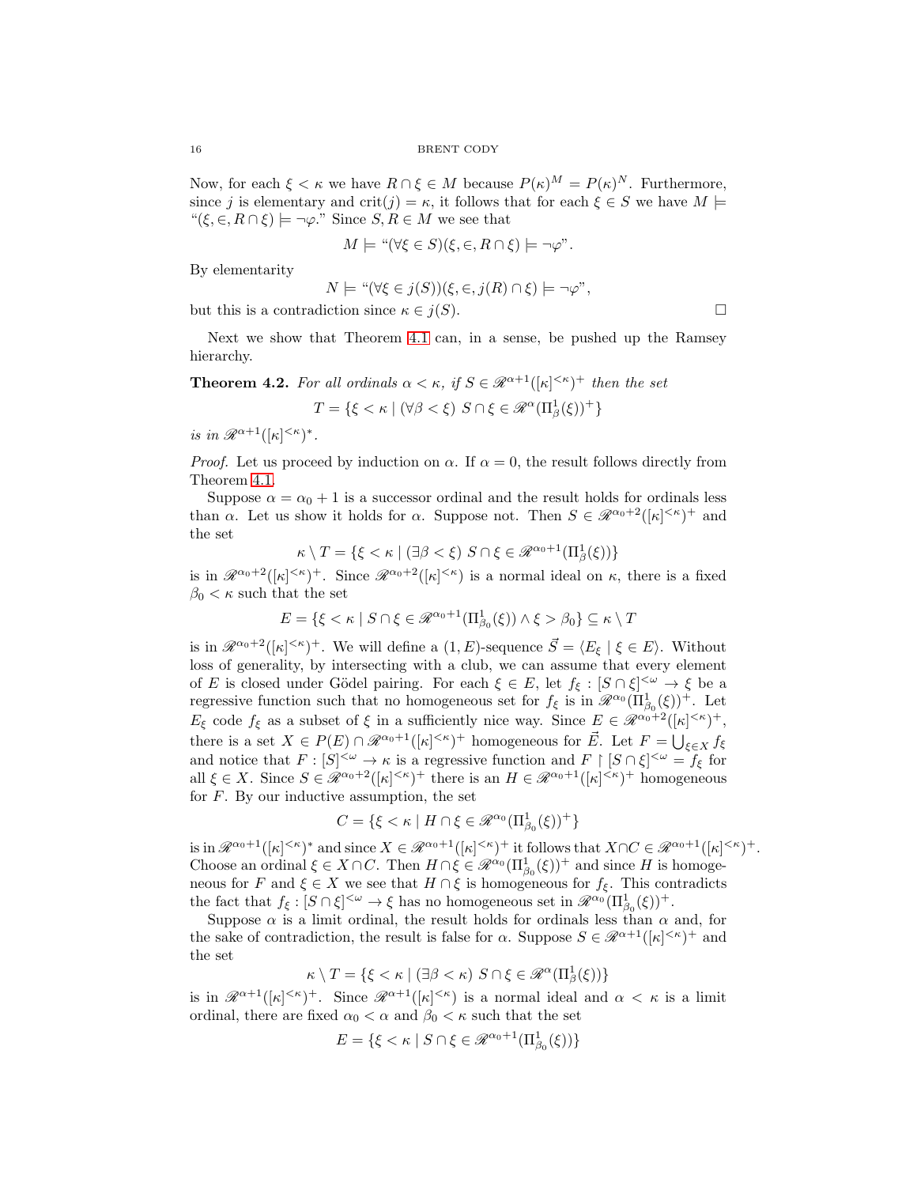Now, for each $\xi < \kappa$ we have $R \cap \xi \in M$ because $P(\kappa)^M = P(\kappa)^N$. Furthermore, since $j$ is elementary and $\mathrm{crit}(j) = \kappa$, it follows that for each $\xi \in S$ we have $M \models$ "$(\xi, \in, R \cap \xi) \models \neg\varphi$." Since $S, R \in M$ we see that

$$M \models \text{"}(\forall \xi \in S)(\xi, \in, R \cap \xi) \models \neg\varphi\text{"}.$$

By elementarity

$$N \models \text{"}(\forall \xi \in j(S))(\xi, \in, j(R) \cap \xi) \models \neg\varphi\text{"},$$

but this is a contradiction since $\kappa \in j(S)$. □

Next we show that Theorem 4.1 can, in a sense, be pushed up the Ramsey hierarchy.

**Theorem 4.2.** *For all ordinals $\alpha < \kappa$, if $S \in \mathscr{R}^{\alpha+1}([\kappa]^{<\kappa})^+$ then the set*

$$T = \{\xi < \kappa \mid (\forall \beta < \xi)\ S \cap \xi \in \mathscr{R}^{\alpha}(\Pi^1_\beta(\xi))^+\}$$

*is in $\mathscr{R}^{\alpha+1}([\kappa]^{<\kappa})^*$.*

*Proof.* Let us proceed by induction on $\alpha$. If $\alpha = 0$, the result follows directly from Theorem 4.1.

Suppose $\alpha = \alpha_0 + 1$ is a successor ordinal and the result holds for ordinals less than $\alpha$. Let us show it holds for $\alpha$. Suppose not. Then $S \in \mathscr{R}^{\alpha_0+2}([\kappa]^{<\kappa})^+$ and the set

$$\kappa \setminus T = \{\xi < \kappa \mid (\exists \beta < \xi)\ S \cap \xi \in \mathscr{R}^{\alpha_0+1}(\Pi^1_\beta(\xi))\}$$

is in $\mathscr{R}^{\alpha_0+2}([\kappa]^{<\kappa})^+$. Since $\mathscr{R}^{\alpha_0+2}([\kappa]^{<\kappa})$ is a normal ideal on $\kappa$, there is a fixed $\beta_0 < \kappa$ such that the set

$$E = \{\xi < \kappa \mid S \cap \xi \in \mathscr{R}^{\alpha_0+1}(\Pi^1_{\beta_0}(\xi)) \wedge \xi > \beta_0\} \subseteq \kappa \setminus T$$

is in $\mathscr{R}^{\alpha_0+2}([\kappa]^{<\kappa})^+$. We will define a $(1, E)$-sequence $\vec{S} = \langle E_\xi \mid \xi \in E\rangle$. Without loss of generality, by intersecting with a club, we can assume that every element of $E$ is closed under Gödel pairing. For each $\xi \in E$, let $f_\xi : [S \cap \xi]^{<\omega} \to \xi$ be a regressive function such that no homogeneous set for $f_\xi$ is in $\mathscr{R}^{\alpha_0}(\Pi^1_{\beta_0}(\xi))^+$. Let $E_\xi$ code $f_\xi$ as a subset of $\xi$ in a sufficiently nice way. Since $E \in \mathscr{R}^{\alpha_0+2}([\kappa]^{<\kappa})^+$, there is a set $X \in P(E) \cap \mathscr{R}^{\alpha_0+1}([\kappa]^{<\kappa})^+$ homogeneous for $\vec{E}$. Let $F = \bigcup_{\xi \in X} f_\xi$ and notice that $F : [S]^{<\omega} \to \kappa$ is a regressive function and $F \upharpoonright [S \cap \xi]^{<\omega} = f_\xi$ for all $\xi \in X$. Since $S \in \mathscr{R}^{\alpha_0+2}([\kappa]^{<\kappa})^+$ there is an $H \in \mathscr{R}^{\alpha_0+1}([\kappa]^{<\kappa})^+$ homogeneous for $F$. By our inductive assumption, the set

$$C = \{\xi < \kappa \mid H \cap \xi \in \mathscr{R}^{\alpha_0}(\Pi^1_{\beta_0}(\xi))^+\}$$

is in $\mathscr{R}^{\alpha_0+1}([\kappa]^{<\kappa})^*$ and since $X \in \mathscr{R}^{\alpha_0+1}([\kappa]^{<\kappa})^+$ it follows that $X \cap C \in \mathscr{R}^{\alpha_0+1}([\kappa]^{<\kappa})^+$. Choose an ordinal $\xi \in X \cap C$. Then $H \cap \xi \in \mathscr{R}^{\alpha_0}(\Pi^1_{\beta_0}(\xi))^+$ and since $H$ is homogeneous for $F$ and $\xi \in X$ we see that $H \cap \xi$ is homogeneous for $f_\xi$. This contradicts the fact that $f_\xi : [S \cap \xi]^{<\omega} \to \xi$ has no homogeneous set in $\mathscr{R}^{\alpha_0}(\Pi^1_{\beta_0}(\xi))^+$.

Suppose $\alpha$ is a limit ordinal, the result holds for ordinals less than $\alpha$ and, for the sake of contradiction, the result is false for $\alpha$. Suppose $S \in \mathscr{R}^{\alpha+1}([\kappa]^{<\kappa})^+$ and the set

$$\kappa \setminus T = \{\xi < \kappa \mid (\exists \beta < \kappa)\ S \cap \xi \in \mathscr{R}^{\alpha}(\Pi^1_\beta(\xi))\}$$

is in $\mathscr{R}^{\alpha+1}([\kappa]^{<\kappa})^+$. Since $\mathscr{R}^{\alpha+1}([\kappa]^{<\kappa})$ is a normal ideal and $\alpha < \kappa$ is a limit ordinal, there are fixed $\alpha_0 < \alpha$ and $\beta_0 < \kappa$ such that the set

$$E = \{\xi < \kappa \mid S \cap \xi \in \mathscr{R}^{\alpha_0+1}(\Pi^1_{\beta_0}(\xi))\}$$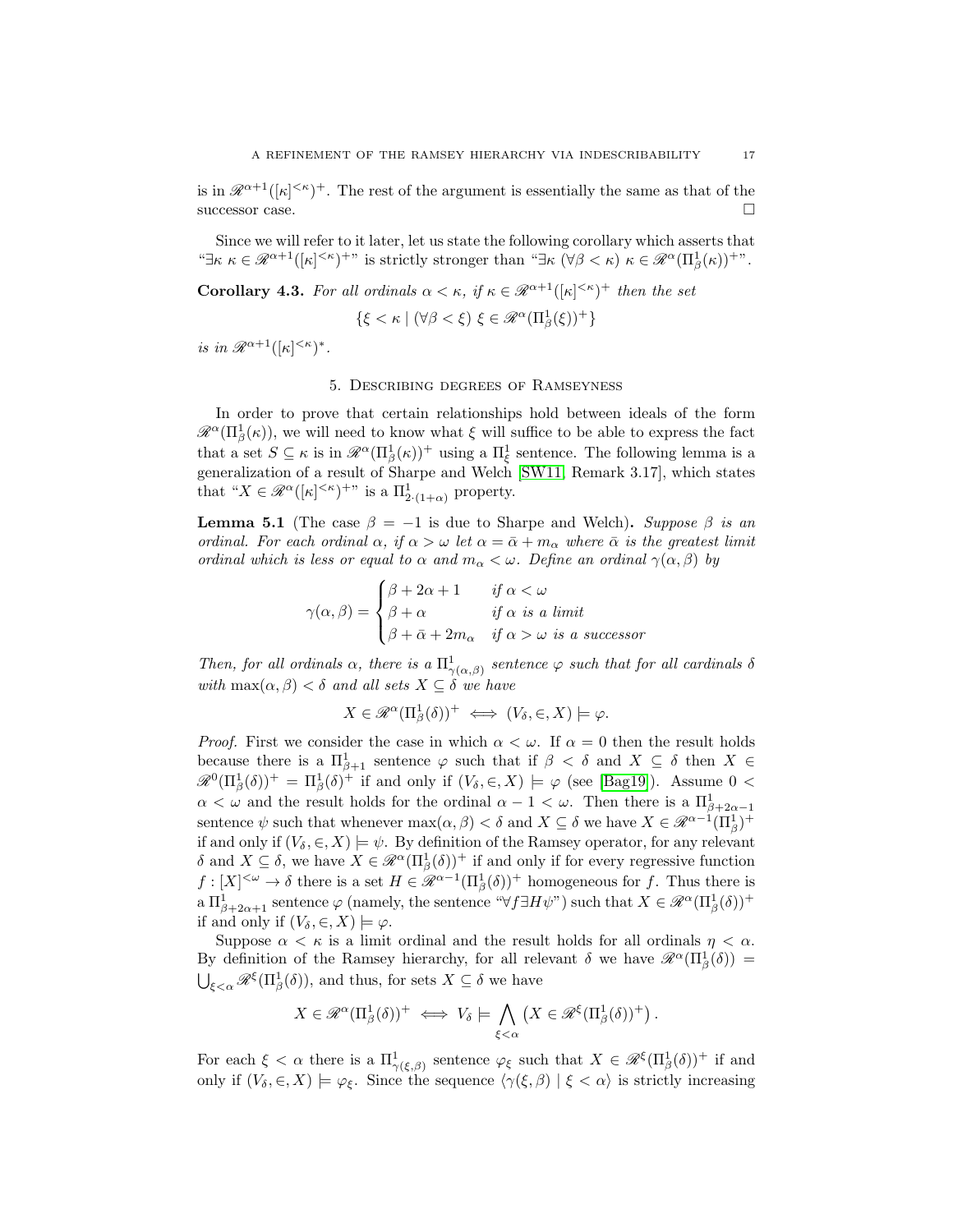is in $\mathscr{R}^{\alpha+1}([\kappa]^{<\kappa})^+$. The rest of the argument is essentially the same as that of the successor case. $\square$

Since we will refer to it later, let us state the following corollary which asserts that "$\exists\kappa\ \kappa \in \mathscr{R}^{\alpha+1}([\kappa]^{<\kappa})^+$" is strictly stronger than "$\exists\kappa\ (\forall\beta<\kappa)\ \kappa \in \mathscr{R}^{\alpha}(\Pi^1_\beta(\kappa))^+$".

**Corollary 4.3.** *For all ordinals $\alpha<\kappa$, if $\kappa \in \mathscr{R}^{\alpha+1}([\kappa]^{<\kappa})^+$ then the set*

$$\{\xi<\kappa \mid (\forall\beta<\xi)\ \xi \in \mathscr{R}^{\alpha}(\Pi^1_\beta(\xi))^+\}$$

*is in $\mathscr{R}^{\alpha+1}([\kappa]^{<\kappa})^*$.*

## 5. Describing degrees of Ramseyness

In order to prove that certain relationships hold between ideals of the form $\mathscr{R}^{\alpha}(\Pi^1_\beta(\kappa))$, we will need to know what $\xi$ will suffice to be able to express the fact that a set $S\subseteq\kappa$ is in $\mathscr{R}^{\alpha}(\Pi^1_\beta(\kappa))^+$ using a $\Pi^1_\xi$ sentence. The following lemma is a generalization of a result of Sharpe and Welch [SW11, Remark 3.17], which states that "$X \in \mathscr{R}^{\alpha}([\kappa]^{<\kappa})^+$" is a $\Pi^1_{2\cdot(1+\alpha)}$ property.

**Lemma 5.1** (The case $\beta=-1$ is due to Sharpe and Welch)**.** *Suppose $\beta$ is an ordinal. For each ordinal $\alpha$, if $\alpha>\omega$ let $\alpha=\bar{\alpha}+m_\alpha$ where $\bar{\alpha}$ is the greatest limit ordinal which is less or equal to $\alpha$ and $m_\alpha<\omega$. Define an ordinal $\gamma(\alpha,\beta)$ by*

$$\gamma(\alpha,\beta)=\begin{cases}\beta+2\alpha+1 & \text{if } \alpha<\omega\\ \beta+\alpha & \text{if } \alpha \text{ is a limit}\\ \beta+\bar{\alpha}+2m_\alpha & \text{if } \alpha>\omega \text{ is a successor}\end{cases}$$

*Then, for all ordinals $\alpha$, there is a $\Pi^1_{\gamma(\alpha,\beta)}$ sentence $\varphi$ such that for all cardinals $\delta$ with $\max(\alpha,\beta)<\delta$ and all sets $X\subseteq\delta$ we have*

$$X \in \mathscr{R}^{\alpha}(\Pi^1_\beta(\delta))^+ \iff (V_\delta,\in,X)\models\varphi.$$

*Proof.* First we consider the case in which $\alpha<\omega$. If $\alpha=0$ then the result holds because there is a $\Pi^1_{\beta+1}$ sentence $\varphi$ such that if $\beta<\delta$ and $X\subseteq\delta$ then $X\in\mathscr{R}^0(\Pi^1_\beta(\delta))^+=\Pi^1_\beta(\delta)^+$ if and only if $(V_\delta,\in,X)\models\varphi$ (see [Bag19]). Assume $0<\alpha<\omega$ and the result holds for the ordinal $\alpha-1<\omega$. Then there is a $\Pi^1_{\beta+2\alpha-1}$ sentence $\psi$ such that whenever $\max(\alpha,\beta)<\delta$ and $X\subseteq\delta$ we have $X\in\mathscr{R}^{\alpha-1}(\Pi^1_\beta)^+$ if and only if $(V_\delta,\in,X)\models\psi$. By definition of the Ramsey operator, for any relevant $\delta$ and $X\subseteq\delta$, we have $X\in\mathscr{R}^{\alpha}(\Pi^1_\beta(\delta))^+$ if and only if for every regressive function $f:[X]^{<\omega}\to\delta$ there is a set $H\in\mathscr{R}^{\alpha-1}(\Pi^1_\beta(\delta))^+$ homogeneous for $f$. Thus there is a $\Pi^1_{\beta+2\alpha+1}$ sentence $\varphi$ (namely, the sentence "$\forall f\exists H\psi$") such that $X\in\mathscr{R}^{\alpha}(\Pi^1_\beta(\delta))^+$ if and only if $(V_\delta,\in,X)\models\varphi$.

Suppose $\alpha<\kappa$ is a limit ordinal and the result holds for all ordinals $\eta<\alpha$. By definition of the Ramsey hierarchy, for all relevant $\delta$ we have $\mathscr{R}^{\alpha}(\Pi^1_\beta(\delta))=\bigcup_{\xi<\alpha}\mathscr{R}^{\xi}(\Pi^1_\beta(\delta))$, and thus, for sets $X\subseteq\delta$ we have

$$X\in\mathscr{R}^{\alpha}(\Pi^1_\beta(\delta))^+ \iff V_\delta\models\bigwedge_{\xi<\alpha}\left(X\in\mathscr{R}^{\xi}(\Pi^1_\beta(\delta))^+\right).$$

For each $\xi<\alpha$ there is a $\Pi^1_{\gamma(\xi,\beta)}$ sentence $\varphi_\xi$ such that $X\in\mathscr{R}^{\xi}(\Pi^1_\beta(\delta))^+$ if and only if $(V_\delta,\in,X)\models\varphi_\xi$. Since the sequence $\langle\gamma(\xi,\beta)\mid\xi<\alpha\rangle$ is strictly increasing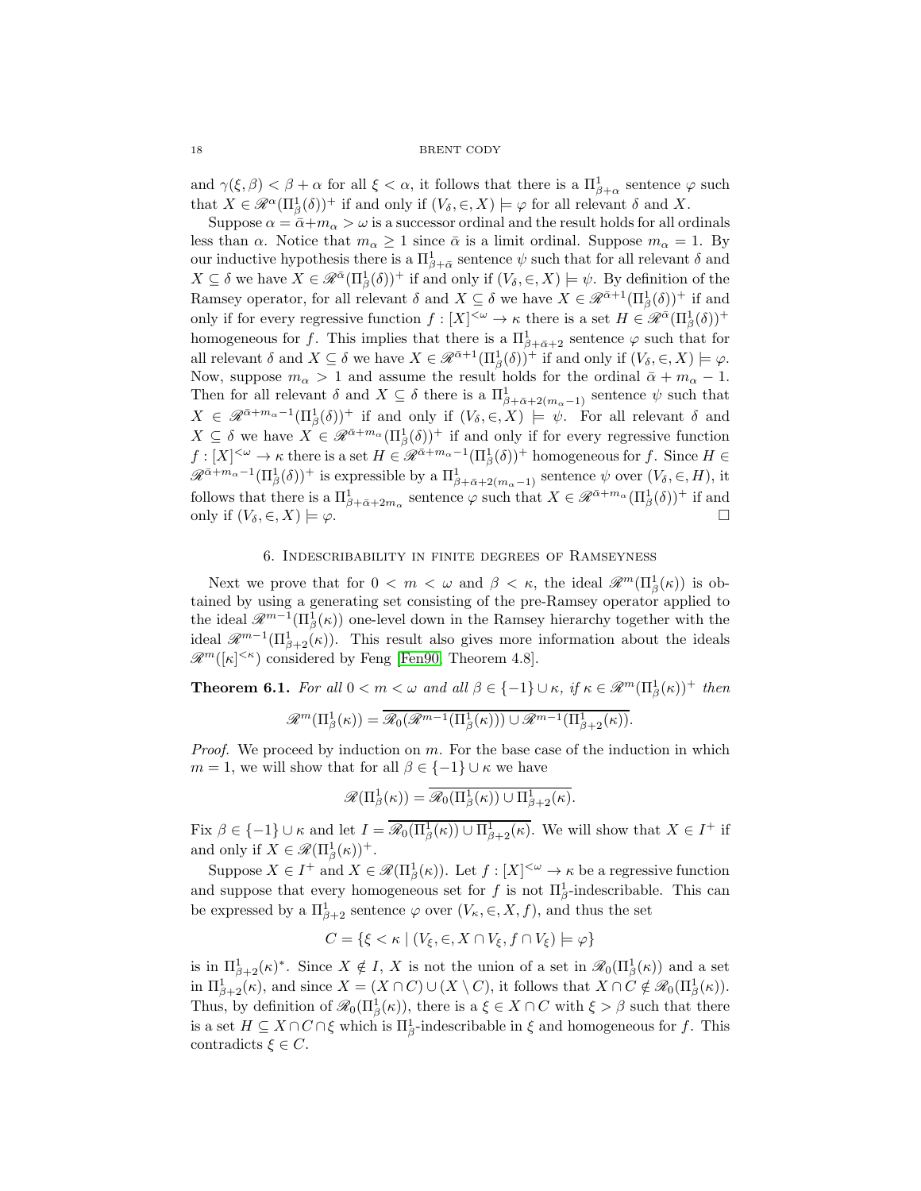and $\gamma(\xi,\beta) < \beta+\alpha$ for all $\xi<\alpha$, it follows that there is a $\Pi^1_{\beta+\alpha}$ sentence $\varphi$ such that $X \in \mathscr{R}^\alpha(\Pi^1_\beta(\delta))^+$ if and only if $(V_\delta, \in, X) \models \varphi$ for all relevant $\delta$ and $X$.

Suppose $\alpha = \bar{\alpha}+m_\alpha > \omega$ is a successor ordinal and the result holds for all ordinals less than $\alpha$. Notice that $m_\alpha \geq 1$ since $\bar{\alpha}$ is a limit ordinal. Suppose $m_\alpha = 1$. By our inductive hypothesis there is a $\Pi^1_{\beta+\bar{\alpha}}$ sentence $\psi$ such that for all relevant $\delta$ and $X \subseteq \delta$ we have $X \in \mathscr{R}^{\bar{\alpha}}(\Pi^1_\beta(\delta))^+$ if and only if $(V_\delta, \in, X) \models \psi$. By definition of the Ramsey operator, for all relevant $\delta$ and $X \subseteq \delta$ we have $X \in \mathscr{R}^{\bar{\alpha}+1}(\Pi^1_\beta(\delta))^+$ if and only if for every regressive function $f : [X]^{<\omega} \to \kappa$ there is a set $H \in \mathscr{R}^{\bar{\alpha}}(\Pi^1_\beta(\delta))^+$ homogeneous for $f$. This implies that there is a $\Pi^1_{\beta+\bar{\alpha}+2}$ sentence $\varphi$ such that for all relevant $\delta$ and $X \subseteq \delta$ we have $X \in \mathscr{R}^{\bar{\alpha}+1}(\Pi^1_\beta(\delta))^+$ if and only if $(V_\delta, \in, X) \models \varphi$. Now, suppose $m_\alpha > 1$ and assume the result holds for the ordinal $\bar{\alpha}+m_\alpha-1$. Then for all relevant $\delta$ and $X \subseteq \delta$ there is a $\Pi^1_{\beta+\bar{\alpha}+2(m_\alpha-1)}$ sentence $\psi$ such that $X \in \mathscr{R}^{\bar{\alpha}+m_\alpha-1}(\Pi^1_\beta(\delta))^+$ if and only if $(V_\delta, \in, X) \models \psi$. For all relevant $\delta$ and $X \subseteq \delta$ we have $X \in \mathscr{R}^{\bar{\alpha}+m_\alpha}(\Pi^1_\beta(\delta))^+$ if and only if for every regressive function $f : [X]^{<\omega} \to \kappa$ there is a set $H \in \mathscr{R}^{\bar{\alpha}+m_\alpha-1}(\Pi^1_\beta(\delta))^+$ homogeneous for $f$. Since $H \in \mathscr{R}^{\bar{\alpha}+m_\alpha-1}(\Pi^1_\beta(\delta))^+$ is expressible by a $\Pi^1_{\beta+\bar{\alpha}+2(m_\alpha-1)}$ sentence $\psi$ over $(V_\delta, \in, H)$, it follows that there is a $\Pi^1_{\beta+\bar{\alpha}+2m_\alpha}$ sentence $\varphi$ such that $X \in \mathscr{R}^{\bar{\alpha}+m_\alpha}(\Pi^1_\beta(\delta))^+$ if and only if $(V_\delta, \in, X) \models \varphi$. $\square$

## 6. Indescribability in finite degrees of Ramseyness

Next we prove that for $0 < m < \omega$ and $\beta < \kappa$, the ideal $\mathscr{R}^m(\Pi^1_\beta(\kappa))$ is obtained by using a generating set consisting of the pre-Ramsey operator applied to the ideal $\mathscr{R}^{m-1}(\Pi^1_\beta(\kappa))$ one-level down in the Ramsey hierarchy together with the ideal $\mathscr{R}^{m-1}(\Pi^1_{\beta+2}(\kappa))$. This result also gives more information about the ideals $\mathscr{R}^m([\kappa]^{<\kappa})$ considered by Feng [Fen90, Theorem 4.8].

**Theorem 6.1.** *For all $0 < m < \omega$ and all $\beta \in \{-1\} \cup \kappa$, if $\kappa \in \mathscr{R}^m(\Pi^1_\beta(\kappa))^+$ then*

$$\mathscr{R}^m(\Pi^1_\beta(\kappa)) = \overline{\mathscr{R}_0(\mathscr{R}^{m-1}(\Pi^1_\beta(\kappa))) \cup \mathscr{R}^{m-1}(\Pi^1_{\beta+2}(\kappa))}.$$

*Proof.* We proceed by induction on $m$. For the base case of the induction in which $m = 1$, we will show that for all $\beta \in \{-1\} \cup \kappa$ we have

$$\mathscr{R}(\Pi^1_\beta(\kappa)) = \overline{\mathscr{R}_0(\Pi^1_\beta(\kappa)) \cup \Pi^1_{\beta+2}(\kappa)}.$$

Fix $\beta \in \{-1\} \cup \kappa$ and let $I = \overline{\mathscr{R}_0(\Pi^1_\beta(\kappa)) \cup \Pi^1_{\beta+2}(\kappa)}$. We will show that $X \in I^+$ if and only if $X \in \mathscr{R}(\Pi^1_\beta(\kappa))^+$.

Suppose $X \in I^+$ and $X \in \mathscr{R}(\Pi^1_\beta(\kappa))$. Let $f : [X]^{<\omega} \to \kappa$ be a regressive function and suppose that every homogeneous set for $f$ is not $\Pi^1_\beta$-indescribable. This can be expressed by a $\Pi^1_{\beta+2}$ sentence $\varphi$ over $(V_\kappa, \in, X, f)$, and thus the set

$$C = \{\xi < \kappa \mid (V_\xi, \in, X \cap V_\xi, f \cap V_\xi) \models \varphi\}$$

is in $\Pi^1_{\beta+2}(\kappa)^*$. Since $X \notin I$, $X$ is not the union of a set in $\mathscr{R}_0(\Pi^1_\beta(\kappa))$ and a set in $\Pi^1_{\beta+2}(\kappa)$, and since $X = (X \cap C) \cup (X \setminus C)$, it follows that $X \cap C \notin \mathscr{R}_0(\Pi^1_\beta(\kappa))$. Thus, by definition of $\mathscr{R}_0(\Pi^1_\beta(\kappa))$, there is a $\xi \in X \cap C$ with $\xi > \beta$ such that there is a set $H \subseteq X \cap C \cap \xi$ which is $\Pi^1_\beta$-indescribable in $\xi$ and homogeneous for $f$. This contradicts $\xi \in C$.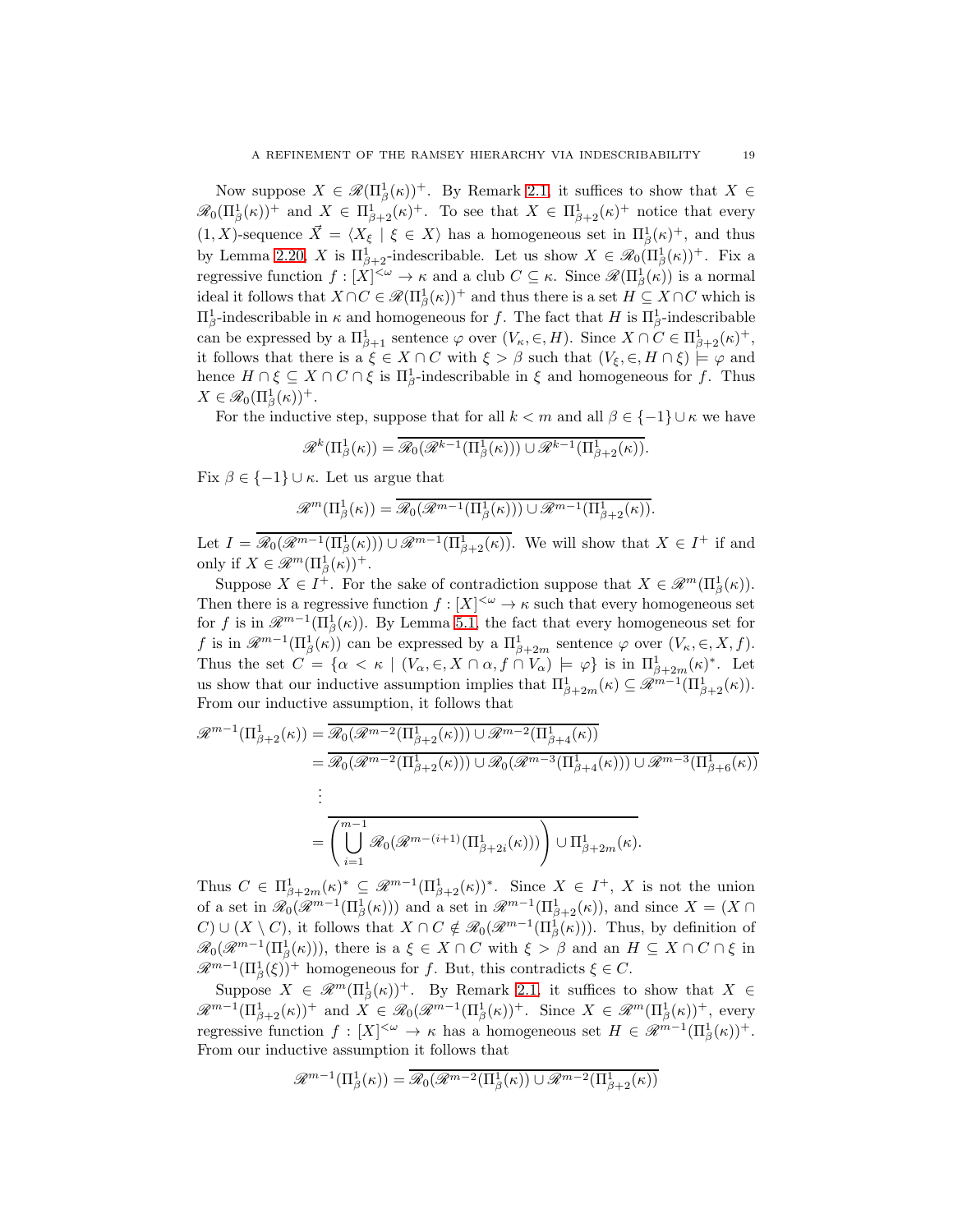Now suppose $X \in \mathscr{R}(\Pi^1_\beta(\kappa))^+$. By Remark 2.1, it suffices to show that $X \in \mathscr{R}_0(\Pi^1_\beta(\kappa))^+$ and $X \in \Pi^1_{\beta+2}(\kappa)^+$. To see that $X \in \Pi^1_{\beta+2}(\kappa)^+$ notice that every $(1,X)$-sequence $\vec{X} = \langle X_\xi \mid \xi \in X\rangle$ has a homogeneous set in $\Pi^1_\beta(\kappa)^+$, and thus by Lemma 2.20, $X$ is $\Pi^1_{\beta+2}$-indescribable. Let us show $X \in \mathscr{R}_0(\Pi^1_\beta(\kappa))^+$. Fix a regressive function $f : [X]^{<\omega} \to \kappa$ and a club $C \subseteq \kappa$. Since $\mathscr{R}(\Pi^1_\beta(\kappa))$ is a normal ideal it follows that $X \cap C \in \mathscr{R}(\Pi^1_\beta(\kappa))^+$ and thus there is a set $H \subseteq X \cap C$ which is $\Pi^1_\beta$-indescribable in $\kappa$ and homogeneous for $f$. The fact that $H$ is $\Pi^1_\beta$-indescribable can be expressed by a $\Pi^1_{\beta+1}$ sentence $\varphi$ over $(V_\kappa, \in, H)$. Since $X \cap C \in \Pi^1_{\beta+2}(\kappa)^+$, it follows that there is a $\xi \in X \cap C$ with $\xi > \beta$ such that $(V_\xi, \in, H \cap \xi) \models \varphi$ and hence $H \cap \xi \subseteq X \cap C \cap \xi$ is $\Pi^1_\beta$-indescribable in $\xi$ and homogeneous for $f$. Thus $X \in \mathscr{R}_0(\Pi^1_\beta(\kappa))^+$.

For the inductive step, suppose that for all $k < m$ and all $\beta \in \{-1\} \cup \kappa$ we have

$$\mathscr{R}^k(\Pi^1_\beta(\kappa)) = \overline{\mathscr{R}_0(\mathscr{R}^{k-1}(\Pi^1_\beta(\kappa))) \cup \mathscr{R}^{k-1}(\Pi^1_{\beta+2}(\kappa))}.$$

Fix $\beta \in \{-1\} \cup \kappa$. Let us argue that

$$\mathscr{R}^m(\Pi^1_\beta(\kappa)) = \overline{\mathscr{R}_0(\mathscr{R}^{m-1}(\Pi^1_\beta(\kappa))) \cup \mathscr{R}^{m-1}(\Pi^1_{\beta+2}(\kappa))}.$$

Let $I = \overline{\mathscr{R}_0(\mathscr{R}^{m-1}(\Pi^1_\beta(\kappa))) \cup \mathscr{R}^{m-1}(\Pi^1_{\beta+2}(\kappa))}$. We will show that $X \in I^+$ if and only if $X \in \mathscr{R}^m(\Pi^1_\beta(\kappa))^+$.

Suppose $X \in I^+$. For the sake of contradiction suppose that $X \in \mathscr{R}^m(\Pi^1_\beta(\kappa))$. Then there is a regressive function $f : [X]^{<\omega} \to \kappa$ such that every homogeneous set for $f$ is in $\mathscr{R}^{m-1}(\Pi^1_\beta(\kappa))$. By Lemma 5.1, the fact that every homogeneous set for $f$ is in $\mathscr{R}^{m-1}(\Pi^1_\beta(\kappa))$ can be expressed by a $\Pi^1_{\beta+2m}$ sentence $\varphi$ over $(V_\kappa, \in, X, f)$. Thus the set $C = \{\alpha < \kappa \mid (V_\alpha, \in, X \cap \alpha, f \cap V_\alpha) \models \varphi\}$ is in $\Pi^1_{\beta+2m}(\kappa)^*$. Let us show that our inductive assumption implies that $\Pi^1_{\beta+2m}(\kappa) \subseteq \mathscr{R}^{m-1}(\Pi^1_{\beta+2}(\kappa))$. From our inductive assumption, it follows that

$$\begin{aligned}
\mathscr{R}^{m-1}(\Pi^1_{\beta+2}(\kappa)) &= \overline{\mathscr{R}_0(\mathscr{R}^{m-2}(\Pi^1_{\beta+2}(\kappa))) \cup \mathscr{R}^{m-2}(\Pi^1_{\beta+4}(\kappa))} \\
&= \overline{\mathscr{R}_0(\mathscr{R}^{m-2}(\Pi^1_{\beta+2}(\kappa))) \cup \mathscr{R}_0(\mathscr{R}^{m-3}(\Pi^1_{\beta+4}(\kappa))) \cup \mathscr{R}^{m-3}(\Pi^1_{\beta+6}(\kappa))} \\
&\vdots \\
&= \overline{\left(\bigcup_{i=1}^{m-1} \mathscr{R}_0(\mathscr{R}^{m-(i+1)}(\Pi^1_{\beta+2i}(\kappa)))\right) \cup \Pi^1_{\beta+2m}(\kappa)}.
\end{aligned}$$

Thus $C \in \Pi^1_{\beta+2m}(\kappa)^* \subseteq \mathscr{R}^{m-1}(\Pi^1_{\beta+2}(\kappa))^*$. Since $X \in I^+$, $X$ is not the union of a set in $\mathscr{R}_0(\mathscr{R}^{m-1}(\Pi^1_\beta(\kappa)))$ and a set in $\mathscr{R}^{m-1}(\Pi^1_{\beta+2}(\kappa))$, and since $X = (X \cap C) \cup (X \setminus C)$, it follows that $X \cap C \notin \mathscr{R}_0(\mathscr{R}^{m-1}(\Pi^1_\beta(\kappa)))$. Thus, by definition of $\mathscr{R}_0(\mathscr{R}^{m-1}(\Pi^1_\beta(\kappa)))$, there is a $\xi \in X \cap C$ with $\xi > \beta$ and an $H \subseteq X \cap C \cap \xi$ in $\mathscr{R}^{m-1}(\Pi^1_\beta(\xi))^+$ homogeneous for $f$. But, this contradicts $\xi \in C$.

Suppose $X \in \mathscr{R}^m(\Pi^1_\beta(\kappa))^+$. By Remark 2.1, it suffices to show that $X \in \mathscr{R}^{m-1}(\Pi^1_{\beta+2}(\kappa))^+$ and $X \in \mathscr{R}_0(\mathscr{R}^{m-1}(\Pi^1_\beta(\kappa)))^+$. Since $X \in \mathscr{R}^m(\Pi^1_\beta(\kappa))^+$, every regressive function $f : [X]^{<\omega} \to \kappa$ has a homogeneous set $H \in \mathscr{R}^{m-1}(\Pi^1_\beta(\kappa))^+$. From our inductive assumption it follows that

$$\mathscr{R}^{m-1}(\Pi^1_\beta(\kappa)) = \overline{\mathscr{R}_0(\mathscr{R}^{m-2}(\Pi^1_\beta(\kappa)) \cup \mathscr{R}^{m-2}(\Pi^1_{\beta+2}(\kappa))}$$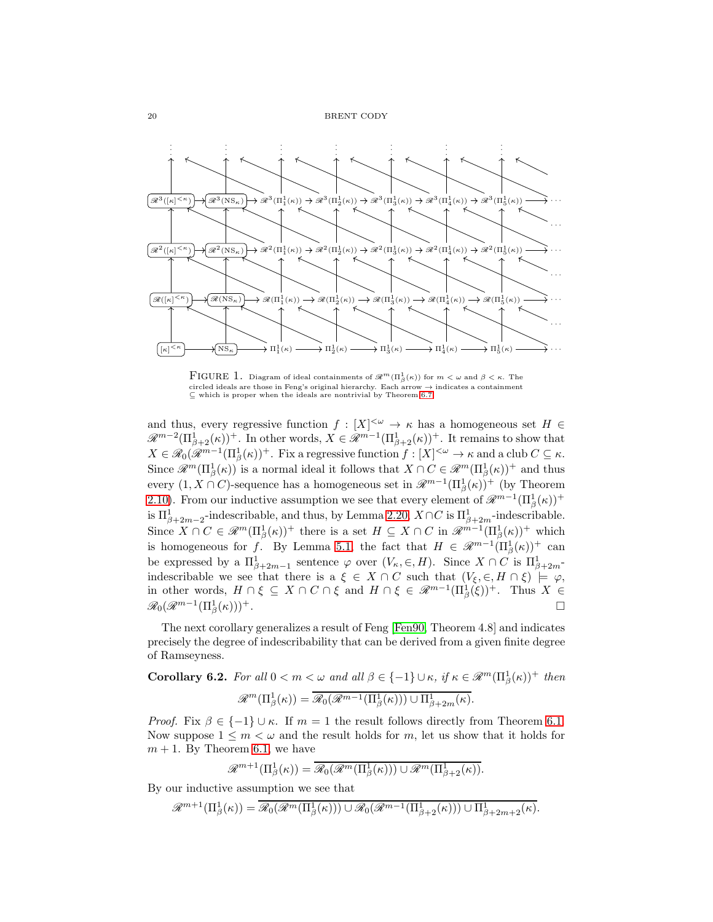FIGURE 1. Diagram of ideal containments of $\mathscr{R}^m(\Pi^1_\beta(\kappa))$ for $m < \omega$ and $\beta < \kappa$. The circled ideals are those in Feng's original hierarchy. Each arrow $\rightarrow$ indicates a containment $\subseteq$ which is proper when the ideals are nontrivial by Theorem 6.7.

and thus, every regressive function $f : [X]^{<\omega} \to \kappa$ has a homogeneous set $H \in \mathscr{R}^{m-2}(\Pi^1_{\beta+2}(\kappa))^+$. In other words, $X \in \mathscr{R}^{m-1}(\Pi^1_{\beta+2}(\kappa))^+$. It remains to show that $X \in \mathscr{R}_0(\mathscr{R}^{m-1}(\Pi^1_\beta(\kappa))^+$. Fix a regressive function $f : [X]^{<\omega} \to \kappa$ and a club $C \subseteq \kappa$. Since $\mathscr{R}^m(\Pi^1_\beta(\kappa))$ is a normal ideal it follows that $X \cap C \in \mathscr{R}^m(\Pi^1_\beta(\kappa))^+$ and thus every $(1, X \cap C)$-sequence has a homogeneous set in $\mathscr{R}^{m-1}(\Pi^1_\beta(\kappa))^+$ (by Theorem 2.10). From our inductive assumption we see that every element of $\mathscr{R}^{m-1}(\Pi^1_\beta(\kappa))^+$ is $\Pi^1_{\beta+2m-2}$-indescribable, and thus, by Lemma 2.20, $X \cap C$ is $\Pi^1_{\beta+2m}$-indescribable. Since $X \cap C \in \mathscr{R}^m(\Pi^1_\beta(\kappa))^+$ there is a set $H \subseteq X \cap C$ in $\mathscr{R}^{m-1}(\Pi^1_\beta(\kappa))^+$ which is homogeneous for $f$. By Lemma 5.1, the fact that $H \in \mathscr{R}^{m-1}(\Pi^1_\beta(\kappa))^+$ can be expressed by a $\Pi^1_{\beta+2m-1}$ sentence $\varphi$ over $(V_\kappa, \in, H)$. Since $X \cap C$ is $\Pi^1_{\beta+2m}$-indescribable we see that there is a $\xi \in X \cap C$ such that $(V_\xi, \in, H \cap \xi) \models \varphi$, in other words, $H \cap \xi \subseteq X \cap C \cap \xi$ and $H \cap \xi \in \mathscr{R}^{m-1}(\Pi^1_\beta(\xi))^+$. Thus $X \in \mathscr{R}_0(\mathscr{R}^{m-1}(\Pi^1_\beta(\kappa)))^+$. $\square$

The next corollary generalizes a result of Feng [Fen90, Theorem 4.8] and indicates precisely the degree of indescribability that can be derived from a given finite degree of Ramseyness.

**Corollary 6.2.** *For all $0 < m < \omega$ and all $\beta \in \{-1\} \cup \kappa$, if $\kappa \in \mathscr{R}^m(\Pi^1_\beta(\kappa))^+$ then*

$$\mathscr{R}^m(\Pi^1_\beta(\kappa)) = \overline{\mathscr{R}_0(\mathscr{R}^{m-1}(\Pi^1_\beta(\kappa))) \cup \Pi^1_{\beta+2m}(\kappa)}.$$

*Proof.* Fix $\beta \in \{-1\} \cup \kappa$. If $m = 1$ the result follows directly from Theorem 6.1. Now suppose $1 \leq m < \omega$ and the result holds for $m$, let us show that it holds for $m+1$. By Theorem 6.1, we have

$$\mathscr{R}^{m+1}(\Pi^1_\beta(\kappa)) = \overline{\mathscr{R}_0(\mathscr{R}^m(\Pi^1_\beta(\kappa))) \cup \mathscr{R}^m(\Pi^1_{\beta+2}(\kappa))}.$$

By our inductive assumption we see that

$$\mathscr{R}^{m+1}(\Pi^1_\beta(\kappa)) = \overline{\mathscr{R}_0(\mathscr{R}^m(\Pi^1_\beta(\kappa))) \cup \mathscr{R}_0(\mathscr{R}^{m-1}(\Pi^1_{\beta+2}(\kappa))) \cup \Pi^1_{\beta+2m+2}(\kappa)}.$$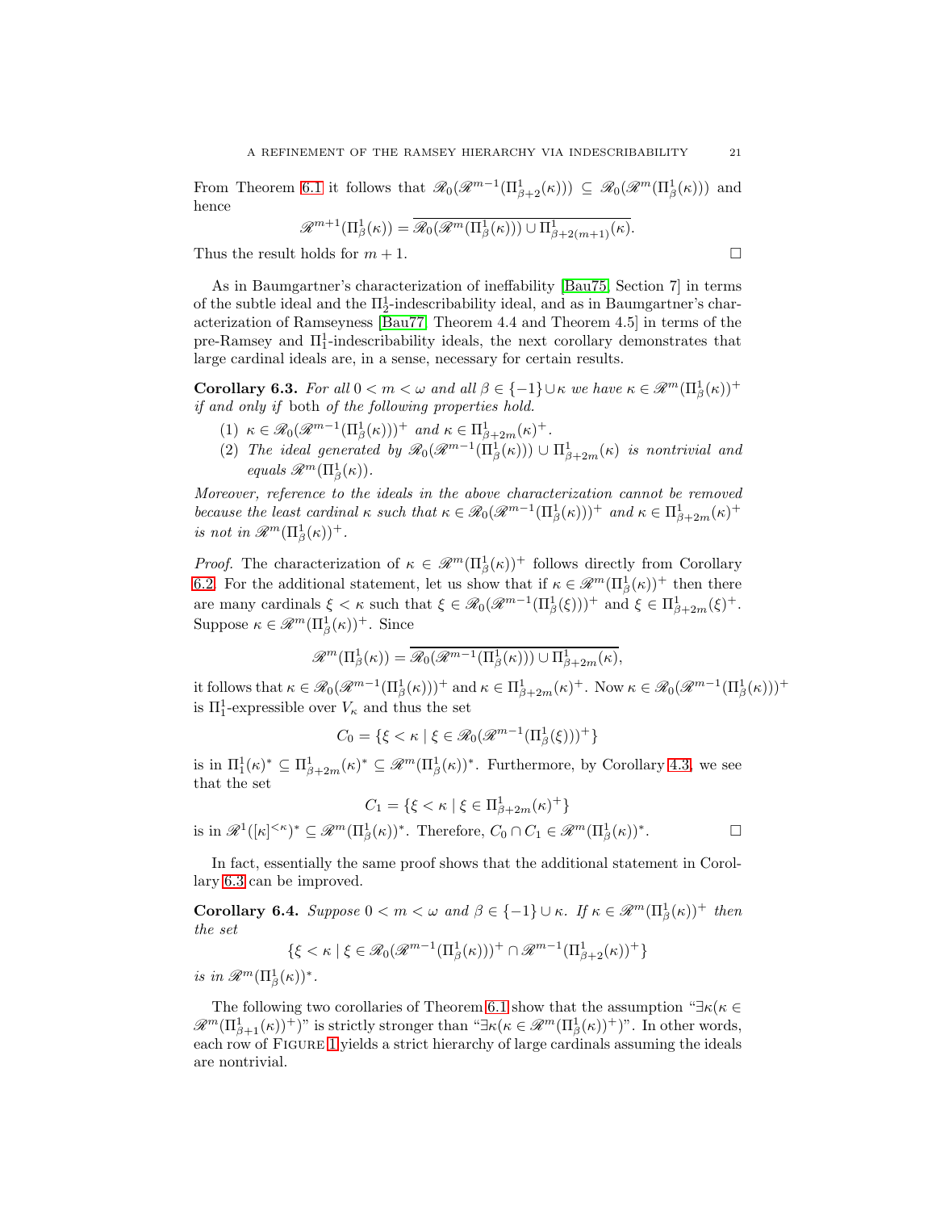From Theorem 6.1 it follows that $\mathscr{R}_0(\mathscr{R}^{m-1}(\Pi^1_{\beta+2}(\kappa))) \subseteq \mathscr{R}_0(\mathscr{R}^m(\Pi^1_\beta(\kappa)))$ and hence

$$\mathscr{R}^{m+1}(\Pi^1_\beta(\kappa)) = \overline{\mathscr{R}_0(\mathscr{R}^m(\Pi^1_\beta(\kappa))) \cup \Pi^1_{\beta+2(m+1)}(\kappa)}.$$

Thus the result holds for $m+1$. $\square$

As in Baumgartner's characterization of ineffability [Bau75, Section 7] in terms of the subtle ideal and the $\Pi^1_2$-indescribability ideal, and as in Baumgartner's characterization of Ramseyness [Bau77, Theorem 4.4 and Theorem 4.5] in terms of the pre-Ramsey and $\Pi^1_1$-indescribability ideals, the next corollary demonstrates that large cardinal ideals are, in a sense, necessary for certain results.

**Corollary 6.3.** *For all $0 < m < \omega$ and all $\beta \in \{-1\} \cup \kappa$ we have $\kappa \in \mathscr{R}^m(\Pi^1_\beta(\kappa))^+$ if and only if* both *of the following properties hold.*

1. *$\kappa \in \mathscr{R}_0(\mathscr{R}^{m-1}(\Pi^1_\beta(\kappa)))^+$ and $\kappa \in \Pi^1_{\beta+2m}(\kappa)^+$.*
2. *The ideal generated by $\mathscr{R}_0(\mathscr{R}^{m-1}(\Pi^1_\beta(\kappa))) \cup \Pi^1_{\beta+2m}(\kappa)$ is nontrivial and equals $\mathscr{R}^m(\Pi^1_\beta(\kappa))$.*

*Moreover, reference to the ideals in the above characterization cannot be removed because the least cardinal $\kappa$ such that $\kappa \in \mathscr{R}_0(\mathscr{R}^{m-1}(\Pi^1_\beta(\kappa)))^+$ and $\kappa \in \Pi^1_{\beta+2m}(\kappa)^+$ is not in $\mathscr{R}^m(\Pi^1_\beta(\kappa))^+$.*

*Proof.* The characterization of $\kappa \in \mathscr{R}^m(\Pi^1_\beta(\kappa))^+$ follows directly from Corollary 6.2. For the additional statement, let us show that if $\kappa \in \mathscr{R}^m(\Pi^1_\beta(\kappa))^+$ then there are many cardinals $\xi < \kappa$ such that $\xi \in \mathscr{R}_0(\mathscr{R}^{m-1}(\Pi^1_\beta(\xi)))^+$ and $\xi \in \Pi^1_{\beta+2m}(\xi)^+$. Suppose $\kappa \in \mathscr{R}^m(\Pi^1_\beta(\kappa))^+$. Since

$$\mathscr{R}^m(\Pi^1_\beta(\kappa)) = \overline{\mathscr{R}_0(\mathscr{R}^{m-1}(\Pi^1_\beta(\kappa))) \cup \Pi^1_{\beta+2m}(\kappa)},$$

it follows that $\kappa \in \mathscr{R}_0(\mathscr{R}^{m-1}(\Pi^1_\beta(\kappa)))^+$ and $\kappa \in \Pi^1_{\beta+2m}(\kappa)^+$. Now $\kappa \in \mathscr{R}_0(\mathscr{R}^{m-1}(\Pi^1_\beta(\kappa)))^+$ is $\Pi^1_1$-expressible over $V_\kappa$ and thus the set

$$C_0 = \{\xi < \kappa \mid \xi \in \mathscr{R}_0(\mathscr{R}^{m-1}(\Pi^1_\beta(\xi)))^+\}$$

is in $\Pi^1_1(\kappa)^* \subseteq \Pi^1_{\beta+2m}(\kappa)^* \subseteq \mathscr{R}^m(\Pi^1_\beta(\kappa))^*$. Furthermore, by Corollary 4.3, we see that the set

$$C_1 = \{\xi < \kappa \mid \xi \in \Pi^1_{\beta+2m}(\kappa)^+\}$$

is in $\mathscr{R}^1([\kappa]^{<\kappa})^* \subseteq \mathscr{R}^m(\Pi^1_\beta(\kappa))^*$. Therefore, $C_0 \cap C_1 \in \mathscr{R}^m(\Pi^1_\beta(\kappa))^*$. $\square$

In fact, essentially the same proof shows that the additional statement in Corollary 6.3 can be improved.

**Corollary 6.4.** *Suppose $0 < m < \omega$ and $\beta \in \{-1\} \cup \kappa$. If $\kappa \in \mathscr{R}^m(\Pi^1_\beta(\kappa))^+$ then the set*

$$\{\xi < \kappa \mid \xi \in \mathscr{R}_0(\mathscr{R}^{m-1}(\Pi^1_\beta(\kappa)))^+ \cap \mathscr{R}^{m-1}(\Pi^1_{\beta+2}(\kappa))^+\}$$

*is in $\mathscr{R}^m(\Pi^1_\beta(\kappa))^*$.*

The following two corollaries of Theorem 6.1 show that the assumption "$\exists\kappa(\kappa \in \mathscr{R}^m(\Pi^1_{\beta+1}(\kappa))^+)$" is strictly stronger than "$\exists\kappa(\kappa \in \mathscr{R}^m(\Pi^1_\beta(\kappa))^+)$". In other words, each row of Figure 1 yields a strict hierarchy of large cardinals assuming the ideals are nontrivial.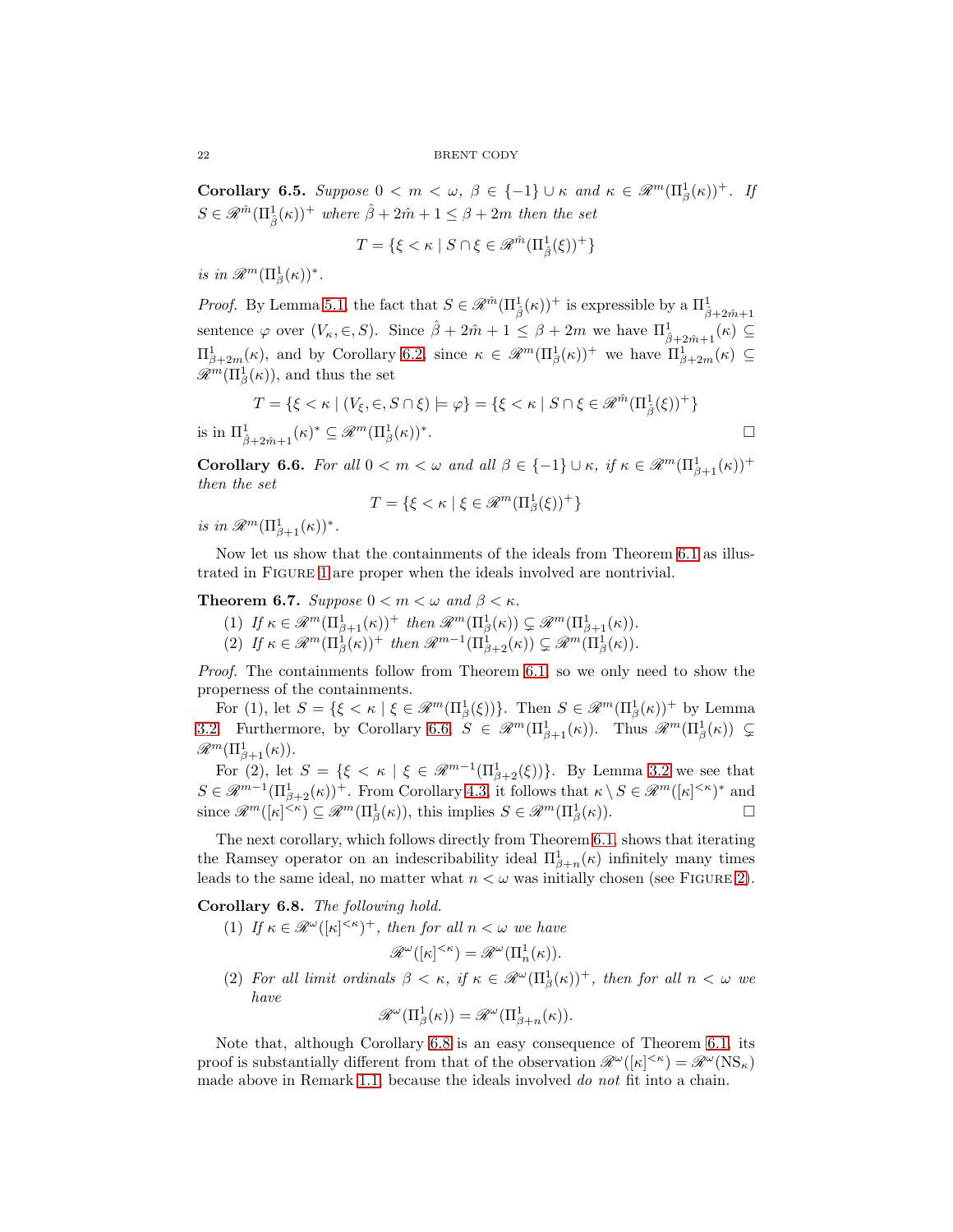**Corollary 6.5.** *Suppose $0 < m < \omega$, $\beta \in \{-1\} \cup \kappa$ and $\kappa \in \mathscr{R}^m(\Pi^1_\beta(\kappa))^+$. If $S \in \mathscr{R}^{\hat{m}}(\Pi^1_{\hat{\beta}}(\kappa))^+$ where $\hat{\beta} + 2\hat{m} + 1 \leq \beta + 2m$ then the set*

$$T = \{\xi < \kappa \mid S \cap \xi \in \mathscr{R}^{\hat{m}}(\Pi^1_{\hat{\beta}}(\xi))^+\}$$

*is in $\mathscr{R}^m(\Pi^1_\beta(\kappa))^*$.*

*Proof.* By Lemma 5.1, the fact that $S \in \mathscr{R}^{\hat{m}}(\Pi^1_{\hat{\beta}}(\kappa))^+$ is expressible by a $\Pi^1_{\hat{\beta}+2\hat{m}+1}$ sentence $\varphi$ over $(V_\kappa, \in, S)$. Since $\hat{\beta} + 2\hat{m} + 1 \leq \beta + 2m$ we have $\Pi^1_{\hat{\beta}+2\hat{m}+1}(\kappa) \subseteq \Pi^1_{\beta+2m}(\kappa)$, and by Corollary 6.2, since $\kappa \in \mathscr{R}^m(\Pi^1_\beta(\kappa))^+$ we have $\Pi^1_{\beta+2m}(\kappa) \subseteq \mathscr{R}^m(\Pi^1_\beta(\kappa))$, and thus the set

$$T = \{\xi < \kappa \mid (V_\xi, \in, S \cap \xi) \models \varphi\} = \{\xi < \kappa \mid S \cap \xi \in \mathscr{R}^{\hat{m}}(\Pi^1_{\hat{\beta}}(\xi))^+\}$$

is in $\Pi^1_{\hat{\beta}+2\hat{m}+1}(\kappa)^* \subseteq \mathscr{R}^m(\Pi^1_\beta(\kappa))^*$. □

**Corollary 6.6.** *For all $0 < m < \omega$ and all $\beta \in \{-1\} \cup \kappa$, if $\kappa \in \mathscr{R}^m(\Pi^1_{\beta+1}(\kappa))^+$ then the set*

$$T = \{\xi < \kappa \mid \xi \in \mathscr{R}^m(\Pi^1_\beta(\xi))^+\}$$

*is in $\mathscr{R}^m(\Pi^1_{\beta+1}(\kappa))^*$.*

Now let us show that the containments of the ideals from Theorem 6.1 as illustrated in Figure 1 are proper when the ideals involved are nontrivial.

**Theorem 6.7.** *Suppose $0 < m < \omega$ and $\beta < \kappa$.*

1. *If $\kappa \in \mathscr{R}^m(\Pi^1_{\beta+1}(\kappa))^+$ then $\mathscr{R}^m(\Pi^1_\beta(\kappa)) \subsetneq \mathscr{R}^m(\Pi^1_{\beta+1}(\kappa))$.*
2. *If $\kappa \in \mathscr{R}^m(\Pi^1_\beta(\kappa))^+$ then $\mathscr{R}^{m-1}(\Pi^1_{\beta+2}(\kappa)) \subsetneq \mathscr{R}^m(\Pi^1_\beta(\kappa))$.*

*Proof.* The containments follow from Theorem 6.1, so we only need to show the properness of the containments.

For (1), let $S = \{\xi < \kappa \mid \xi \in \mathscr{R}^m(\Pi^1_\beta(\xi))\}$. Then $S \in \mathscr{R}^m(\Pi^1_\beta(\kappa))^+$ by Lemma 3.2. Furthermore, by Corollary 6.6, $S \in \mathscr{R}^m(\Pi^1_{\beta+1}(\kappa))$. Thus $\mathscr{R}^m(\Pi^1_\beta(\kappa)) \subsetneq \mathscr{R}^m(\Pi^1_{\beta+1}(\kappa))$.

For (2), let $S = \{\xi < \kappa \mid \xi \in \mathscr{R}^{m-1}(\Pi^1_{\beta+2}(\xi))\}$. By Lemma 3.2 we see that $S \in \mathscr{R}^{m-1}(\Pi^1_{\beta+2}(\kappa))^+$. From Corollary 4.3, it follows that $\kappa \setminus S \in \mathscr{R}^m([\kappa]^{<\kappa})^*$ and since $\mathscr{R}^m([\kappa]^{<\kappa}) \subseteq \mathscr{R}^m(\Pi^1_\beta(\kappa))$, this implies $S \in \mathscr{R}^m(\Pi^1_\beta(\kappa))$. □

The next corollary, which follows directly from Theorem 6.1, shows that iterating the Ramsey operator on an indescribability ideal $\Pi^1_{\beta+n}(\kappa)$ infinitely many times leads to the same ideal, no matter what $n < \omega$ was initially chosen (see Figure 2).

**Corollary 6.8.** *The following hold.*

1. *If $\kappa \in \mathscr{R}^\omega([\kappa]^{<\kappa})^+$, then for all $n < \omega$ we have*
$$\mathscr{R}^\omega([\kappa]^{<\kappa}) = \mathscr{R}^\omega(\Pi^1_n(\kappa)).$$
2. *For all limit ordinals $\beta < \kappa$, if $\kappa \in \mathscr{R}^\omega(\Pi^1_\beta(\kappa))^+$, then for all $n < \omega$ we have*
$$\mathscr{R}^\omega(\Pi^1_\beta(\kappa)) = \mathscr{R}^\omega(\Pi^1_{\beta+n}(\kappa)).$$

Note that, although Corollary 6.8 is an easy consequence of Theorem 6.1, its proof is substantially different from that of the observation $\mathscr{R}^\omega([\kappa]^{<\kappa}) = \mathscr{R}^\omega(\mathrm{NS}_\kappa)$ made above in Remark 1.1, because the ideals involved *do not* fit into a chain.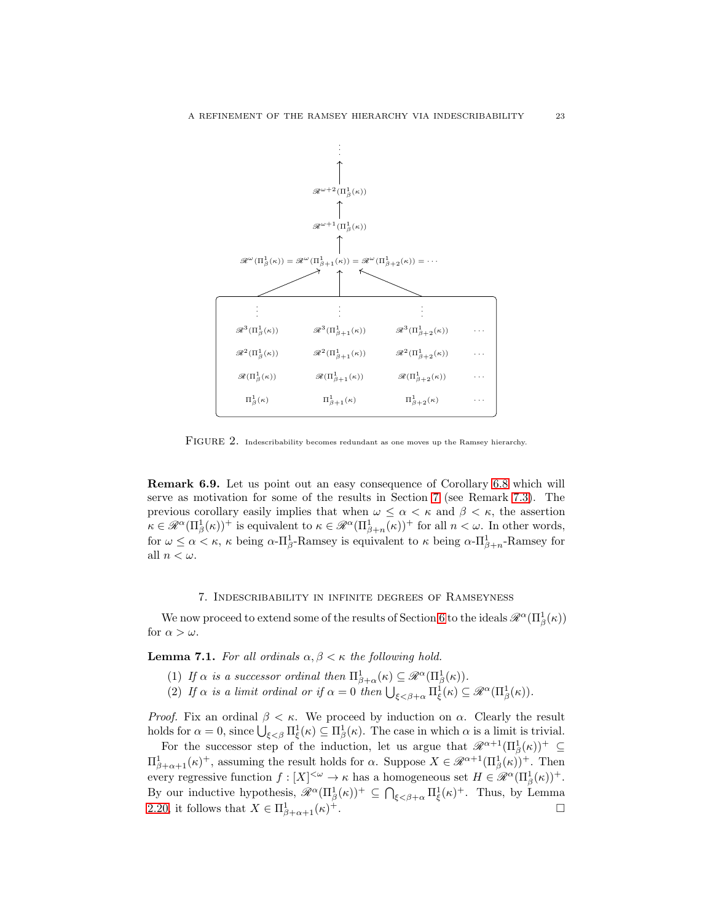FIGURE 2. Indescribability becomes redundant as one moves up the Ramsey hierarchy.

**Remark 6.9.** Let us point out an easy consequence of Corollary 6.8 which will serve as motivation for some of the results in Section 7 (see Remark 7.3). The previous corollary easily implies that when $\omega \leq \alpha < \kappa$ and $\beta < \kappa$, the assertion $\kappa \in \mathscr{R}^\alpha(\Pi^1_\beta(\kappa))^+$ is equivalent to $\kappa \in \mathscr{R}^\alpha(\Pi^1_{\beta+n}(\kappa))^+$ for all $n < \omega$. In other words, for $\omega \leq \alpha < \kappa$, $\kappa$ being $\alpha$-$\Pi^1_\beta$-Ramsey is equivalent to $\kappa$ being $\alpha$-$\Pi^1_{\beta+n}$-Ramsey for all $n < \omega$.

## 7. Indescribability in infinite degrees of Ramseyness

We now proceed to extend some of the results of Section 6 to the ideals $\mathscr{R}^\alpha(\Pi^1_\beta(\kappa))$ for $\alpha > \omega$.

**Lemma 7.1.** *For all ordinals $\alpha, \beta < \kappa$ the following hold.*

1. *If $\alpha$ is a successor ordinal then $\Pi^1_{\beta+\alpha}(\kappa) \subseteq \mathscr{R}^\alpha(\Pi^1_\beta(\kappa))$.*
2. *If $\alpha$ is a limit ordinal or if $\alpha = 0$ then $\bigcup_{\xi<\beta+\alpha} \Pi^1_\xi(\kappa) \subseteq \mathscr{R}^\alpha(\Pi^1_\beta(\kappa))$.*

*Proof.* Fix an ordinal $\beta < \kappa$. We proceed by induction on $\alpha$. Clearly the result holds for $\alpha = 0$, since $\bigcup_{\xi<\beta} \Pi^1_\xi(\kappa) \subseteq \Pi^1_\beta(\kappa)$. The case in which $\alpha$ is a limit is trivial.

For the successor step of the induction, let us argue that $\mathscr{R}^{\alpha+1}(\Pi^1_\beta(\kappa))^+ \subseteq \Pi^1_{\beta+\alpha+1}(\kappa)^+$, assuming the result holds for $\alpha$. Suppose $X \in \mathscr{R}^{\alpha+1}(\Pi^1_\beta(\kappa))^+$. Then every regressive function $f : [X]^{<\omega} \to \kappa$ has a homogeneous set $H \in \mathscr{R}^\alpha(\Pi^1_\beta(\kappa))^+$. By our inductive hypothesis, $\mathscr{R}^\alpha(\Pi^1_\beta(\kappa))^+ \subseteq \bigcap_{\xi<\beta+\alpha} \Pi^1_\xi(\kappa)^+$. Thus, by Lemma 2.20, it follows that $X \in \Pi^1_{\beta+\alpha+1}(\kappa)^+$. $\square$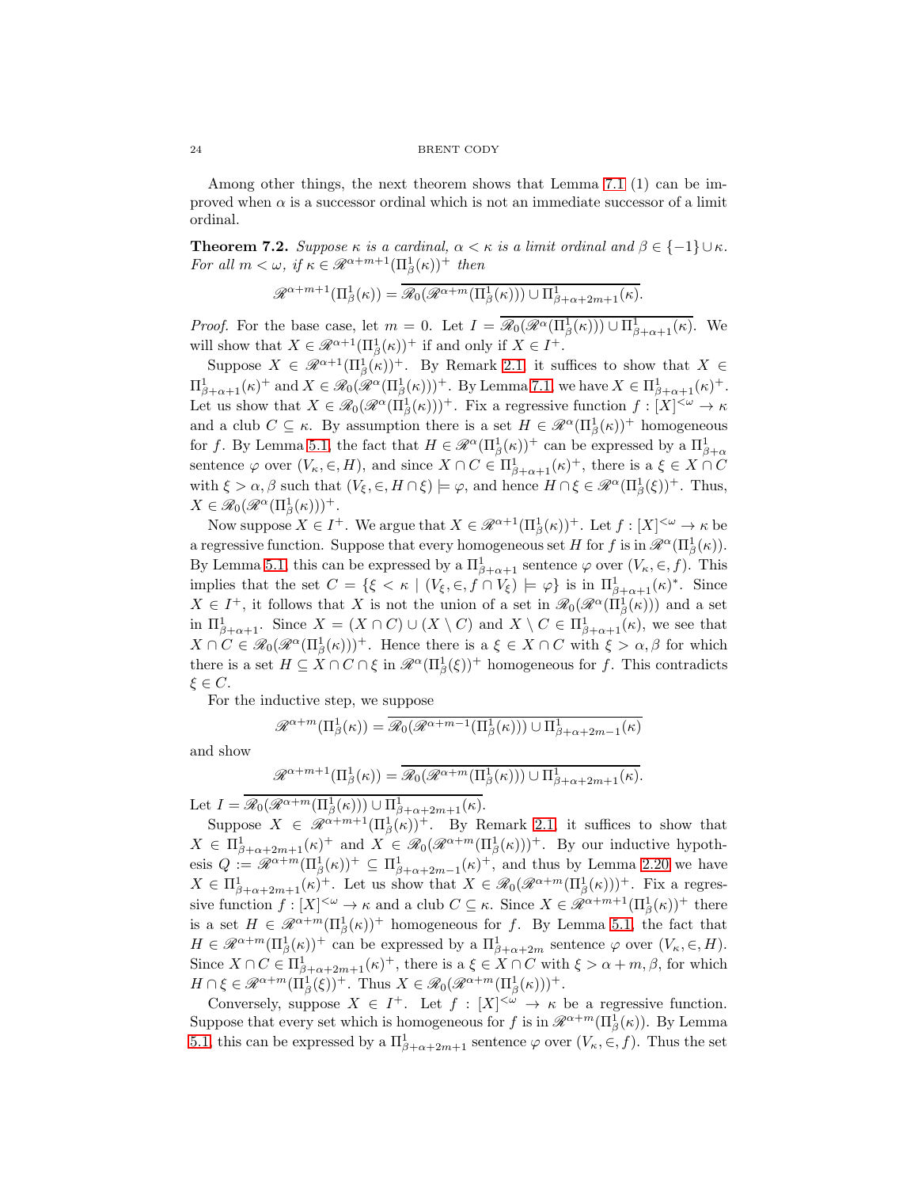Among other things, the next theorem shows that Lemma 7.1 (1) can be improved when $\alpha$ is a successor ordinal which is not an immediate successor of a limit ordinal.

**Theorem 7.2.** *Suppose $\kappa$ is a cardinal, $\alpha < \kappa$ is a limit ordinal and $\beta \in \{-1\} \cup \kappa$. For all $m < \omega$, if $\kappa \in \mathscr{R}^{\alpha+m+1}(\Pi^1_\beta(\kappa))^+$ then*

$$\mathscr{R}^{\alpha+m+1}(\Pi^1_\beta(\kappa)) = \overline{\mathscr{R}_0(\mathscr{R}^{\alpha+m}(\Pi^1_\beta(\kappa))) \cup \Pi^1_{\beta+\alpha+2m+1}(\kappa)}.$$

*Proof.* For the base case, let $m = 0$. Let $I = \overline{\mathscr{R}_0(\mathscr{R}^\alpha(\Pi^1_\beta(\kappa))) \cup \Pi^1_{\beta+\alpha+1}(\kappa)}$. We will show that $X \in \mathscr{R}^{\alpha+1}(\Pi^1_\beta(\kappa))^+$ if and only if $X \in I^+$.

Suppose $X \in \mathscr{R}^{\alpha+1}(\Pi^1_\beta(\kappa))^+$. By Remark 2.1, it suffices to show that $X \in \Pi^1_{\beta+\alpha+1}(\kappa)^+$ and $X \in \mathscr{R}_0(\mathscr{R}^\alpha(\Pi^1_\beta(\kappa)))^+$. By Lemma 7.1, we have $X \in \Pi^1_{\beta+\alpha+1}(\kappa)^+$. Let us show that $X \in \mathscr{R}_0(\mathscr{R}^\alpha(\Pi^1_\beta(\kappa)))^+$. Fix a regressive function $f : [X]^{<\omega} \to \kappa$ and a club $C \subseteq \kappa$. By assumption there is a set $H \in \mathscr{R}^\alpha(\Pi^1_\beta(\kappa))^+$ homogeneous for $f$. By Lemma 5.1, the fact that $H \in \mathscr{R}^\alpha(\Pi^1_\beta(\kappa))^+$ can be expressed by a $\Pi^1_{\beta+\alpha}$ sentence $\varphi$ over $(V_\kappa, \in, H)$, and since $X \cap C \in \Pi^1_{\beta+\alpha+1}(\kappa)^+$, there is a $\xi \in X \cap C$ with $\xi > \alpha, \beta$ such that $(V_\xi, \in, H \cap \xi) \models \varphi$, and hence $H \cap \xi \in \mathscr{R}^\alpha(\Pi^1_\beta(\xi))^+$. Thus, $X \in \mathscr{R}_0(\mathscr{R}^\alpha(\Pi^1_\beta(\kappa)))^+$.

Now suppose $X \in I^+$. We argue that $X \in \mathscr{R}^{\alpha+1}(\Pi^1_\beta(\kappa))^+$. Let $f : [X]^{<\omega} \to \kappa$ be a regressive function. Suppose that every homogeneous set $H$ for $f$ is in $\mathscr{R}^\alpha(\Pi^1_\beta(\kappa))$. By Lemma 5.1, this can be expressed by a $\Pi^1_{\beta+\alpha+1}$ sentence $\varphi$ over $(V_\kappa, \in, f)$. This implies that the set $C = \{\xi < \kappa \mid (V_\xi, \in, f \cap V_\xi) \models \varphi\}$ is in $\Pi^1_{\beta+\alpha+1}(\kappa)^*$. Since $X \in I^+$, it follows that $X$ is not the union of a set in $\mathscr{R}_0(\mathscr{R}^\alpha(\Pi^1_\beta(\kappa)))$ and a set in $\Pi^1_{\beta+\alpha+1}$. Since $X = (X \cap C) \cup (X \setminus C)$ and $X \setminus C \in \Pi^1_{\beta+\alpha+1}(\kappa)$, we see that $X \cap C \in \mathscr{R}_0(\mathscr{R}^\alpha(\Pi^1_\beta(\kappa)))^+$. Hence there is a $\xi \in X \cap C$ with $\xi > \alpha, \beta$ for which there is a set $H \subseteq X \cap C \cap \xi$ in $\mathscr{R}^\alpha(\Pi^1_\beta(\xi))^+$ homogeneous for $f$. This contradicts $\xi \in C$.

For the inductive step, we suppose

$$\mathscr{R}^{\alpha+m}(\Pi^1_\beta(\kappa)) = \overline{\mathscr{R}_0(\mathscr{R}^{\alpha+m-1}(\Pi^1_\beta(\kappa))) \cup \Pi^1_{\beta+\alpha+2m-1}(\kappa)}$$

and show

$$\mathscr{R}^{\alpha+m+1}(\Pi^1_\beta(\kappa)) = \overline{\mathscr{R}_0(\mathscr{R}^{\alpha+m}(\Pi^1_\beta(\kappa))) \cup \Pi^1_{\beta+\alpha+2m+1}(\kappa)}.$$

Let $I = \overline{\mathscr{R}_0(\mathscr{R}^{\alpha+m}(\Pi^1_\beta(\kappa))) \cup \Pi^1_{\beta+\alpha+2m+1}(\kappa)}$.

Suppose $X \in \mathscr{R}^{\alpha+m+1}(\Pi^1_\beta(\kappa))^+$. By Remark 2.1, it suffices to show that $X \in \Pi^1_{\beta+\alpha+2m+1}(\kappa)^+$ and $X \in \mathscr{R}_0(\mathscr{R}^{\alpha+m}(\Pi^1_\beta(\kappa)))^+$. By our inductive hypothesis $Q := \mathscr{R}^{\alpha+m}(\Pi^1_\beta(\kappa))^+ \subseteq \Pi^1_{\beta+\alpha+2m-1}(\kappa)^+$, and thus by Lemma 2.20 we have $X \in \Pi^1_{\beta+\alpha+2m+1}(\kappa)^+$. Let us show that $X \in \mathscr{R}_0(\mathscr{R}^{\alpha+m}(\Pi^1_\beta(\kappa)))^+$. Fix a regressive function $f : [X]^{<\omega} \to \kappa$ and a club $C \subseteq \kappa$. Since $X \in \mathscr{R}^{\alpha+m+1}(\Pi^1_\beta(\kappa))^+$ there is a set $H \in \mathscr{R}^{\alpha+m}(\Pi^1_\beta(\kappa))^+$ homogeneous for $f$. By Lemma 5.1, the fact that $H \in \mathscr{R}^{\alpha+m}(\Pi^1_\beta(\kappa))^+$ can be expressed by a $\Pi^1_{\beta+\alpha+2m}$ sentence $\varphi$ over $(V_\kappa, \in, H)$. Since $X \cap C \in \Pi^1_{\beta+\alpha+2m+1}(\kappa)^+$, there is a $\xi \in X \cap C$ with $\xi > \alpha + m, \beta$, for which $H \cap \xi \in \mathscr{R}^{\alpha+m}(\Pi^1_\beta(\xi))^+$. Thus $X \in \mathscr{R}_0(\mathscr{R}^{\alpha+m}(\Pi^1_\beta(\kappa)))^+$.

Conversely, suppose $X \in I^+$. Let $f : [X]^{<\omega} \to \kappa$ be a regressive function. Suppose that every set which is homogeneous for $f$ is in $\mathscr{R}^{\alpha+m}(\Pi^1_\beta(\kappa))$. By Lemma 5.1 this can be expressed by a $\Pi^1_{\beta+\alpha+2m+1}$ sentence $\varphi$ over $(V_\kappa, \in, f)$. Thus the set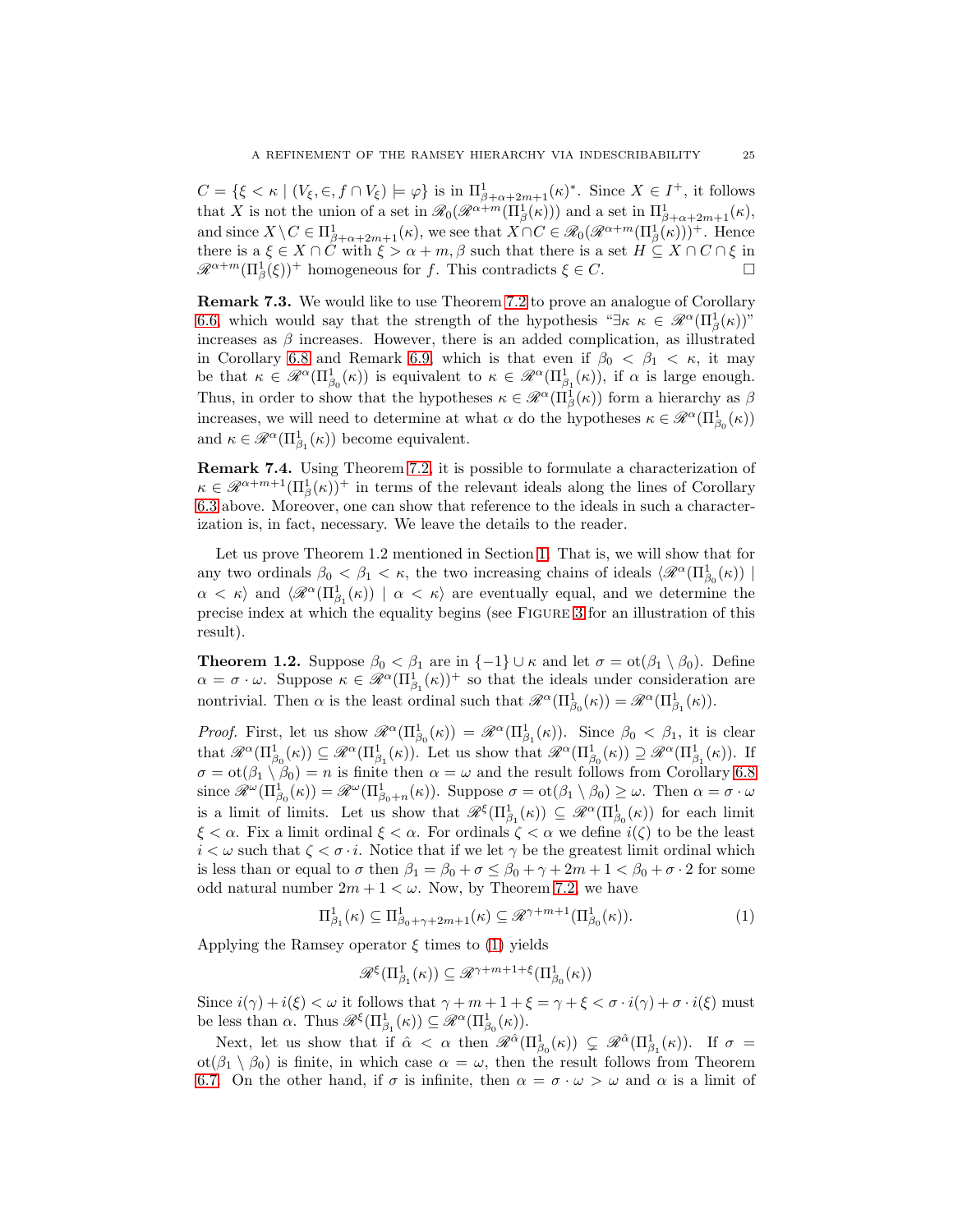$C = \{\xi < \kappa \mid (V_\xi, \in, f \cap V_\xi) \models \varphi\}$ is in $\Pi^1_{\beta+\alpha+2m+1}(\kappa)^*$. Since $X \in I^+$, it follows that $X$ is not the union of a set in $\mathscr{R}_0(\mathscr{R}^{\alpha+m}(\Pi^1_\beta(\kappa)))$ and a set in $\Pi^1_{\beta+\alpha+2m+1}(\kappa)$, and since $X \setminus C \in \Pi^1_{\beta+\alpha+2m+1}(\kappa)$, we see that $X \cap C \in \mathscr{R}_0(\mathscr{R}^{\alpha+m}(\Pi^1_\beta(\kappa)))^+$. Hence there is a $\xi \in X \cap C$ with $\xi > \alpha + m, \beta$ such that there is a set $H \subseteq X \cap C \cap \xi$ in $\mathscr{R}^{\alpha+m}(\Pi^1_\beta(\xi))^+$ homogeneous for $f$. This contradicts $\xi \in C$. □

**Remark 7.3.** We would like to use Theorem 7.2 to prove an analogue of Corollary 6.6, which would say that the strength of the hypothesis "$\exists\kappa\ \kappa \in \mathscr{R}^\alpha(\Pi^1_\beta(\kappa))$" increases as $\beta$ increases. However, there is an added complication, as illustrated in Corollary 6.8 and Remark 6.9, which is that even if $\beta_0 < \beta_1 < \kappa$, it may be that $\kappa \in \mathscr{R}^\alpha(\Pi^1_{\beta_0}(\kappa))$ is equivalent to $\kappa \in \mathscr{R}^\alpha(\Pi^1_{\beta_1}(\kappa))$, if $\alpha$ is large enough. Thus, in order to show that the hypotheses $\kappa \in \mathscr{R}^\alpha(\Pi^1_\beta(\kappa))$ form a hierarchy as $\beta$ increases, we will need to determine at what $\alpha$ do the hypotheses $\kappa \in \mathscr{R}^\alpha(\Pi^1_{\beta_0}(\kappa))$ and $\kappa \in \mathscr{R}^\alpha(\Pi^1_{\beta_1}(\kappa))$ become equivalent.

**Remark 7.4.** Using Theorem 7.2, it is possible to formulate a characterization of $\kappa \in \mathscr{R}^{\alpha+m+1}(\Pi^1_\beta(\kappa))^+$ in terms of the relevant ideals along the lines of Corollary 6.3 above. Moreover, one can show that reference to the ideals in such a characterization is, in fact, necessary. We leave the details to the reader.

Let us prove Theorem 1.2 mentioned in Section 1. That is, we will show that for any two ordinals $\beta_0 < \beta_1 < \kappa$, the two increasing chains of ideals $\langle \mathscr{R}^\alpha(\Pi^1_{\beta_0}(\kappa)) \mid \alpha < \kappa\rangle$ and $\langle \mathscr{R}^\alpha(\Pi^1_{\beta_1}(\kappa)) \mid \alpha < \kappa\rangle$ are eventually equal, and we determine the precise index at which the equality begins (see Figure 3 for an illustration of this result).

**Theorem 1.2.** Suppose $\beta_0 < \beta_1$ are in $\{-1\} \cup \kappa$ and let $\sigma = \mathrm{ot}(\beta_1 \setminus \beta_0)$. Define $\alpha = \sigma \cdot \omega$. Suppose $\kappa \in \mathscr{R}^\alpha(\Pi^1_{\beta_1}(\kappa))^+$ so that the ideals under consideration are nontrivial. Then $\alpha$ is the least ordinal such that $\mathscr{R}^\alpha(\Pi^1_{\beta_0}(\kappa)) = \mathscr{R}^\alpha(\Pi^1_{\beta_1}(\kappa))$.

*Proof.* First, let us show $\mathscr{R}^\alpha(\Pi^1_{\beta_0}(\kappa)) = \mathscr{R}^\alpha(\Pi^1_{\beta_1}(\kappa))$. Since $\beta_0 < \beta_1$, it is clear that $\mathscr{R}^\alpha(\Pi^1_{\beta_0}(\kappa)) \subseteq \mathscr{R}^\alpha(\Pi^1_{\beta_1}(\kappa))$. Let us show that $\mathscr{R}^\alpha(\Pi^1_{\beta_0}(\kappa)) \supseteq \mathscr{R}^\alpha(\Pi^1_{\beta_1}(\kappa))$. If $\sigma = \mathrm{ot}(\beta_1 \setminus \beta_0) = n$ is finite then $\alpha = \omega$ and the result follows from Corollary 6.8 since $\mathscr{R}^\omega(\Pi^1_{\beta_0}(\kappa)) = \mathscr{R}^\omega(\Pi^1_{\beta_0+n}(\kappa))$. Suppose $\sigma = \mathrm{ot}(\beta_1 \setminus \beta_0) \geq \omega$. Then $\alpha = \sigma \cdot \omega$ is a limit of limits. Let us show that $\mathscr{R}^\xi(\Pi^1_{\beta_1}(\kappa)) \subseteq \mathscr{R}^\alpha(\Pi^1_{\beta_0}(\kappa))$ for each limit $\xi < \alpha$. Fix a limit ordinal $\xi < \alpha$. For ordinals $\zeta < \alpha$ we define $i(\zeta)$ to be the least $i < \omega$ such that $\zeta < \sigma \cdot i$. Notice that if we let $\gamma$ be the greatest limit ordinal which is less than or equal to $\sigma$ then $\beta_1 = \beta_0 + \sigma \leq \beta_0 + \gamma + 2m + 1 < \beta_0 + \sigma \cdot 2$ for some odd natural number $2m + 1 < \omega$. Now, by Theorem 7.2, we have

$$\Pi^1_{\beta_1}(\kappa) \subseteq \Pi^1_{\beta_0+\gamma+2m+1}(\kappa) \subseteq \mathscr{R}^{\gamma+m+1}(\Pi^1_{\beta_0}(\kappa)). \tag{1}$$

Applying the Ramsey operator $\xi$ times to (1) yields

$$\mathscr{R}^\xi(\Pi^1_{\beta_1}(\kappa)) \subseteq \mathscr{R}^{\gamma+m+1+\xi}(\Pi^1_{\beta_0}(\kappa))$$

Since $i(\gamma) + i(\xi) < \omega$ it follows that $\gamma + m + 1 + \xi = \gamma + \xi < \sigma \cdot i(\gamma) + \sigma \cdot i(\xi)$ must be less than $\alpha$. Thus $\mathscr{R}^\xi(\Pi^1_{\beta_1}(\kappa)) \subseteq \mathscr{R}^\alpha(\Pi^1_{\beta_0}(\kappa))$.

Next, let us show that if $\hat{\alpha} < \alpha$ then $\mathscr{R}^{\hat{\alpha}}(\Pi^1_{\beta_0}(\kappa)) \subsetneq \mathscr{R}^{\hat{\alpha}}(\Pi^1_{\beta_1}(\kappa))$. If $\sigma = \mathrm{ot}(\beta_1 \setminus \beta_0)$ is finite, in which case $\alpha = \omega$, then the result follows from Theorem 6.7. On the other hand, if $\sigma$ is infinite, then $\alpha = \sigma \cdot \omega > \omega$ and $\alpha$ is a limit of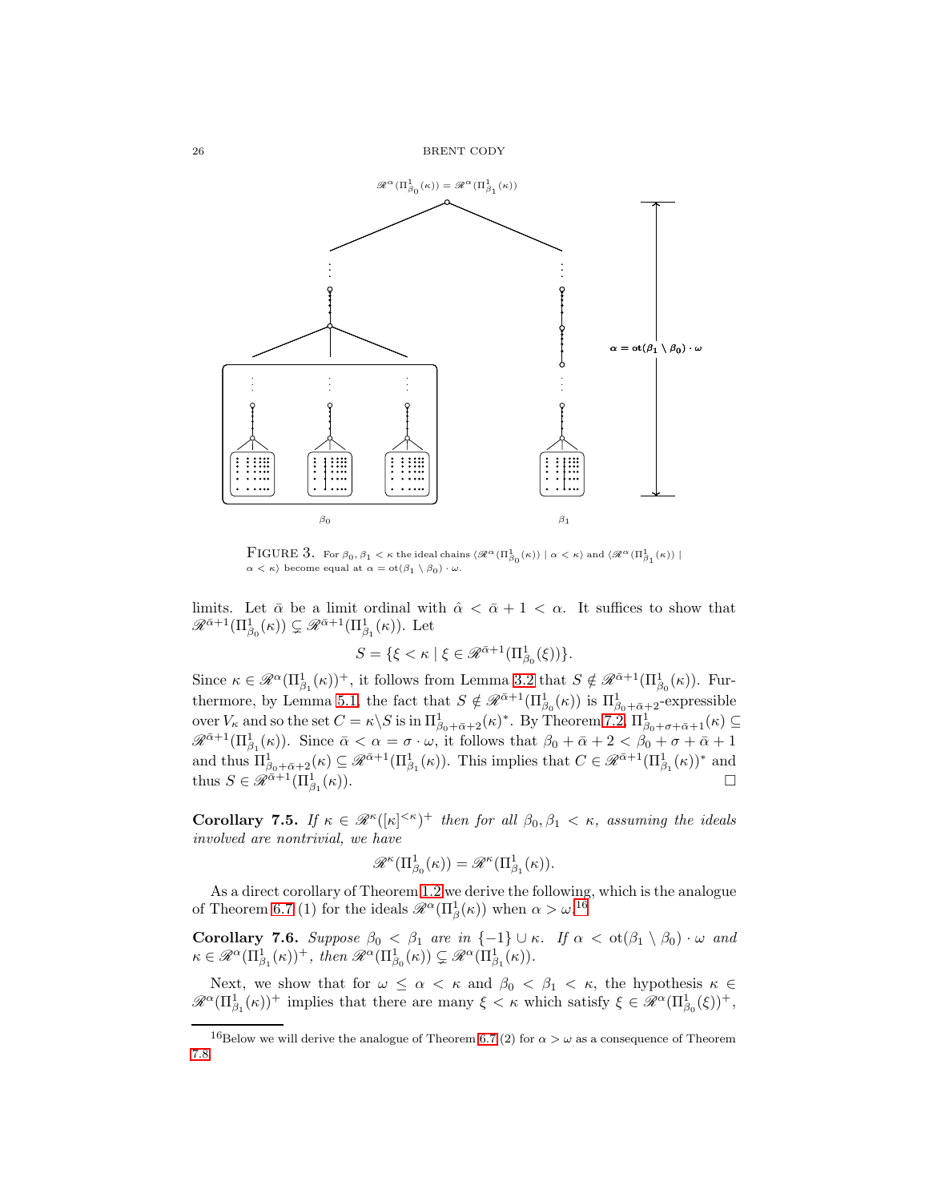FIGURE 3. For $\beta_0, \beta_1 < \kappa$ the ideal chains $\langle \mathscr{R}^\alpha(\Pi^1_{\beta_0}(\kappa)) \mid \alpha < \kappa\rangle$ and $\langle \mathscr{R}^\alpha(\Pi^1_{\beta_1}(\kappa)) \mid \alpha < \kappa\rangle$ become equal at $\alpha = \mathrm{ot}(\beta_1 \setminus \beta_0) \cdot \omega$.

limits. Let $\bar\alpha$ be a limit ordinal with $\hat\alpha < \bar\alpha + 1 < \alpha$. It suffices to show that $\mathscr{R}^{\bar\alpha+1}(\Pi^1_{\beta_0}(\kappa)) \subsetneq \mathscr{R}^{\bar\alpha+1}(\Pi^1_{\beta_1}(\kappa))$. Let

$$S = \{\xi < \kappa \mid \xi \in \mathscr{R}^{\bar\alpha+1}(\Pi^1_{\beta_0}(\xi))\}.$$

Since $\kappa \in \mathscr{R}^\alpha(\Pi^1_{\beta_1}(\kappa))^+$, it follows from Lemma 3.2 that $S \notin \mathscr{R}^{\bar\alpha+1}(\Pi^1_{\beta_0}(\kappa))$. Furthermore, by Lemma 5.1, the fact that $S \notin \mathscr{R}^{\bar\alpha+1}(\Pi^1_{\beta_0}(\kappa))$ is $\Pi^1_{\beta_0+\bar\alpha+2}$-expressible over $V_\kappa$ and so the set $C = \kappa \setminus S$ is in $\Pi^1_{\beta_0+\bar\alpha+2}(\kappa)^*$. By Theorem 7.2, $\Pi^1_{\beta_0+\sigma+\bar\alpha+1}(\kappa) \subseteq \mathscr{R}^{\bar\alpha+1}(\Pi^1_{\beta_1}(\kappa))$. Since $\bar\alpha < \alpha = \sigma \cdot \omega$, it follows that $\beta_0 + \bar\alpha + 2 < \beta_0 + \sigma + \bar\alpha + 1$ and thus $\Pi^1_{\beta_0+\bar\alpha+2}(\kappa) \subseteq \mathscr{R}^{\bar\alpha+1}(\Pi^1_{\beta_1}(\kappa))$. This implies that $C \in \mathscr{R}^{\bar\alpha+1}(\Pi^1_{\beta_1}(\kappa))^*$ and thus $S \in \mathscr{R}^{\bar\alpha+1}(\Pi^1_{\beta_1}(\kappa))$. □

**Corollary 7.5.** *If $\kappa \in \mathscr{R}^\kappa([\kappa]^{<\kappa})^+$ then for all $\beta_0, \beta_1 < \kappa$, assuming the ideals involved are nontrivial, we have*

$$\mathscr{R}^\kappa(\Pi^1_{\beta_0}(\kappa)) = \mathscr{R}^\kappa(\Pi^1_{\beta_1}(\kappa)).$$

As a direct corollary of Theorem 1.2 we derive the following, which is the analogue of Theorem 6.7 (1) for the ideals $\mathscr{R}^\alpha(\Pi^1_\beta(\kappa))$ when $\alpha > \omega$.[16]

**Corollary 7.6.** *Suppose $\beta_0 < \beta_1$ are in $\{-1\} \cup \kappa$. If $\alpha < \mathrm{ot}(\beta_1 \setminus \beta_0) \cdot \omega$ and $\kappa \in \mathscr{R}^\alpha(\Pi^1_{\beta_1}(\kappa))^+$, then $\mathscr{R}^\alpha(\Pi^1_{\beta_0}(\kappa)) \subsetneq \mathscr{R}^\alpha(\Pi^1_{\beta_1}(\kappa))$.*

Next, we show that for $\omega \leq \alpha < \kappa$ and $\beta_0 < \beta_1 < \kappa$, the hypothesis $\kappa \in \mathscr{R}^\alpha(\Pi^1_{\beta_1}(\kappa))^+$ implies that there are many $\xi < \kappa$ which satisfy $\xi \in \mathscr{R}^\alpha(\Pi^1_{\beta_0}(\xi))^+$,

[16] Below we will derive the analogue of Theorem 6.7 (2) for $\alpha > \omega$ as a consequence of Theorem 7.8.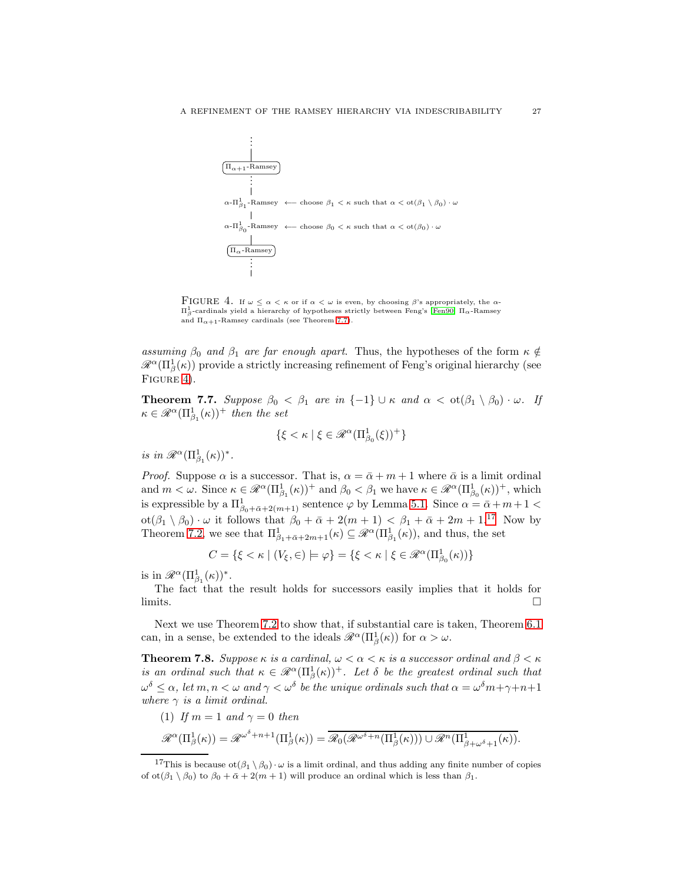$\vdots$

$\Pi_{\alpha+1}$-Ramsey

$\vdots$

$\alpha$-$\Pi^1_{\beta_1}$-Ramsey $\longleftarrow$ choose $\beta_1 < \kappa$ such that $\alpha < \mathrm{ot}(\beta_1 \setminus \beta_0) \cdot \omega$

$\alpha$-$\Pi^1_{\beta_0}$-Ramsey $\longleftarrow$ choose $\beta_0 < \kappa$ such that $\alpha < \mathrm{ot}(\beta_0) \cdot \omega$

$\Pi_\alpha$-Ramsey

$\vdots$

FIGURE 4. If $\omega \leq \alpha < \kappa$ or if $\alpha < \omega$ is even, by choosing $\beta$'s appropriately, the $\alpha$-$\Pi^1_\beta$-cardinals yield a hierarchy of hypotheses strictly between Feng's [Fen90] $\Pi_\alpha$-Ramsey and $\Pi_{\alpha+1}$-Ramsey cardinals (see Theorem 7.7).

*assuming $\beta_0$ and $\beta_1$ are far enough apart.* Thus, the hypotheses of the form $\kappa \notin \mathscr{R}^\alpha(\Pi^1_\beta(\kappa))$ provide a strictly increasing refinement of Feng's original hierarchy (see FIGURE 4).

**Theorem 7.7.** *Suppose $\beta_0 < \beta_1$ are in $\{-1\} \cup \kappa$ and $\alpha < \mathrm{ot}(\beta_1 \setminus \beta_0) \cdot \omega$. If $\kappa \in \mathscr{R}^\alpha(\Pi^1_{\beta_1}(\kappa))^+$ then the set*

$$\{\xi < \kappa \mid \xi \in \mathscr{R}^\alpha(\Pi^1_{\beta_0}(\xi))^+\}$$

*is in $\mathscr{R}^\alpha(\Pi^1_{\beta_1}(\kappa))^*$.*

*Proof.* Suppose $\alpha$ is a successor. That is, $\alpha = \bar{\alpha} + m + 1$ where $\bar{\alpha}$ is a limit ordinal and $m < \omega$. Since $\kappa \in \mathscr{R}^\alpha(\Pi^1_{\beta_1}(\kappa))^+$ and $\beta_0 < \beta_1$ we have $\kappa \in \mathscr{R}^\alpha(\Pi^1_{\beta_0}(\kappa))^+$, which is expressible by a $\Pi^1_{\beta_0+\bar{\alpha}+2(m+1)}$ sentence $\varphi$ by Lemma 5.1. Since $\alpha = \bar{\alpha} + m + 1 < \mathrm{ot}(\beta_1 \setminus \beta_0) \cdot \omega$ it follows that $\beta_0 + \bar{\alpha} + 2(m+1) < \beta_1 + \bar{\alpha} + 2m + 1$.[17] Now by Theorem 7.2, we see that $\Pi^1_{\beta_1+\bar{\alpha}+2m+1}(\kappa) \subseteq \mathscr{R}^\alpha(\Pi^1_{\beta_1}(\kappa))$, and thus, the set

$$C = \{\xi < \kappa \mid (V_\xi, \in) \models \varphi\} = \{\xi < \kappa \mid \xi \in \mathscr{R}^\alpha(\Pi^1_{\beta_0}(\kappa))\}$$

is in $\mathscr{R}^\alpha(\Pi^1_{\beta_1}(\kappa))^*$.

The fact that the result holds for successors easily implies that it holds for limits. $\square$

Next we use Theorem 7.2 to show that, if substantial care is taken, Theorem 6.1 can, in a sense, be extended to the ideals $\mathscr{R}^\alpha(\Pi^1_\beta(\kappa))$ for $\alpha > \omega$.

**Theorem 7.8.** *Suppose $\kappa$ is a cardinal, $\omega < \alpha < \kappa$ is a successor ordinal and $\beta < \kappa$ is an ordinal such that $\kappa \in \mathscr{R}^\alpha(\Pi^1_\beta(\kappa))^+$. Let $\delta$ be the greatest ordinal such that $\omega^\delta \leq \alpha$, let $m, n < \omega$ and $\gamma < \omega^\delta$ be the unique ordinals such that $\alpha = \omega^\delta m + \gamma + n + 1$ where $\gamma$ is a limit ordinal.*

(1) *If $m = 1$ and $\gamma = 0$ then*

$$\mathscr{R}^\alpha(\Pi^1_\beta(\kappa)) = \mathscr{R}^{\omega^\delta+n+1}(\Pi^1_\beta(\kappa)) = \overline{\mathscr{R}_0(\mathscr{R}^{\omega^\delta+n}(\Pi^1_\beta(\kappa))) \cup \mathscr{R}^n(\Pi^1_{\beta+\omega^\delta+1}(\kappa))}.$$

[17]This is because $\mathrm{ot}(\beta_1 \setminus \beta_0) \cdot \omega$ is a limit ordinal, and thus adding any finite number of copies of $\mathrm{ot}(\beta_1 \setminus \beta_0)$ to $\beta_0 + \bar{\alpha} + 2(m+1)$ will produce an ordinal which is less than $\beta_1$.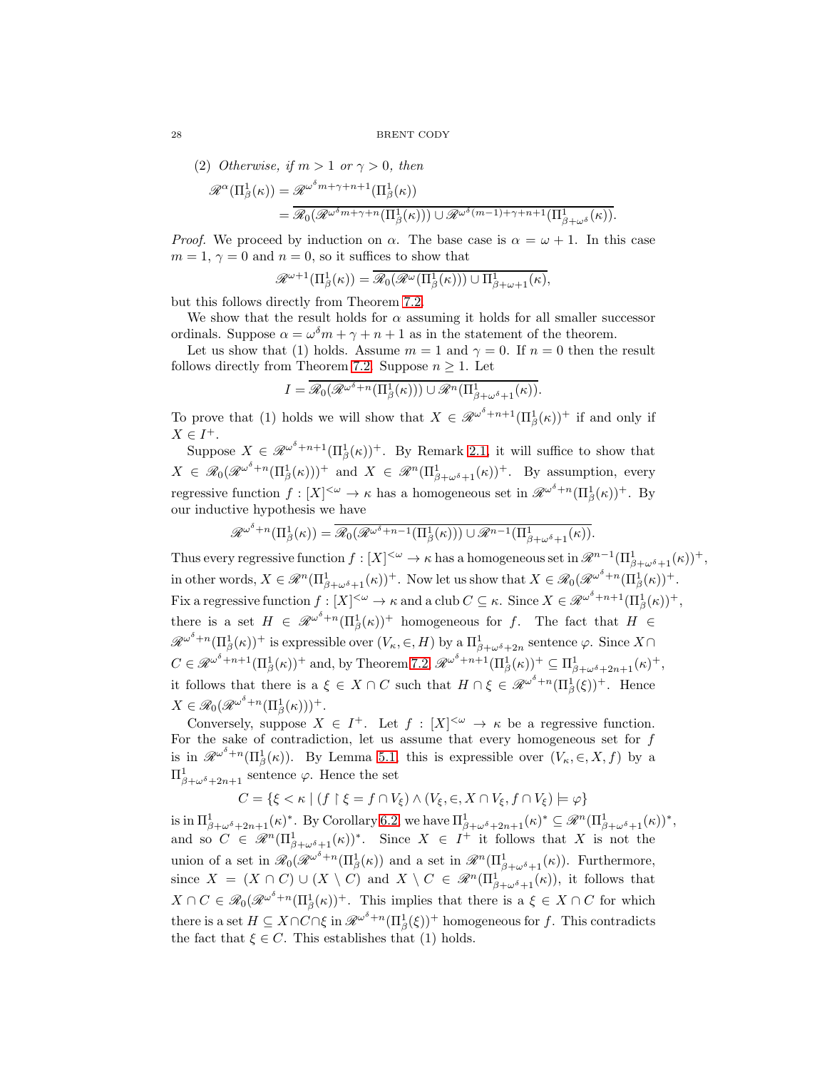(2) *Otherwise, if $m > 1$ or $\gamma > 0$, then*

$$\mathscr{R}^{\alpha}(\Pi^1_\beta(\kappa)) = \mathscr{R}^{\omega^\delta m+\gamma+n+1}(\Pi^1_\beta(\kappa))$$
$$= \overline{\mathscr{R}_0(\mathscr{R}^{\omega^\delta m+\gamma+n}(\Pi^1_\beta(\kappa))) \cup \mathscr{R}^{\omega^\delta(m-1)+\gamma+n+1}(\Pi^1_{\beta+\omega^\delta}(\kappa))}.$$

*Proof.* We proceed by induction on $\alpha$. The base case is $\alpha = \omega + 1$. In this case $m = 1$, $\gamma = 0$ and $n = 0$, so it suffices to show that

$$\mathscr{R}^{\omega+1}(\Pi^1_\beta(\kappa)) = \overline{\mathscr{R}_0(\mathscr{R}^{\omega}(\Pi^1_\beta(\kappa))) \cup \Pi^1_{\beta+\omega+1}(\kappa)},$$

but this follows directly from Theorem 7.2.

We show that the result holds for $\alpha$ assuming it holds for all smaller successor ordinals. Suppose $\alpha = \omega^\delta m + \gamma + n + 1$ as in the statement of the theorem.

Let us show that (1) holds. Assume $m = 1$ and $\gamma = 0$. If $n = 0$ then the result follows directly from Theorem 7.2. Suppose $n \geq 1$. Let

$$I = \overline{\mathscr{R}_0(\mathscr{R}^{\omega^\delta+n}(\Pi^1_\beta(\kappa))) \cup \mathscr{R}^{n}(\Pi^1_{\beta+\omega^\delta+1}(\kappa))}.$$

To prove that (1) holds we will show that $X \in \mathscr{R}^{\omega^\delta+n+1}(\Pi^1_\beta(\kappa))^+$ if and only if $X \in I^+$.

Suppose $X \in \mathscr{R}^{\omega^\delta+n+1}(\Pi^1_\beta(\kappa))^+$. By Remark 2.1, it will suffice to show that $X \in \mathscr{R}_0(\mathscr{R}^{\omega^\delta+n}(\Pi^1_\beta(\kappa)))^+$ and $X \in \mathscr{R}^n(\Pi^1_{\beta+\omega^\delta+1}(\kappa))^+$. By assumption, every regressive function $f : [X]^{<\omega} \to \kappa$ has a homogeneous set in $\mathscr{R}^{\omega^\delta+n}(\Pi^1_\beta(\kappa))^+$. By our inductive hypothesis we have

$$\mathscr{R}^{\omega^\delta+n}(\Pi^1_\beta(\kappa)) = \overline{\mathscr{R}_0(\mathscr{R}^{\omega^\delta+n-1}(\Pi^1_\beta(\kappa))) \cup \mathscr{R}^{n-1}(\Pi^1_{\beta+\omega^\delta+1}(\kappa))}.$$

Thus every regressive function $f : [X]^{<\omega} \to \kappa$ has a homogeneous set in $\mathscr{R}^{n-1}(\Pi^1_{\beta+\omega^\delta+1}(\kappa))^+$, in other words, $X \in \mathscr{R}^n(\Pi^1_{\beta+\omega^\delta+1}(\kappa))^+$. Now let us show that $X \in \mathscr{R}_0(\mathscr{R}^{\omega^\delta+n}(\Pi^1_\beta(\kappa))^+$. Fix a regressive function $f : [X]^{<\omega} \to \kappa$ and a club $C \subseteq \kappa$. Since $X \in \mathscr{R}^{\omega^\delta+n+1}(\Pi^1_\beta(\kappa))^+$, there is a set $H \in \mathscr{R}^{\omega^\delta+n}(\Pi^1_\beta(\kappa))^+$ homogeneous for $f$. The fact that $H \in \mathscr{R}^{\omega^\delta+n}(\Pi^1_\beta(\kappa))^+$ is expressible over $(V_\kappa, \in, H)$ by a $\Pi^1_{\beta+\omega^\delta+2n}$ sentence $\varphi$. Since $X \cap C \in \mathscr{R}^{\omega^\delta+n+1}(\Pi^1_\beta(\kappa))^+$ and, by Theorem 7.2, $\mathscr{R}^{\omega^\delta+n+1}(\Pi^1_\beta(\kappa))^+ \subseteq \Pi^1_{\beta+\omega^\delta+2n+1}(\kappa)^+$, it follows that there is a $\xi \in X \cap C$ such that $H \cap \xi \in \mathscr{R}^{\omega^\delta+n}(\Pi^1_\beta(\xi))^+$. Hence $X \in \mathscr{R}_0(\mathscr{R}^{\omega^\delta+n}(\Pi^1_\beta(\kappa)))^+$.

Conversely, suppose $X \in I^+$. Let $f : [X]^{<\omega} \to \kappa$ be a regressive function. For the sake of contradiction, let us assume that every homogeneous set for $f$ is in $\mathscr{R}^{\omega^\delta+n}(\Pi^1_\beta(\kappa))$. By Lemma 5.1, this is expressible over $(V_\kappa, \in, X, f)$ by a $\Pi^1_{\beta+\omega^\delta+2n+1}$ sentence $\varphi$. Hence the set

$$C = \{\xi < \kappa \mid (f \restriction \xi = f \cap V_\xi) \wedge (V_\xi, \in, X \cap V_\xi, f \cap V_\xi) \models \varphi\}$$

is in $\Pi^1_{\beta+\omega^\delta+2n+1}(\kappa)^*$. By Corollary 6.2 we have $\Pi^1_{\beta+\omega^\delta+2n+1}(\kappa)^* \subseteq \mathscr{R}^n(\Pi^1_{\beta+\omega^\delta+1}(\kappa))^*$, and so $C \in \mathscr{R}^n(\Pi^1_{\beta+\omega^\delta+1}(\kappa))^*$. Since $X \in I^+$ it follows that $X$ is not the union of a set in $\mathscr{R}_0(\mathscr{R}^{\omega^\delta+n}(\Pi^1_\beta(\kappa))$ and a set in $\mathscr{R}^n(\Pi^1_{\beta+\omega^\delta+1}(\kappa))$. Furthermore, since $X = (X \cap C) \cup (X \setminus C)$ and $X \setminus C \in \mathscr{R}^n(\Pi^1_{\beta+\omega^\delta+1}(\kappa))$, it follows that $X \cap C \in \mathscr{R}_0(\mathscr{R}^{\omega^\delta+n}(\Pi^1_\beta(\kappa))^+$. This implies that there is a $\xi \in X \cap C$ for which there is a set $H \subseteq X \cap C \cap \xi$ in $\mathscr{R}^{\omega^\delta+n}(\Pi^1_\beta(\xi))^+$ homogeneous for $f$. This contradicts the fact that $\xi \in C$. This establishes that (1) holds.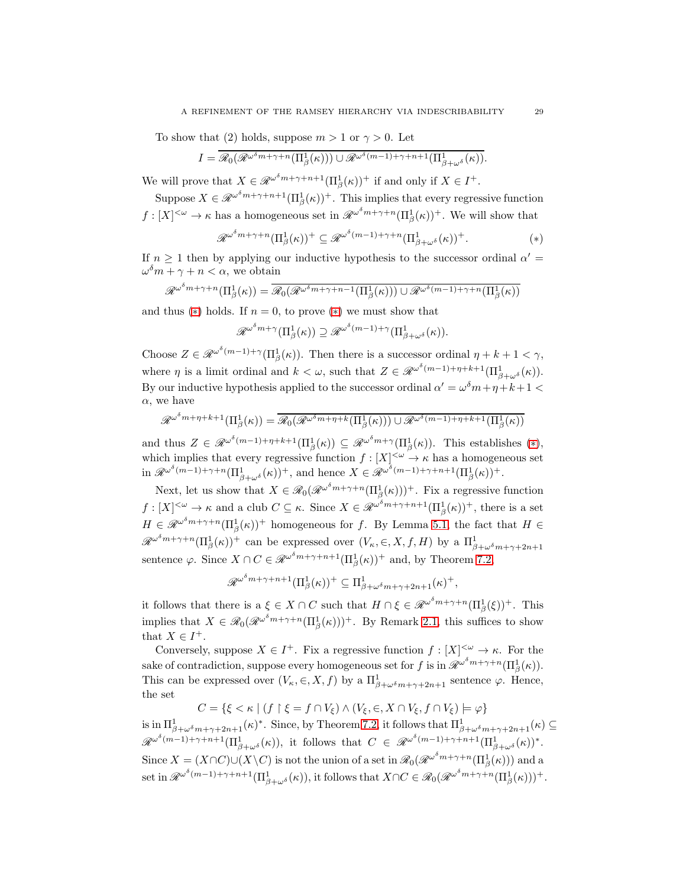To show that (2) holds, suppose $m > 1$ or $\gamma > 0$. Let

$$I = \overline{\mathscr{R}_0(\mathscr{R}^{\omega^\delta m+\gamma+n}(\Pi^1_\beta(\kappa))) \cup \mathscr{R}^{\omega^\delta(m-1)+\gamma+n+1}(\Pi^1_{\beta+\omega^\delta}(\kappa))}.$$

We will prove that $X \in \mathscr{R}^{\omega^\delta m+\gamma+n+1}(\Pi^1_\beta(\kappa))^+$ if and only if $X \in I^+$.

Suppose $X \in \mathscr{R}^{\omega^\delta m+\gamma+n+1}(\Pi^1_\beta(\kappa))^+$. This implies that every regressive function $f : [X]^{<\omega} \to \kappa$ has a homogeneous set in $\mathscr{R}^{\omega^\delta m+\gamma+n}(\Pi^1_\beta(\kappa))^+$. We will show that

$$\mathscr{R}^{\omega^\delta m+\gamma+n}(\Pi^1_\beta(\kappa))^+ \subseteq \mathscr{R}^{\omega^\delta(m-1)+\gamma+n}(\Pi^1_{\beta+\omega^\delta}(\kappa))^+. \qquad (*)$$

If $n \geq 1$ then by applying our inductive hypothesis to the successor ordinal $\alpha' = \omega^\delta m + \gamma + n < \alpha$, we obtain

$$\mathscr{R}^{\omega^\delta m+\gamma+n}(\Pi^1_\beta(\kappa)) = \overline{\mathscr{R}_0(\mathscr{R}^{\omega^\delta m+\gamma+n-1}(\Pi^1_\beta(\kappa))) \cup \mathscr{R}^{\omega^\delta(m-1)+\gamma+n}(\Pi^1_\beta(\kappa))}$$

and thus (*) holds. If $n = 0$, to prove (*) we must show that

$$\mathscr{R}^{\omega^\delta m+\gamma}(\Pi^1_\beta(\kappa)) \supseteq \mathscr{R}^{\omega^\delta(m-1)+\gamma}(\Pi^1_{\beta+\omega^\delta}(\kappa)).$$

Choose $Z \in \mathscr{R}^{\omega^\delta(m-1)+\gamma}(\Pi^1_\beta(\kappa))$. Then there is a successor ordinal $\eta + k + 1 < \gamma$, where $\eta$ is a limit ordinal and $k < \omega$, such that $Z \in \mathscr{R}^{\omega^\delta(m-1)+\eta+k+1}(\Pi^1_{\beta+\omega^\delta}(\kappa))$. By our inductive hypothesis applied to the successor ordinal $\alpha' = \omega^\delta m + \eta + k + 1 < \alpha$, we have

$$\mathscr{R}^{\omega^\delta m+\eta+k+1}(\Pi^1_\beta(\kappa)) = \overline{\mathscr{R}_0(\mathscr{R}^{\omega^\delta m+\eta+k}(\Pi^1_\beta(\kappa))) \cup \mathscr{R}^{\omega^\delta(m-1)+\eta+k+1}(\Pi^1_\beta(\kappa))}$$

and thus $Z \in \mathscr{R}^{\omega^\delta(m-1)+\eta+k+1}(\Pi^1_\beta(\kappa)) \subseteq \mathscr{R}^{\omega^\delta m+\gamma}(\Pi^1_\beta(\kappa))$. This establishes (*), which implies that every regressive function $f : [X]^{<\omega} \to \kappa$ has a homogeneous set in $\mathscr{R}^{\omega^\delta(m-1)+\gamma+n}(\Pi^1_{\beta+\omega^\delta}(\kappa))^+$, and hence $X \in \mathscr{R}^{\omega^\delta(m-1)+\gamma+n+1}(\Pi^1_\beta(\kappa))^+$.

Next, let us show that $X \in \mathscr{R}_0(\mathscr{R}^{\omega^\delta m+\gamma+n}(\Pi^1_\beta(\kappa)))^+$. Fix a regressive function $f : [X]^{<\omega} \to \kappa$ and a club $C \subseteq \kappa$. Since $X \in \mathscr{R}^{\omega^\delta m+\gamma+n+1}(\Pi^1_\beta(\kappa))^+$, there is a set $H \in \mathscr{R}^{\omega^\delta m+\gamma+n}(\Pi^1_\beta(\kappa))^+$ homogeneous for $f$. By Lemma 5.1, the fact that $H \in \mathscr{R}^{\omega^\delta m+\gamma+n}(\Pi^1_\beta(\kappa))^+$ can be expressed over $(V_\kappa, \in, X, f, H)$ by a $\Pi^1_{\beta+\omega^\delta m+\gamma+2n+1}$ sentence $\varphi$. Since $X \cap C \in \mathscr{R}^{\omega^\delta m+\gamma+n+1}(\Pi^1_\beta(\kappa))^+$ and, by Theorem 7.2,

$$\mathscr{R}^{\omega^\delta m+\gamma+n+1}(\Pi^1_\beta(\kappa))^+ \subseteq \Pi^1_{\beta+\omega^\delta m+\gamma+2n+1}(\kappa)^+,$$

it follows that there is a $\xi \in X \cap C$ such that $H \cap \xi \in \mathscr{R}^{\omega^\delta m+\gamma+n}(\Pi^1_\beta(\xi))^+$. This implies that $X \in \mathscr{R}_0(\mathscr{R}^{\omega^\delta m+\gamma+n}(\Pi^1_\beta(\kappa)))^+$. By Remark 2.1, this suffices to show that $X \in I^+$.

Conversely, suppose $X \in I^+$. Fix a regressive function $f : [X]^{<\omega} \to \kappa$. For the sake of contradiction, suppose every homogeneous set for $f$ is in $\mathscr{R}^{\omega^\delta m+\gamma+n}(\Pi^1_\beta(\kappa))$. This can be expressed over $(V_\kappa, \in, X, f)$ by a $\Pi^1_{\beta+\omega^\delta m+\gamma+2n+1}$ sentence $\varphi$. Hence, the set

$$C = \{\xi < \kappa \mid (f \upharpoonright \xi = f \cap V_\xi) \wedge (V_\xi, \in, X \cap V_\xi, f \cap V_\xi) \models \varphi\}$$

is in $\Pi^1_{\beta+\omega^\delta m+\gamma+2n+1}(\kappa)^*$. Since, by Theorem 7.2, it follows that $\Pi^1_{\beta+\omega^\delta m+\gamma+2n+1}(\kappa) \subseteq \mathscr{R}^{\omega^\delta(m-1)+\gamma+n+1}(\Pi^1_{\beta+\omega^\delta}(\kappa))$, it follows that $C \in \mathscr{R}^{\omega^\delta(m-1)+\gamma+n+1}(\Pi^1_{\beta+\omega^\delta}(\kappa))^*$. Since $X = (X \cap C) \cup (X \setminus C)$ is not the union of a set in $\mathscr{R}_0(\mathscr{R}^{\omega^\delta m+\gamma+n}(\Pi^1_\beta(\kappa)))$ and a set in $\mathscr{R}^{\omega^\delta(m-1)+\gamma+n+1}(\Pi^1_{\beta+\omega^\delta}(\kappa))$, it follows that $X \cap C \in \mathscr{R}_0(\mathscr{R}^{\omega^\delta m+\gamma+n}(\Pi^1_\beta(\kappa)))^+$.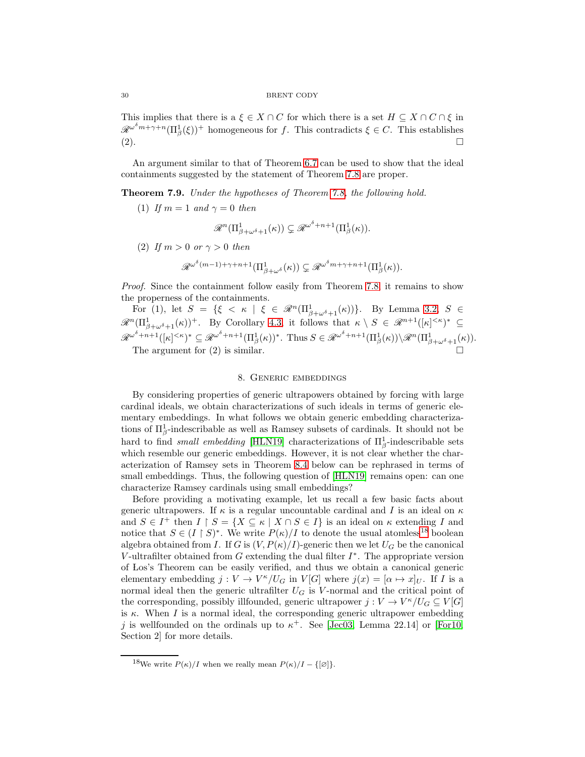This implies that there is a $\xi \in X \cap C$ for which there is a set $H \subseteq X \cap C \cap \xi$ in $\mathscr{R}^{\omega^\delta m+\gamma+n}(\Pi^1_\beta(\xi))^+$ homogeneous for $f$. This contradicts $\xi \in C$. This establishes (2). □

An argument similar to that of Theorem 6.7 can be used to show that the ideal containments suggested by the statement of Theorem 7.8 are proper.

**Theorem 7.9.** *Under the hypotheses of Theorem 7.8, the following hold.*

1. *If $m = 1$ and $\gamma = 0$ then*
$$\mathscr{R}^n(\Pi^1_{\beta+\omega^\delta+1}(\kappa)) \subsetneq \mathscr{R}^{\omega^\delta+n+1}(\Pi^1_\beta(\kappa)).$$
2. *If $m > 0$ or $\gamma > 0$ then*
$$\mathscr{R}^{\omega^\delta(m-1)+\gamma+n+1}(\Pi^1_{\beta+\omega^\delta}(\kappa)) \subsetneq \mathscr{R}^{\omega^\delta m+\gamma+n+1}(\Pi^1_\beta(\kappa)).$$

*Proof.* Since the containment follow easily from Theorem 7.8, it remains to show the properness of the containments.

For (1), let $S = \{\xi < \kappa \mid \xi \in \mathscr{R}^n(\Pi^1_{\beta+\omega^\delta+1}(\kappa))\}$. By Lemma 3.2, $S \in \mathscr{R}^n(\Pi^1_{\beta+\omega^\delta+1}(\kappa))^+$. By Corollary 4.3, it follows that $\kappa \setminus S \in \mathscr{R}^{n+1}([\kappa]^{<\kappa})^* \subseteq \mathscr{R}^{\omega^\delta+n+1}([\kappa]^{<\kappa})^* \subseteq \mathscr{R}^{\omega^\delta+n+1}(\Pi^1_\beta(\kappa))^*$. Thus $S \in \mathscr{R}^{\omega^\delta+n+1}(\Pi^1_\beta(\kappa)) \setminus \mathscr{R}^n(\Pi^1_{\beta+\omega^\delta+1}(\kappa))$.

The argument for (2) is similar. □

## 8. Generic embeddings

By considering properties of generic ultrapowers obtained by forcing with large cardinal ideals, we obtain characterizations of such ideals in terms of generic elementary embeddings. In what follows we obtain generic embedding characterizations of $\Pi^1_\beta$-indescribable as well as Ramsey subsets of cardinals. It should not be hard to find *small embedding* [HLN19] characterizations of $\Pi^1_\beta$-indescribable sets which resemble our generic embeddings. However, it is not clear whether the characterization of Ramsey sets in Theorem 8.4 below can be rephrased in terms of small embeddings. Thus, the following question of [HLN19] remains open: can one characterize Ramsey cardinals using small embeddings?

Before providing a motivating example, let us recall a few basic facts about generic ultrapowers. If $\kappa$ is a regular uncountable cardinal and $I$ is an ideal on $\kappa$ and $S \in I^+$ then $I \restriction S = \{X \subseteq \kappa \mid X \cap S \in I\}$ is an ideal on $\kappa$ extending $I$ and notice that $S \in (I \restriction S)^*$. We write $P(\kappa)/I$ to denote the usual atomless[18] boolean algebra obtained from $I$. If $G$ is $(V, P(\kappa)/I)$-generic then we let $U_G$ be the canonical $V$-ultrafilter obtained from $G$ extending the dual filter $I^*$. The appropriate version of Los's Theorem can be easily verified, and thus we obtain a canonical generic elementary embedding $j : V \to V^\kappa/U_G$ in $V[G]$ where $j(x) = [\alpha \mapsto x]_U$. If $I$ is a normal ideal then the generic ultrafilter $U_G$ is $V$-normal and the critical point of the corresponding, possibly illfounded, generic ultrapower $j : V \to V^\kappa/U_G \subseteq V[G]$ is $\kappa$. When $I$ is a normal ideal, the corresponding generic ultrapower embedding $j$ is wellfounded on the ordinals up to $\kappa^+$. See [Jec03, Lemma 22.14] or [For10, Section 2] for more details.

[18] We write $P(\kappa)/I$ when we really mean $P(\kappa)/I - \{[\varnothing]\}$.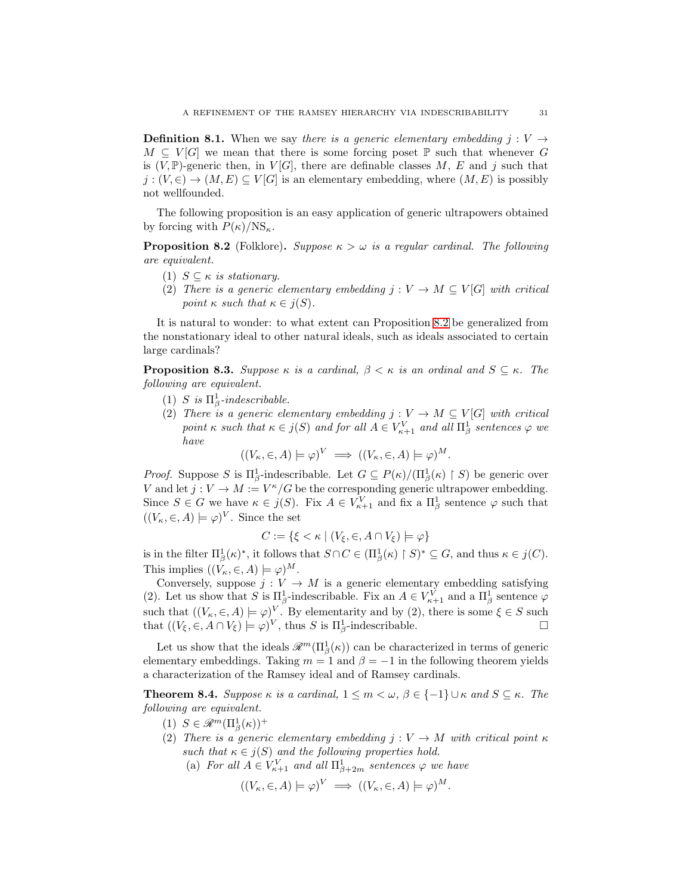**Definition 8.1.** When we say *there is a generic elementary embedding $j : V \to M \subseteq V[G]$* we mean that there is some forcing poset $\mathbb{P}$ such that whenever $G$ is $(V, \mathbb{P})$-generic then, in $V[G]$, there are definable classes $M$, $E$ and $j$ such that $j : (V, \in) \to (M, E) \subseteq V[G]$ is an elementary embedding, where $(M, E)$ is possibly not wellfounded.

The following proposition is an easy application of generic ultrapowers obtained by forcing with $P(\kappa)/\mathrm{NS}_\kappa$.

**Proposition 8.2** (Folklore)**.** *Suppose $\kappa > \omega$ is a regular cardinal. The following are equivalent.*

1. *$S \subseteq \kappa$ is stationary.*
2. *There is a generic elementary embedding $j : V \to M \subseteq V[G]$ with critical point $\kappa$ such that $\kappa \in j(S)$.*

It is natural to wonder: to what extent can Proposition 8.2 be generalized from the nonstationary ideal to other natural ideals, such as ideals associated to certain large cardinals?

**Proposition 8.3.** *Suppose $\kappa$ is a cardinal, $\beta < \kappa$ is an ordinal and $S \subseteq \kappa$. The following are equivalent.*

1. *$S$ is $\Pi^1_\beta$-indescribable.*
2. *There is a generic elementary embedding $j : V \to M \subseteq V[G]$ with critical point $\kappa$ such that $\kappa \in j(S)$ and for all $A \in V^V_{\kappa+1}$ and all $\Pi^1_\beta$ sentences $\varphi$ we have*
$$((V_\kappa, \in, A) \models \varphi)^V \implies ((V_\kappa, \in, A) \models \varphi)^M.$$

*Proof.* Suppose $S$ is $\Pi^1_\beta$-indescribable. Let $G \subseteq P(\kappa)/(\Pi^1_\beta(\kappa) \upharpoonright S)$ be generic over $V$ and let $j : V \to M := V^\kappa/G$ be the corresponding generic ultrapower embedding. Since $S \in G$ we have $\kappa \in j(S)$. Fix $A \in V^V_{\kappa+1}$ and fix a $\Pi^1_\beta$ sentence $\varphi$ such that $((V_\kappa, \in, A) \models \varphi)^V$. Since the set

$$C := \{\xi < \kappa \mid (V_\xi, \in, A \cap V_\xi) \models \varphi\}$$

is in the filter $\Pi^1_\beta(\kappa)^*$, it follows that $S \cap C \in (\Pi^1_\beta(\kappa) \upharpoonright S)^* \subseteq G$, and thus $\kappa \in j(C)$. This implies $((V_\kappa, \in, A) \models \varphi)^M$.

Conversely, suppose $j : V \to M$ is a generic elementary embedding satisfying (2). Let us show that $S$ is $\Pi^1_\beta$-indescribable. Fix an $A \in V^V_{\kappa+1}$ and a $\Pi^1_\beta$ sentence $\varphi$ such that $((V_\kappa, \in, A) \models \varphi)^V$. By elementarity and by (2), there is some $\xi \in S$ such that $((V_\xi, \in, A \cap V_\xi) \models \varphi)^V$, thus $S$ is $\Pi^1_\beta$-indescribable. $\square$

Let us show that the ideals $\mathscr{R}^m(\Pi^1_\beta(\kappa))$ can be characterized in terms of generic elementary embeddings. Taking $m = 1$ and $\beta = -1$ in the following theorem yields a characterization of the Ramsey ideal and of Ramsey cardinals.

**Theorem 8.4.** *Suppose $\kappa$ is a cardinal, $1 \leq m < \omega$, $\beta \in \{-1\} \cup \kappa$ and $S \subseteq \kappa$. The following are equivalent.*

1. *$S \in \mathscr{R}^m(\Pi^1_\beta(\kappa))^+$*
2. *There is a generic elementary embedding $j : V \to M$ with critical point $\kappa$ such that $\kappa \in j(S)$ and the following properties hold.*
   (a) *For all $A \in V^V_{\kappa+1}$ and all $\Pi^1_{\beta+2m}$ sentences $\varphi$ we have*
$$((V_\kappa, \in, A) \models \varphi)^V \implies ((V_\kappa, \in, A) \models \varphi)^M.$$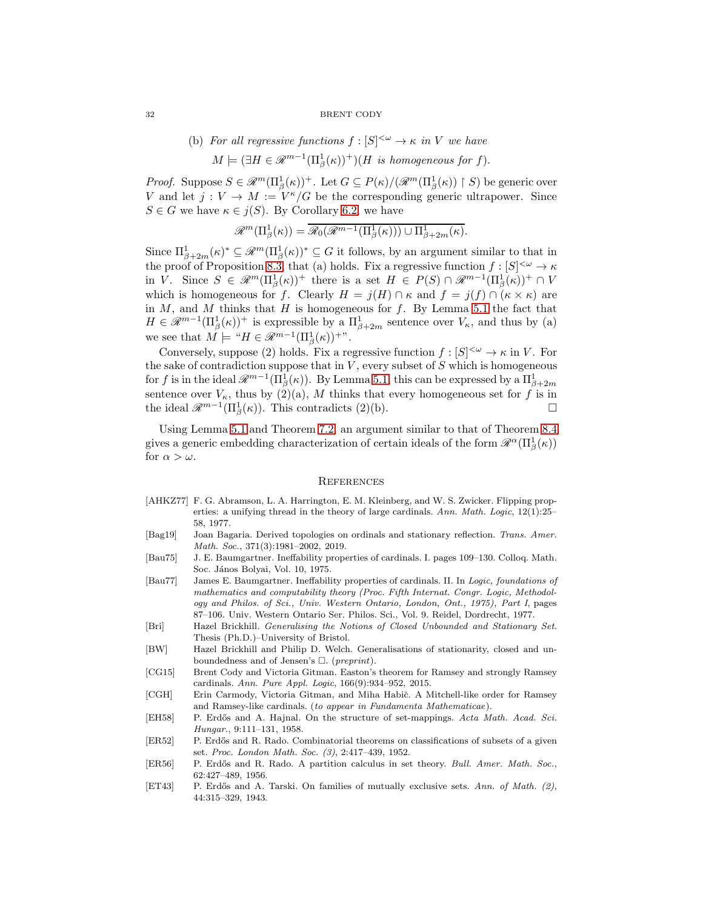(b) *For all regressive functions $f : [S]^{<\omega} \to \kappa$ in $V$ we have*

$$M \models (\exists H \in \mathscr{R}^{m-1}(\Pi^1_\beta(\kappa))^+)(H \text{ is homogeneous for } f).$$

*Proof.* Suppose $S \in \mathscr{R}^m(\Pi^1_\beta(\kappa))^+$. Let $G \subseteq P(\kappa)/(\mathscr{R}^m(\Pi^1_\beta(\kappa)) \restriction S)$ be generic over $V$ and let $j : V \to M := V^\kappa/G$ be the corresponding generic ultrapower. Since $S \in G$ we have $\kappa \in j(S)$. By Corollary 6.2, we have

$$\mathscr{R}^m(\Pi^1_\beta(\kappa)) = \overline{\mathscr{R}_0(\mathscr{R}^{m-1}(\Pi^1_\beta(\kappa))) \cup \Pi^1_{\beta+2m}(\kappa)}.$$

Since $\Pi^1_{\beta+2m}(\kappa)^* \subseteq \mathscr{R}^m(\Pi^1_\beta(\kappa))^* \subseteq G$ it follows, by an argument similar to that in the proof of Proposition 8.3, that (a) holds. Fix a regressive function $f : [S]^{<\omega} \to \kappa$ in $V$. Since $S \in \mathscr{R}^m(\Pi^1_\beta(\kappa))^+$ there is a set $H \in P(S) \cap \mathscr{R}^{m-1}(\Pi^1_\beta(\kappa))^+ \cap V$ which is homogeneous for $f$. Clearly $H = j(H) \cap \kappa$ and $f = j(f) \cap (\kappa \times \kappa)$ are in $M$, and $M$ thinks that $H$ is homogeneous for $f$. By Lemma 5.1 the fact that $H \in \mathscr{R}^{m-1}(\Pi^1_\beta(\kappa))^+$ is expressible by a $\Pi^1_{\beta+2m}$ sentence over $V_\kappa$, and thus by (a) we see that $M \models$ "$H \in \mathscr{R}^{m-1}(\Pi^1_\beta(\kappa))^+$".

Conversely, suppose (2) holds. Fix a regressive function $f : [S]^{<\omega} \to \kappa$ in $V$. For the sake of contradiction suppose that in $V$, every subset of $S$ which is homogeneous for $f$ is in the ideal $\mathscr{R}^{m-1}(\Pi^1_\beta(\kappa))$. By Lemma 5.1, this can be expressed by a $\Pi^1_{\beta+2m}$ sentence over $V_\kappa$, thus by (2)(a), $M$ thinks that every homogeneous set for $f$ is in the ideal $\mathscr{R}^{m-1}(\Pi^1_\beta(\kappa))$. This contradicts (2)(b). □

Using Lemma 5.1 and Theorem 7.2, an argument similar to that of Theorem 8.4 gives a generic embedding characterization of certain ideals of the form $\mathscr{R}^\alpha(\Pi^1_\beta(\kappa))$ for $\alpha > \omega$.

## References

- [AHKZ77] F. G. Abramson, L. A. Harrington, E. M. Kleinberg, and W. S. Zwicker. Flipping properties: a unifying thread in the theory of large cardinals. *Ann. Math. Logic*, 12(1):25–58, 1977.
- [Bag19] Joan Bagaria. Derived topologies on ordinals and stationary reflection. *Trans. Amer. Math. Soc.*, 371(3):1981–2002, 2019.
- [Bau75] J. E. Baumgartner. Ineffability properties of cardinals. I. pages 109–130. Colloq. Math. Soc. János Bolyai, Vol. 10, 1975.
- [Bau77] James E. Baumgartner. Ineffability properties of cardinals. II. In *Logic, foundations of mathematics and computability theory (Proc. Fifth Internat. Congr. Logic, Methodology and Philos. of Sci., Univ. Western Ontario, London, Ont., 1975), Part I*, pages 87–106. Univ. Western Ontario Ser. Philos. Sci., Vol. 9. Reidel, Dordrecht, 1977.
- [Bri] Hazel Brickhill. *Generalising the Notions of Closed Unbounded and Stationary Set.* Thesis (Ph.D.)–University of Bristol.
- [BW] Hazel Brickhill and Philip D. Welch. Generalisations of stationarity, closed and unboundedness and of Jensen's □. (*preprint*).
- [CG15] Brent Cody and Victoria Gitman. Easton's theorem for Ramsey and strongly Ramsey cardinals. *Ann. Pure Appl. Logic*, 166(9):934–952, 2015.
- [CGH] Erin Carmody, Victoria Gitman, and Miha Habič. A Mitchell-like order for Ramsey and Ramsey-like cardinals. (*to appear in Fundamenta Mathematicae*).
- [EH58] P. Erdős and A. Hajnal. On the structure of set-mappings. *Acta Math. Acad. Sci. Hungar.*, 9:111–131, 1958.
- [ER52] P. Erdős and R. Rado. Combinatorial theorems on classifications of subsets of a given set. *Proc. London Math. Soc. (3)*, 2:417–439, 1952.
- [ER56] P. Erdős and R. Rado. A partition calculus in set theory. *Bull. Amer. Math. Soc.*, 62:427–489, 1956.
- [ET43] P. Erdős and A. Tarski. On families of mutually exclusive sets. *Ann. of Math. (2)*, 44:315–329, 1943.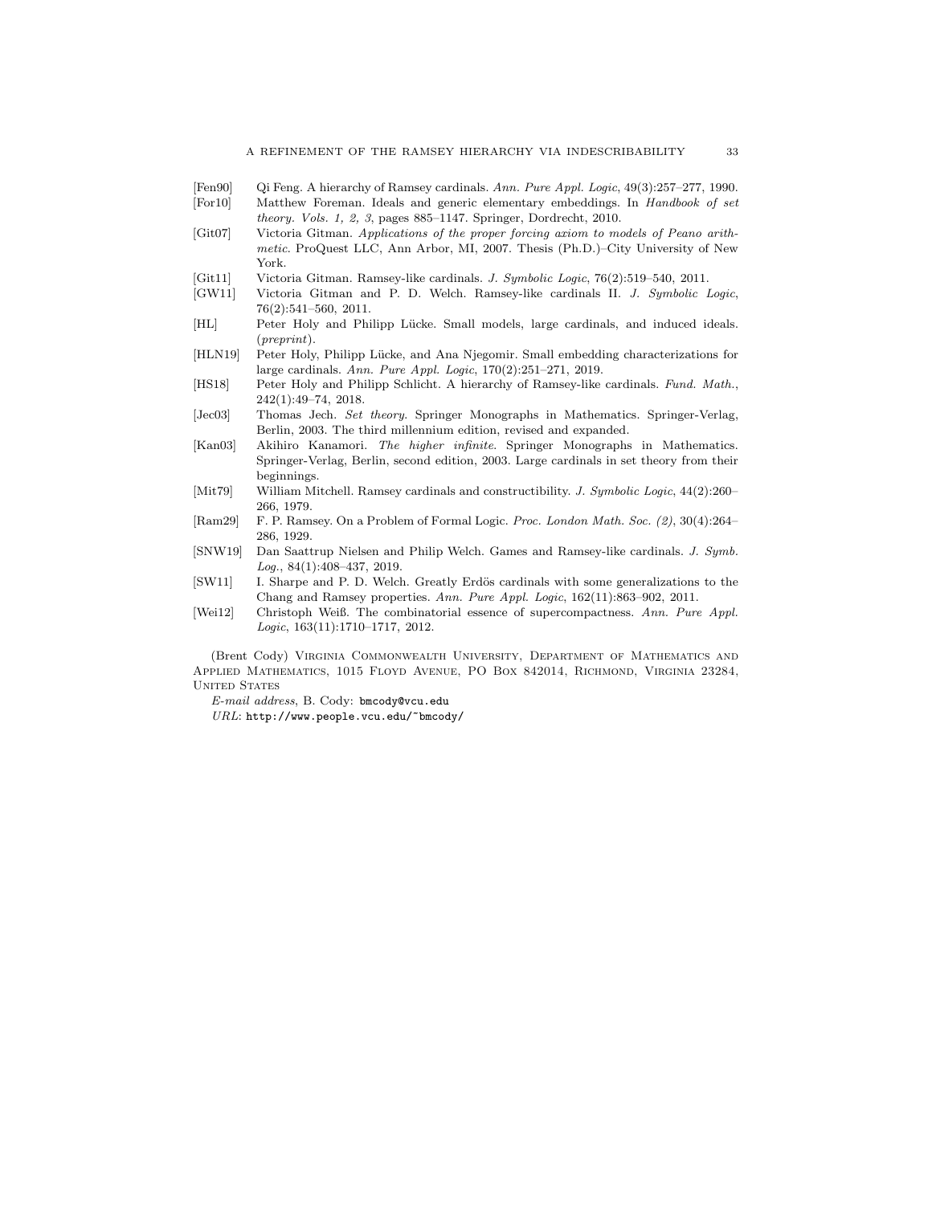[Fen90] Qi Feng. A hierarchy of Ramsey cardinals. *Ann. Pure Appl. Logic*, 49(3):257–277, 1990.

[For10] Matthew Foreman. Ideals and generic elementary embeddings. In *Handbook of set theory. Vols. 1, 2, 3*, pages 885–1147. Springer, Dordrecht, 2010.

[Git07] Victoria Gitman. *Applications of the proper forcing axiom to models of Peano arithmetic*. ProQuest LLC, Ann Arbor, MI, 2007. Thesis (Ph.D.)–City University of New York.

[Git11] Victoria Gitman. Ramsey-like cardinals. *J. Symbolic Logic*, 76(2):519–540, 2011.

[GW11] Victoria Gitman and P. D. Welch. Ramsey-like cardinals II. *J. Symbolic Logic*, 76(2):541–560, 2011.

[HL] Peter Holy and Philipp Lücke. Small models, large cardinals, and induced ideals. (*preprint*).

[HLN19] Peter Holy, Philipp Lücke, and Ana Njegomir. Small embedding characterizations for large cardinals. *Ann. Pure Appl. Logic*, 170(2):251–271, 2019.

[HS18] Peter Holy and Philipp Schlicht. A hierarchy of Ramsey-like cardinals. *Fund. Math.*, 242(1):49–74, 2018.

[Jec03] Thomas Jech. *Set theory*. Springer Monographs in Mathematics. Springer-Verlag, Berlin, 2003. The third millennium edition, revised and expanded.

[Kan03] Akihiro Kanamori. *The higher infinite*. Springer Monographs in Mathematics. Springer-Verlag, Berlin, second edition, 2003. Large cardinals in set theory from their beginnings.

[Mit79] William Mitchell. Ramsey cardinals and constructibility. *J. Symbolic Logic*, 44(2):260–266, 1979.

[Ram29] F. P. Ramsey. On a Problem of Formal Logic. *Proc. London Math. Soc. (2)*, 30(4):264–286, 1929.

[SNW19] Dan Saattrup Nielsen and Philip Welch. Games and Ramsey-like cardinals. *J. Symb. Log.*, 84(1):408–437, 2019.

[SW11] I. Sharpe and P. D. Welch. Greatly Erdös cardinals with some generalizations to the Chang and Ramsey properties. *Ann. Pure Appl. Logic*, 162(11):863–902, 2011.

[Wei12] Christoph Weiß. The combinatorial essence of supercompactness. *Ann. Pure Appl. Logic*, 163(11):1710–1717, 2012.

(Brent Cody) Virginia Commonwealth University, Department of Mathematics and Applied Mathematics, 1015 Floyd Avenue, PO Box 842014, Richmond, Virginia 23284, United States

*E-mail address*, B. Cody: bmcody@vcu.edu

*URL*: http://www.people.vcu.edu/~bmcody/